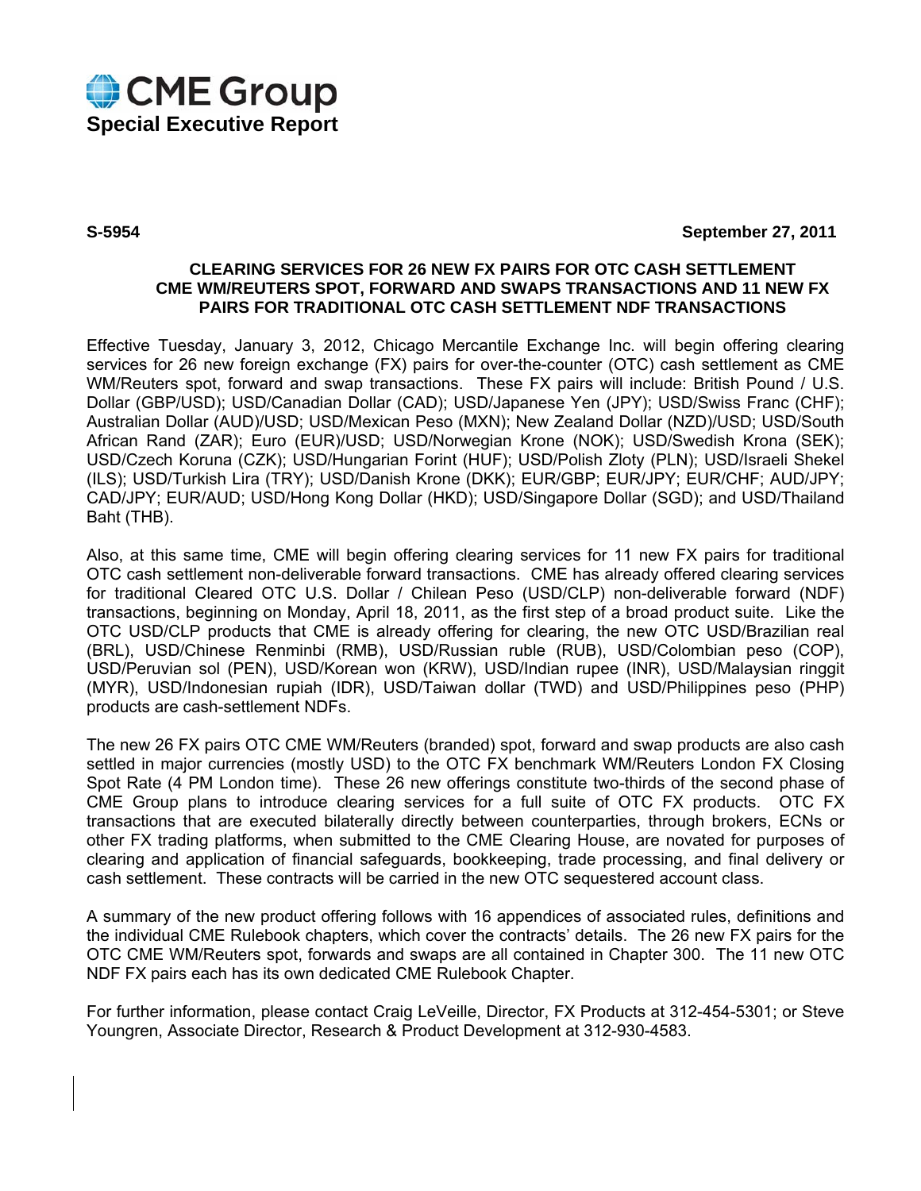# CME Group

**Special Executive Report**

**S-5954** **September 27, 2011**

## CLEARING SERVICES FOR 26 NEW FX PAIRS FOR OTC CASH SETTLEMENT CME WM/REUTERS SPOT, FORWARD AND SWAPS TRANSACTIONS AND 11 NEW FX PAIRS FOR TRADITIONAL OTC CASH SETTLEMENT NDF TRANSACTIONS

Effective Tuesday, January 3, 2012, Chicago Mercantile Exchange Inc. will begin offering clearing services for 26 new foreign exchange (FX) pairs for over-the-counter (OTC) cash settlement as CME WM/Reuters spot, forward and swap transactions. These FX pairs will include: British Pound / U.S. Dollar (GBP/USD); USD/Canadian Dollar (CAD); USD/Japanese Yen (JPY); USD/Swiss Franc (CHF); Australian Dollar (AUD)/USD; USD/Mexican Peso (MXN); New Zealand Dollar (NZD)/USD; USD/South African Rand (ZAR); Euro (EUR)/USD; USD/Norwegian Krone (NOK); USD/Swedish Krona (SEK); USD/Czech Koruna (CZK); USD/Hungarian Forint (HUF); USD/Polish Zloty (PLN); USD/Israeli Shekel (ILS); USD/Turkish Lira (TRY); USD/Danish Krone (DKK); EUR/GBP; EUR/JPY; EUR/CHF; AUD/JPY; CAD/JPY; EUR/AUD; USD/Hong Kong Dollar (HKD); USD/Singapore Dollar (SGD); and USD/Thailand Baht (THB).

Also, at this same time, CME will begin offering clearing services for 11 new FX pairs for traditional OTC cash settlement non-deliverable forward transactions. CME has already offered clearing services for traditional Cleared OTC U.S. Dollar / Chilean Peso (USD/CLP) non-deliverable forward (NDF) transactions, beginning on Monday, April 18, 2011, as the first step of a broad product suite. Like the OTC USD/CLP products that CME is already offering for clearing, the new OTC USD/Brazilian real (BRL), USD/Chinese Renminbi (RMB), USD/Russian ruble (RUB), USD/Colombian peso (COP), USD/Peruvian sol (PEN), USD/Korean won (KRW), USD/Indian rupee (INR), USD/Malaysian ringgit (MYR), USD/Indonesian rupiah (IDR), USD/Taiwan dollar (TWD) and USD/Philippines peso (PHP) products are cash-settlement NDFs.

The new 26 FX pairs OTC CME WM/Reuters (branded) spot, forward and swap products are also cash settled in major currencies (mostly USD) to the OTC FX benchmark WM/Reuters London FX Closing Spot Rate (4 PM London time). These 26 new offerings constitute two-thirds of the second phase of CME Group plans to introduce clearing services for a full suite of OTC FX products. OTC FX transactions that are executed bilaterally directly between counterparties, through brokers, ECNs or other FX trading platforms, when submitted to the CME Clearing House, are novated for purposes of clearing and application of financial safeguards, bookkeeping, trade processing, and final delivery or cash settlement. These contracts will be carried in the new OTC sequestered account class.

A summary of the new product offering follows with 16 appendices of associated rules, definitions and the individual CME Rulebook chapters, which cover the contracts' details. The 26 new FX pairs for the OTC CME WM/Reuters spot, forwards and swaps are all contained in Chapter 300. The 11 new OTC NDF FX pairs each has its own dedicated CME Rulebook Chapter.

For further information, please contact Craig LeVeille, Director, FX Products at 312-454-5301; or Steve Youngren, Associate Director, Research & Product Development at 312-930-4583.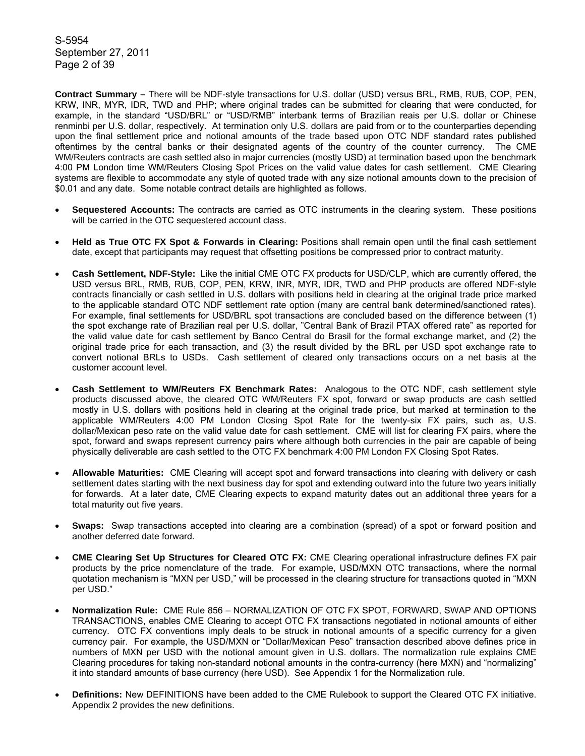**Contract Summary –** There will be NDF-style transactions for U.S. dollar (USD) versus BRL, RMB, RUB, COP, PEN, KRW, INR, MYR, IDR, TWD and PHP; where original trades can be submitted for clearing that were conducted, for example, in the standard "USD/BRL" or "USD/RMB" interbank terms of Brazilian reais per U.S. dollar or Chinese renminbi per U.S. dollar, respectively. At termination only U.S. dollars are paid from or to the counterparties depending upon the final settlement price and notional amounts of the trade based upon OTC NDF standard rates published oftentimes by the central banks or their designated agents of the country of the counter currency. The CME WM/Reuters contracts are cash settled also in major currencies (mostly USD) at termination based upon the benchmark 4:00 PM London time WM/Reuters Closing Spot Prices on the valid value dates for cash settlement. CME Clearing systems are flexible to accommodate any style of quoted trade with any size notional amounts down to the precision of $0.01 and any date. Some notable contract details are highlighted as follows.

- **Sequestered Accounts:** The contracts are carried as OTC instruments in the clearing system. These positions will be carried in the OTC sequestered account class.

- **Held as True OTC FX Spot & Forwards in Clearing:** Positions shall remain open until the final cash settlement date, except that participants may request that offsetting positions be compressed prior to contract maturity.

- **Cash Settlement, NDF-Style:** Like the initial CME OTC FX products for USD/CLP, which are currently offered, the USD versus BRL, RMB, RUB, COP, PEN, KRW, INR, MYR, IDR, TWD and PHP products are offered NDF-style contracts financially or cash settled in U.S. dollars with positions held in clearing at the original trade price marked to the applicable standard OTC NDF settlement rate option (many are central bank determined/sanctioned rates). For example, final settlements for USD/BRL spot transactions are concluded based on the difference between (1) the spot exchange rate of Brazilian real per U.S. dollar, "Central Bank of Brazil PTAX offered rate" as reported for the valid value date for cash settlement by Banco Central do Brasil for the formal exchange market, and (2) the original trade price for each transaction, and (3) the result divided by the BRL per USD spot exchange rate to convert notional BRLs to USDs. Cash settlement of cleared only transactions occurs on a net basis at the customer account level.

- **Cash Settlement to WM/Reuters FX Benchmark Rates:** Analogous to the OTC NDF, cash settlement style products discussed above, the cleared OTC WM/Reuters FX spot, forward or swap products are cash settled mostly in U.S. dollars with positions held in clearing at the original trade price, but marked at termination to the applicable WM/Reuters 4:00 PM London Closing Spot Rate for the twenty-six FX pairs, such as, U.S. dollar/Mexican peso rate on the valid value date for cash settlement. CME will list for clearing FX pairs, where the spot, forward and swaps represent currency pairs where although both currencies in the pair are capable of being physically deliverable are cash settled to the OTC FX benchmark 4:00 PM London FX Closing Spot Rates.

- **Allowable Maturities:** CME Clearing will accept spot and forward transactions into clearing with delivery or cash settlement dates starting with the next business day for spot and extending outward into the future two years initially for forwards. At a later date, CME Clearing expects to expand maturity dates out an additional three years for a total maturity out five years.

- **Swaps:** Swap transactions accepted into clearing are a combination (spread) of a spot or forward position and another deferred date forward.

- **CME Clearing Set Up Structures for Cleared OTC FX:** CME Clearing operational infrastructure defines FX pair products by the price nomenclature of the trade. For example, USD/MXN OTC transactions, where the normal quotation mechanism is "MXN per USD," will be processed in the clearing structure for transactions quoted in "MXN per USD."

- **Normalization Rule:** CME Rule 856 – NORMALIZATION OF OTC FX SPOT, FORWARD, SWAP AND OPTIONS TRANSACTIONS, enables CME Clearing to accept OTC FX transactions negotiated in notional amounts of either currency. OTC FX conventions imply deals to be struck in notional amounts of a specific currency for a given currency pair. For example, the USD/MXN or "Dollar/Mexican Peso" transaction described above defines price in numbers of MXN per USD with the notional amount given in U.S. dollars. The normalization rule explains CME Clearing procedures for taking non-standard notional amounts in the contra-currency (here MXN) and "normalizing" it into standard amounts of base currency (here USD). See Appendix 1 for the Normalization rule.

- **Definitions:** New DEFINITIONS have been added to the CME Rulebook to support the Cleared OTC FX initiative. Appendix 2 provides the new definitions.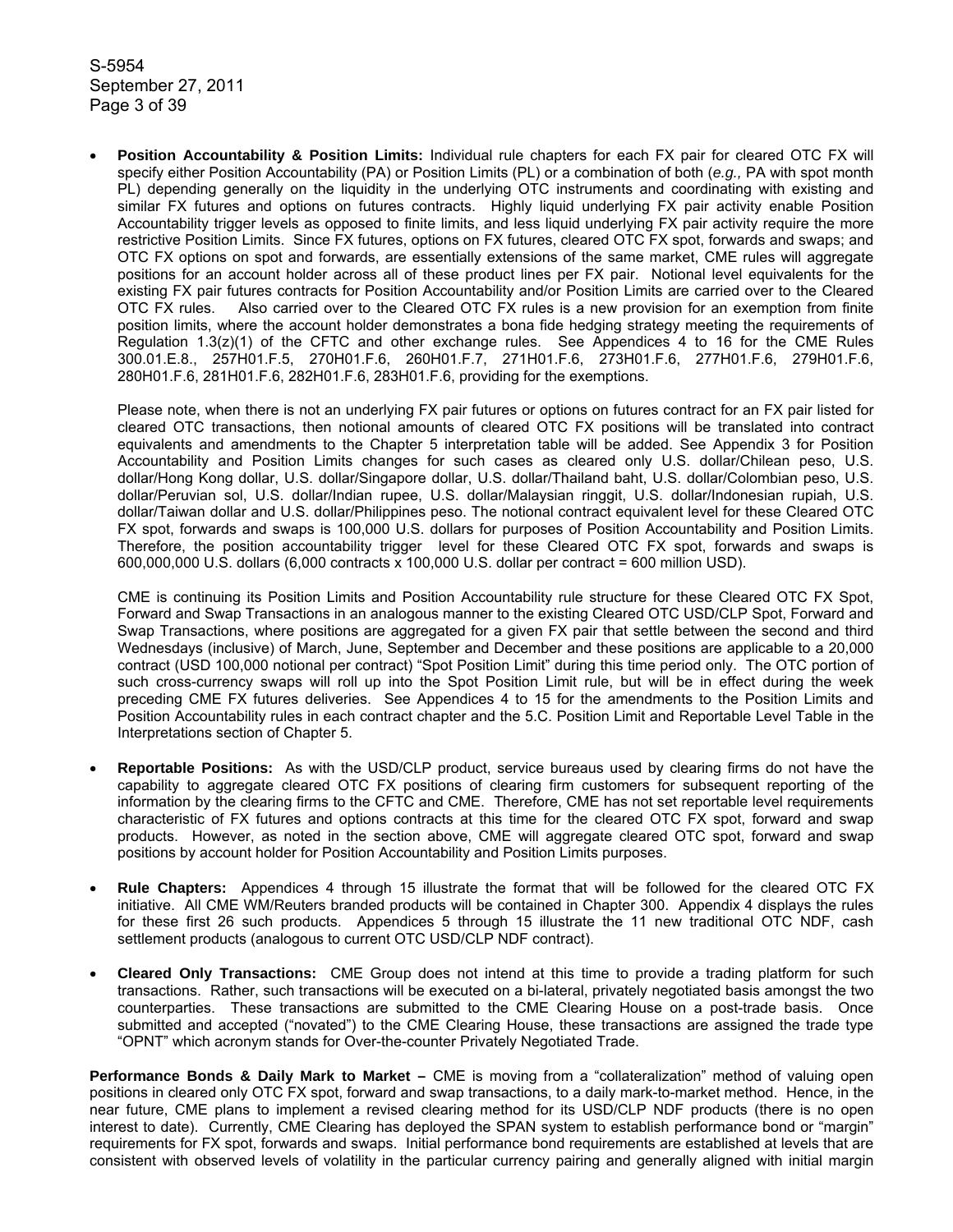- **Position Accountability & Position Limits:** Individual rule chapters for each FX pair for cleared OTC FX will specify either Position Accountability (PA) or Position Limits (PL) or a combination of both (*e.g.,* PA with spot month PL) depending generally on the liquidity in the underlying OTC instruments and coordinating with existing and similar FX futures and options on futures contracts. Highly liquid underlying FX pair activity enable Position Accountability trigger levels as opposed to finite limits, and less liquid underlying FX pair activity require the more restrictive Position Limits. Since FX futures, options on FX futures, cleared OTC FX spot, forwards and swaps; and OTC FX options on spot and forwards, are essentially extensions of the same market, CME rules will aggregate positions for an account holder across all of these product lines per FX pair. Notional level equivalents for the existing FX pair futures contracts for Position Accountability and/or Position Limits are carried over to the Cleared OTC FX rules. Also carried over to the Cleared OTC FX rules is a new provision for an exemption from finite position limits, where the account holder demonstrates a bona fide hedging strategy meeting the requirements of Regulation 1.3(z)(1) of the CFTC and other exchange rules. See Appendices 4 to 16 for the CME Rules 300.01.E.8., 257H01.F.5, 270H01.F.6, 260H01.F.7, 271H01.F.6, 273H01.F.6, 277H01.F.6, 279H01.F.6, 280H01.F.6, 281H01.F.6, 282H01.F.6, 283H01.F.6, providing for the exemptions.

  Please note, when there is not an underlying FX pair futures or options on futures contract for an FX pair listed for cleared OTC transactions, then notional amounts of cleared OTC FX positions will be translated into contract equivalents and amendments to the Chapter 5 interpretation table will be added. See Appendix 3 for Position Accountability and Position Limits changes for such cases as cleared only U.S. dollar/Chilean peso, U.S. dollar/Hong Kong dollar, U.S. dollar/Singapore dollar, U.S. dollar/Thailand baht, U.S. dollar/Colombian peso, U.S. dollar/Peruvian sol, U.S. dollar/Indian rupee, U.S. dollar/Malaysian ringgit, U.S. dollar/Indonesian rupiah, U.S. dollar/Taiwan dollar and U.S. dollar/Philippines peso. The notional contract equivalent level for these Cleared OTC FX spot, forwards and swaps is 100,000 U.S. dollars for purposes of Position Accountability and Position Limits. Therefore, the position accountability trigger level for these Cleared OTC FX spot, forwards and swaps is 600,000,000 U.S. dollars (6,000 contracts x 100,000 U.S. dollar per contract = 600 million USD).

  CME is continuing its Position Limits and Position Accountability rule structure for these Cleared OTC FX Spot, Forward and Swap Transactions in an analogous manner to the existing Cleared OTC USD/CLP Spot, Forward and Swap Transactions, where positions are aggregated for a given FX pair that settle between the second and third Wednesdays (inclusive) of March, June, September and December and these positions are applicable to a 20,000 contract (USD 100,000 notional per contract) "Spot Position Limit" during this time period only. The OTC portion of such cross-currency swaps will roll up into the Spot Position Limit rule, but will be in effect during the week preceding CME FX futures deliveries. See Appendices 4 to 15 for the amendments to the Position Limits and Position Accountability rules in each contract chapter and the 5.C. Position Limit and Reportable Level Table in the Interpretations section of Chapter 5.

- **Reportable Positions:** As with the USD/CLP product, service bureaus used by clearing firms do not have the capability to aggregate cleared OTC FX positions of clearing firm customers for subsequent reporting of the information by the clearing firms to the CFTC and CME. Therefore, CME has not set reportable level requirements characteristic of FX futures and options contracts at this time for the cleared OTC FX spot, forward and swap products. However, as noted in the section above, CME will aggregate cleared OTC spot, forward and swap positions by account holder for Position Accountability and Position Limits purposes.

- **Rule Chapters:** Appendices 4 through 15 illustrate the format that will be followed for the cleared OTC FX initiative. All CME WM/Reuters branded products will be contained in Chapter 300. Appendix 4 displays the rules for these first 26 such products. Appendices 5 through 15 illustrate the 11 new traditional OTC NDF, cash settlement products (analogous to current OTC USD/CLP NDF contract).

- **Cleared Only Transactions:** CME Group does not intend at this time to provide a trading platform for such transactions. Rather, such transactions will be executed on a bi-lateral, privately negotiated basis amongst the two counterparties. These transactions are submitted to the CME Clearing House on a post-trade basis. Once submitted and accepted ("novated") to the CME Clearing House, these transactions are assigned the trade type "OPNT" which acronym stands for Over-the-counter Privately Negotiated Trade.

**Performance Bonds & Daily Mark to Market –** CME is moving from a "collateralization" method of valuing open positions in cleared only OTC FX spot, forward and swap transactions, to a daily mark-to-market method. Hence, in the near future, CME plans to implement a revised clearing method for its USD/CLP NDF products (there is no open interest to date). Currently, CME Clearing has deployed the SPAN system to establish performance bond or "margin" requirements for FX spot, forwards and swaps. Initial performance bond requirements are established at levels that are consistent with observed levels of volatility in the particular currency pairing and generally aligned with initial margin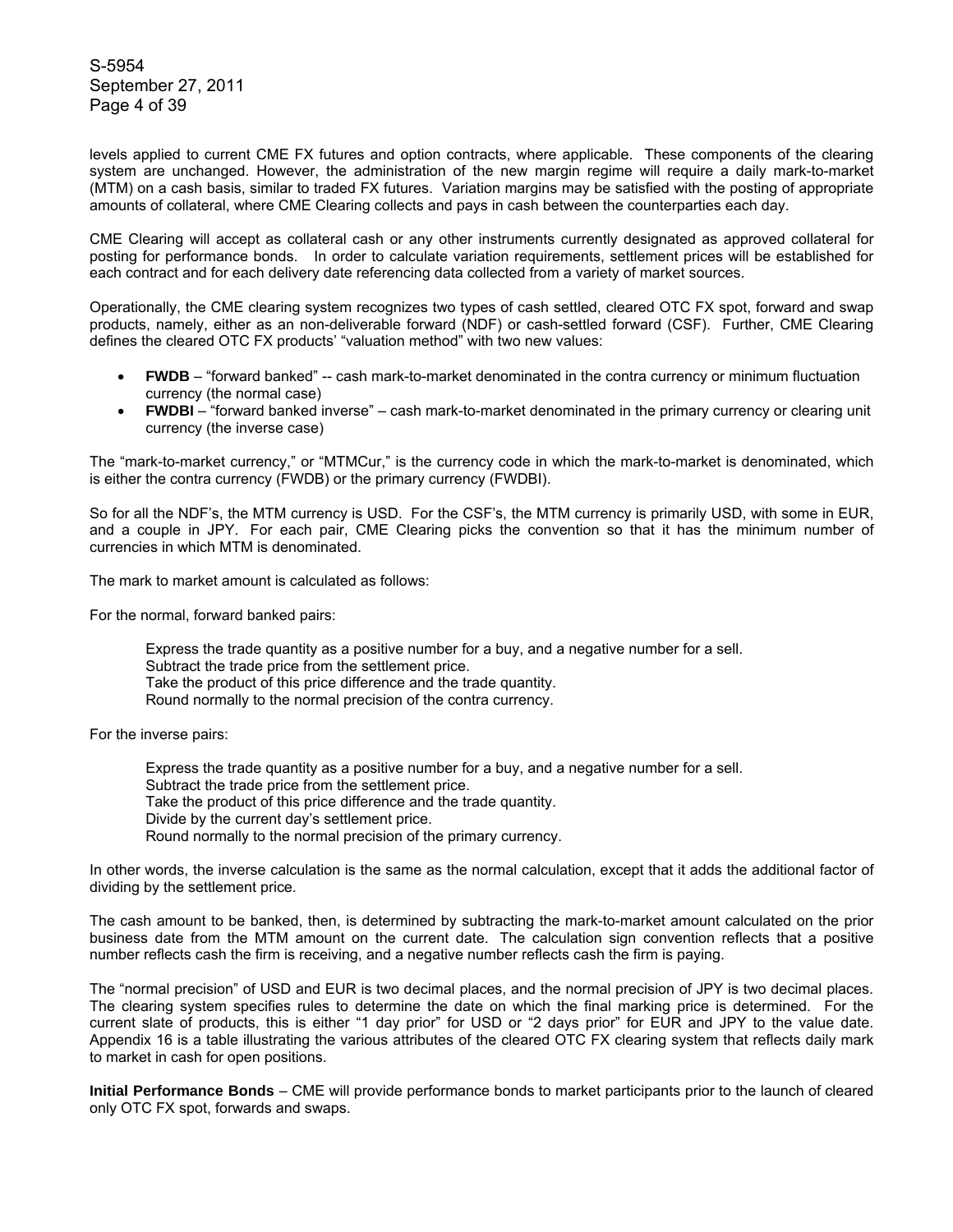levels applied to current CME FX futures and option contracts, where applicable. These components of the clearing system are unchanged. However, the administration of the new margin regime will require a daily mark-to-market (MTM) on a cash basis, similar to traded FX futures. Variation margins may be satisfied with the posting of appropriate amounts of collateral, where CME Clearing collects and pays in cash between the counterparties each day.

CME Clearing will accept as collateral cash or any other instruments currently designated as approved collateral for posting for performance bonds. In order to calculate variation requirements, settlement prices will be established for each contract and for each delivery date referencing data collected from a variety of market sources.

Operationally, the CME clearing system recognizes two types of cash settled, cleared OTC FX spot, forward and swap products, namely, either as an non-deliverable forward (NDF) or cash-settled forward (CSF). Further, CME Clearing defines the cleared OTC FX products' "valuation method" with two new values:

- **FWDB** – "forward banked" -- cash mark-to-market denominated in the contra currency or minimum fluctuation currency (the normal case)
- **FWDBI** – "forward banked inverse" – cash mark-to-market denominated in the primary currency or clearing unit currency (the inverse case)

The "mark-to-market currency," or "MTMCur," is the currency code in which the mark-to-market is denominated, which is either the contra currency (FWDB) or the primary currency (FWDBI).

So for all the NDF's, the MTM currency is USD. For the CSF's, the MTM currency is primarily USD, with some in EUR, and a couple in JPY. For each pair, CME Clearing picks the convention so that it has the minimum number of currencies in which MTM is denominated.

The mark to market amount is calculated as follows:

For the normal, forward banked pairs:

> Express the trade quantity as a positive number for a buy, and a negative number for a sell.
> Subtract the trade price from the settlement price.
> Take the product of this price difference and the trade quantity.
> Round normally to the normal precision of the contra currency.

For the inverse pairs:

> Express the trade quantity as a positive number for a buy, and a negative number for a sell.
> Subtract the trade price from the settlement price.
> Take the product of this price difference and the trade quantity.
> Divide by the current day's settlement price.
> Round normally to the normal precision of the primary currency.

In other words, the inverse calculation is the same as the normal calculation, except that it adds the additional factor of dividing by the settlement price.

The cash amount to be banked, then, is determined by subtracting the mark-to-market amount calculated on the prior business date from the MTM amount on the current date. The calculation sign convention reflects that a positive number reflects cash the firm is receiving, and a negative number reflects cash the firm is paying.

The "normal precision" of USD and EUR is two decimal places, and the normal precision of JPY is two decimal places. The clearing system specifies rules to determine the date on which the final marking price is determined. For the current slate of products, this is either "1 day prior" for USD or "2 days prior" for EUR and JPY to the value date. Appendix 16 is a table illustrating the various attributes of the cleared OTC FX clearing system that reflects daily mark to market in cash for open positions.

**Initial Performance Bonds** – CME will provide performance bonds to market participants prior to the launch of cleared only OTC FX spot, forwards and swaps.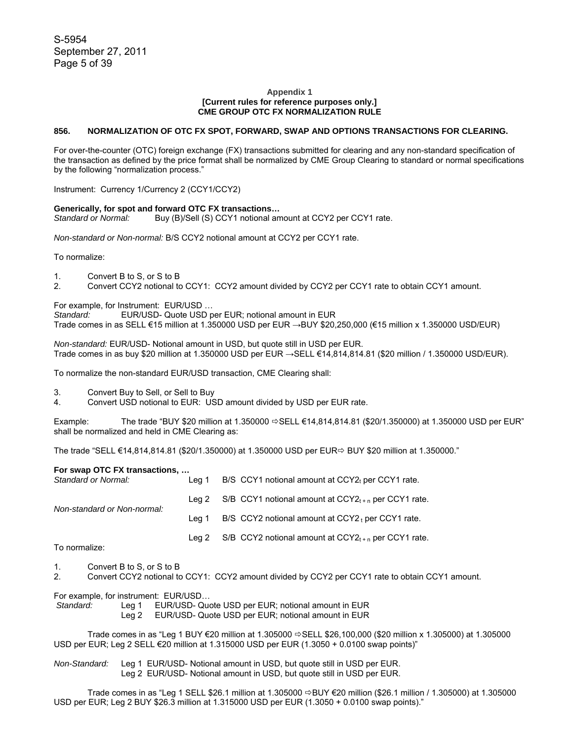**Appendix 1**
**[Current rules for reference purposes only.]**
**CME GROUP OTC FX NORMALIZATION RULE**

### 856. NORMALIZATION OF OTC FX SPOT, FORWARD, SWAP AND OPTIONS TRANSACTIONS FOR CLEARING.

For over-the-counter (OTC) foreign exchange (FX) transactions submitted for clearing and any non-standard specification of the transaction as defined by the price format shall be normalized by CME Group Clearing to standard or normal specifications by the following "normalization process."

Instrument: Currency 1/Currency 2 (CCY1/CCY2)

**Generically, for spot and forward OTC FX transactions…**
*Standard or Normal:* Buy (B)/Sell (S) CCY1 notional amount at CCY2 per CCY1 rate.

*Non-standard or Non-normal:* B/S CCY2 notional amount at CCY2 per CCY1 rate.

To normalize:

1. Convert B to S, or S to B
2. Convert CCY2 notional to CCY1: CCY2 amount divided by CCY2 per CCY1 rate to obtain CCY1 amount.

For example, for Instrument: EUR/USD …
*Standard:* EUR/USD- Quote USD per EUR; notional amount in EUR
Trade comes in as SELL €15 million at 1.350000 USD per EUR →BUY $20,250,000 (€15 million x 1.350000 USD/EUR)

*Non-standard:* EUR/USD- Notional amount in USD, but quote still in USD per EUR.
Trade comes in as buy $20 million at 1.350000 USD per EUR →SELL €14,814,814.81 ($20 million / 1.350000 USD/EUR).

To normalize the non-standard EUR/USD transaction, CME Clearing shall:

3. Convert Buy to Sell, or Sell to Buy
4. Convert USD notional to EUR: USD amount divided by USD per EUR rate.

Example: The trade "BUY $20 million at 1.350000 ⇨SELL €14,814,814.81 ($20/1.350000) at 1.350000 USD per EUR" shall be normalized and held in CME Clearing as:

The trade "SELL €14,814,814.81 ($20/1.350000) at 1.350000 USD per EUR⇨ BUY $20 million at 1.350000."

**For swap OTC FX transactions, …**

*Standard or Normal:*
Leg 1 B/S CCY1 notional amount at $CCY2_t$ per CCY1 rate.
Leg 2 S/B CCY1 notional amount at $CCY2_{t+n}$ per CCY1 rate.

*Non-standard or Non-normal:*
Leg 1 B/S CCY2 notional amount at $CCY2_t$ per CCY1 rate.
Leg 2 S/B CCY2 notional amount at $CCY2_{t+n}$ per CCY1 rate.

To normalize:

1. Convert B to S, or S to B
2. Convert CCY2 notional to CCY1: CCY2 amount divided by CCY2 per CCY1 rate to obtain CCY1 amount.

For example, for instrument: EUR/USD…
*Standard:* Leg 1 EUR/USD- Quote USD per EUR; notional amount in EUR
Leg 2 EUR/USD- Quote USD per EUR; notional amount in EUR

Trade comes in as "Leg 1 BUY €20 million at 1.305000 ⇨SELL $26,100,000 ($20 million x 1.305000) at 1.305000 USD per EUR; Leg 2 SELL €20 million at 1.315000 USD per EUR (1.3050 + 0.0100 swap points)"

*Non-Standard:* Leg 1 EUR/USD- Notional amount in USD, but quote still in USD per EUR.
Leg 2 EUR/USD- Notional amount in USD, but quote still in USD per EUR.

Trade comes in as "Leg 1 SELL $26.1 million at 1.305000 ⇨BUY €20 million ($26.1 million / 1.305000) at 1.305000 USD per EUR; Leg 2 BUY $26.3 million at 1.315000 USD per EUR (1.3050 + 0.0100 swap points)."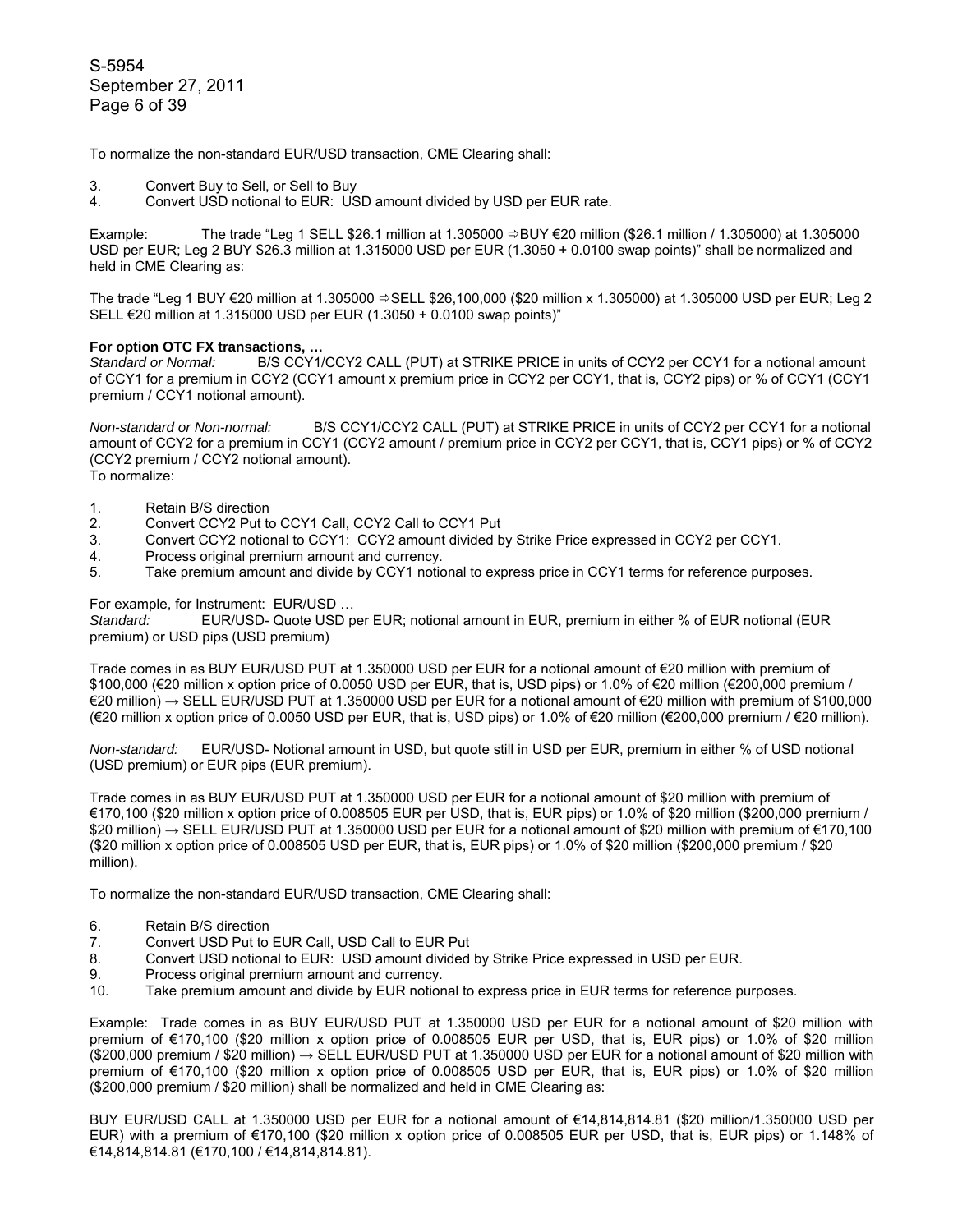To normalize the non-standard EUR/USD transaction, CME Clearing shall:

3. Convert Buy to Sell, or Sell to Buy
4. Convert USD notional to EUR: USD amount divided by USD per EUR rate.

Example: The trade "Leg 1 SELL $26.1 million at 1.305000 ⇨BUY €20 million ($26.1 million / 1.305000) at 1.305000 USD per EUR; Leg 2 BUY $26.3 million at 1.315000 USD per EUR (1.3050 + 0.0100 swap points)" shall be normalized and held in CME Clearing as:

The trade "Leg 1 BUY €20 million at 1.305000 ⇨SELL $26,100,000 ($20 million x 1.305000) at 1.305000 USD per EUR; Leg 2 SELL €20 million at 1.315000 USD per EUR (1.3050 + 0.0100 swap points)"

**For option OTC FX transactions, …**

*Standard or Normal:* B/S CCY1/CCY2 CALL (PUT) at STRIKE PRICE in units of CCY2 per CCY1 for a notional amount of CCY1 for a premium in CCY2 (CCY1 amount x premium price in CCY2 per CCY1, that is, CCY2 pips) or % of CCY1 (CCY1 premium / CCY1 notional amount).

*Non-standard or Non-normal:* B/S CCY1/CCY2 CALL (PUT) at STRIKE PRICE in units of CCY2 per CCY1 for a notional amount of CCY2 for a premium in CCY1 (CCY2 amount / premium price in CCY2 per CCY1, that is, CCY1 pips) or % of CCY2 (CCY2 premium / CCY2 notional amount).

To normalize:

1. Retain B/S direction
2. Convert CCY2 Put to CCY1 Call, CCY2 Call to CCY1 Put
3. Convert CCY2 notional to CCY1: CCY2 amount divided by Strike Price expressed in CCY2 per CCY1.
4. Process original premium amount and currency.
5. Take premium amount and divide by CCY1 notional to express price in CCY1 terms for reference purposes.

For example, for Instrument: EUR/USD …

*Standard:* EUR/USD- Quote USD per EUR; notional amount in EUR, premium in either % of EUR notional (EUR premium) or USD pips (USD premium)

Trade comes in as BUY EUR/USD PUT at 1.350000 USD per EUR for a notional amount of €20 million with premium of $100,000 (€20 million x option price of 0.0050 USD per EUR, that is, USD pips) or 1.0% of €20 million (€200,000 premium / €20 million) → SELL EUR/USD PUT at 1.350000 USD per EUR for a notional amount of €20 million with premium of $100,000 (€20 million x option price of 0.0050 USD per EUR, that is, USD pips) or 1.0% of €20 million (€200,000 premium / €20 million).

*Non-standard:* EUR/USD- Notional amount in USD, but quote still in USD per EUR, premium in either % of USD notional (USD premium) or EUR pips (EUR premium).

Trade comes in as BUY EUR/USD PUT at 1.350000 USD per EUR for a notional amount of $20 million with premium of €170,100 ($20 million x option price of 0.008505 EUR per USD, that is, EUR pips) or 1.0% of $20 million ($200,000 premium / $20 million) → SELL EUR/USD PUT at 1.350000 USD per EUR for a notional amount of $20 million with premium of €170,100 ($20 million x option price of 0.008505 USD per EUR, that is, EUR pips) or 1.0% of $20 million ($200,000 premium / $20 million).

To normalize the non-standard EUR/USD transaction, CME Clearing shall:

6. Retain B/S direction
7. Convert USD Put to EUR Call, USD Call to EUR Put
8. Convert USD notional to EUR: USD amount divided by Strike Price expressed in USD per EUR.
9. Process original premium amount and currency.
10. Take premium amount and divide by EUR notional to express price in EUR terms for reference purposes.

Example: Trade comes in as BUY EUR/USD PUT at 1.350000 USD per EUR for a notional amount of $20 million with premium of €170,100 ($20 million x option price of 0.008505 EUR per USD, that is, EUR pips) or 1.0% of $20 million ($200,000 premium / $20 million) → SELL EUR/USD PUT at 1.350000 USD per EUR for a notional amount of $20 million with premium of €170,100 ($20 million x option price of 0.008505 USD per EUR, that is, EUR pips) or 1.0% of $20 million ($200,000 premium / $20 million) shall be normalized and held in CME Clearing as:

BUY EUR/USD CALL at 1.350000 USD per EUR for a notional amount of €14,814,814.81 ($20 million/1.350000 USD per EUR) with a premium of €170,100 ($20 million x option price of 0.008505 EUR per USD, that is, EUR pips) or 1.148% of €14,814,814.81 (€170,100 / €14,814,814.81).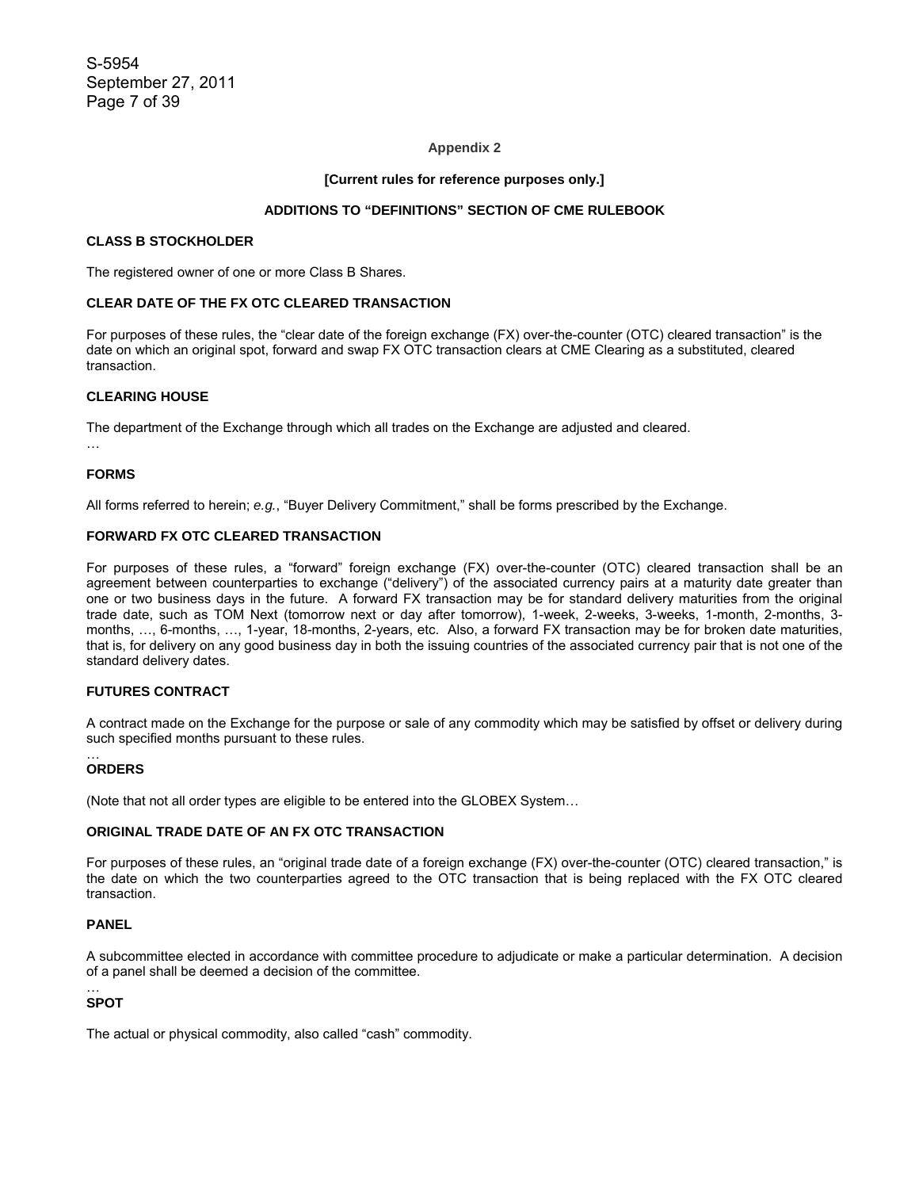**Appendix 2**

**[Current rules for reference purposes only.]**

**ADDITIONS TO "DEFINITIONS" SECTION OF CME RULEBOOK**

**CLASS B STOCKHOLDER**

The registered owner of one or more Class B Shares.

**CLEAR DATE OF THE FX OTC CLEARED TRANSACTION**

For purposes of these rules, the "clear date of the foreign exchange (FX) over-the-counter (OTC) cleared transaction" is the date on which an original spot, forward and swap FX OTC transaction clears at CME Clearing as a substituted, cleared transaction.

**CLEARING HOUSE**

The department of the Exchange through which all trades on the Exchange are adjusted and cleared.

…

**FORMS**

All forms referred to herein; *e.g.*, "Buyer Delivery Commitment," shall be forms prescribed by the Exchange.

**FORWARD FX OTC CLEARED TRANSACTION**

For purposes of these rules, a "forward" foreign exchange (FX) over-the-counter (OTC) cleared transaction shall be an agreement between counterparties to exchange ("delivery") of the associated currency pairs at a maturity date greater than one or two business days in the future. A forward FX transaction may be for standard delivery maturities from the original trade date, such as TOM Next (tomorrow next or day after tomorrow), 1-week, 2-weeks, 3-weeks, 1-month, 2-months, 3-months, …, 6-months, …, 1-year, 18-months, 2-years, etc. Also, a forward FX transaction may be for broken date maturities, that is, for delivery on any good business day in both the issuing countries of the associated currency pair that is not one of the standard delivery dates.

**FUTURES CONTRACT**

A contract made on the Exchange for the purpose or sale of any commodity which may be satisfied by offset or delivery during such specified months pursuant to these rules.

…

**ORDERS**

(Note that not all order types are eligible to be entered into the GLOBEX System…

**ORIGINAL TRADE DATE OF AN FX OTC TRANSACTION**

For purposes of these rules, an "original trade date of a foreign exchange (FX) over-the-counter (OTC) cleared transaction," is the date on which the two counterparties agreed to the OTC transaction that is being replaced with the FX OTC cleared transaction.

**PANEL**

A subcommittee elected in accordance with committee procedure to adjudicate or make a particular determination. A decision of a panel shall be deemed a decision of the committee.

…

**SPOT**

The actual or physical commodity, also called "cash" commodity.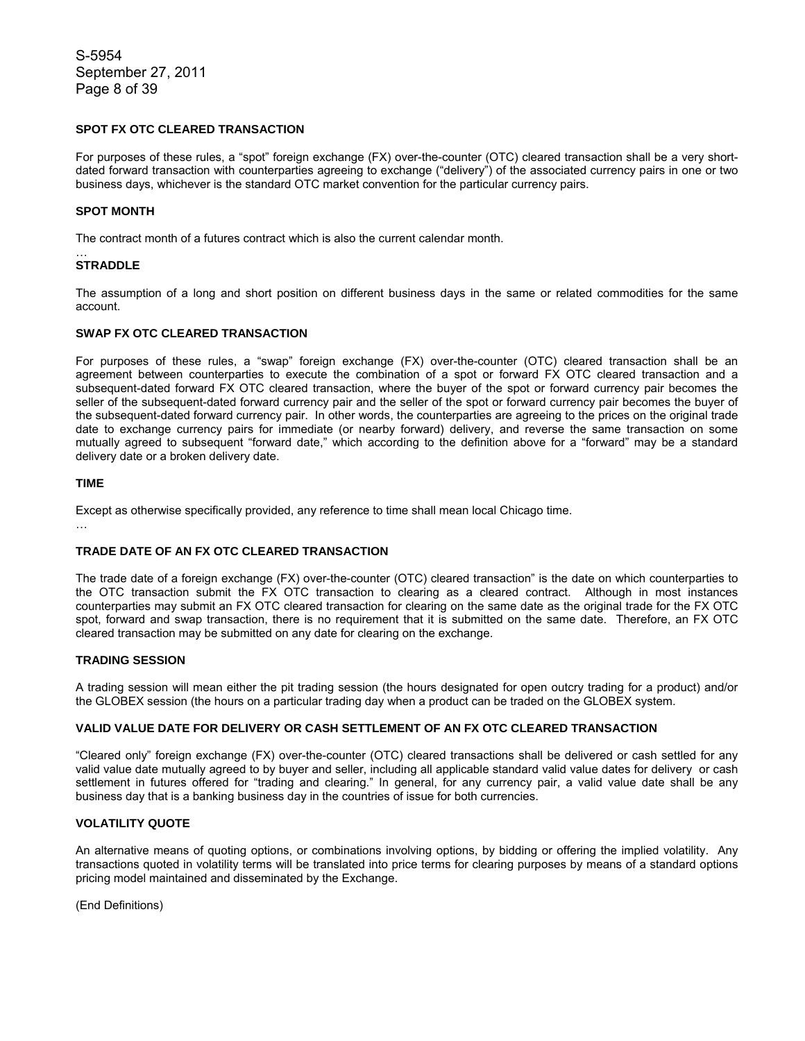**SPOT FX OTC CLEARED TRANSACTION**

For purposes of these rules, a "spot" foreign exchange (FX) over-the-counter (OTC) cleared transaction shall be a very short-dated forward transaction with counterparties agreeing to exchange ("delivery") of the associated currency pairs in one or two business days, whichever is the standard OTC market convention for the particular currency pairs.

**SPOT MONTH**

The contract month of a futures contract which is also the current calendar month.

…

**STRADDLE**

The assumption of a long and short position on different business days in the same or related commodities for the same account.

**SWAP FX OTC CLEARED TRANSACTION**

For purposes of these rules, a "swap" foreign exchange (FX) over-the-counter (OTC) cleared transaction shall be an agreement between counterparties to execute the combination of a spot or forward FX OTC cleared transaction and a subsequent-dated forward FX OTC cleared transaction, where the buyer of the spot or forward currency pair becomes the seller of the subsequent-dated forward currency pair and the seller of the spot or forward currency pair becomes the buyer of the subsequent-dated forward currency pair. In other words, the counterparties are agreeing to the prices on the original trade date to exchange currency pairs for immediate (or nearby forward) delivery, and reverse the same transaction on some mutually agreed to subsequent "forward date," which according to the definition above for a "forward" may be a standard delivery date or a broken delivery date.

**TIME**

Except as otherwise specifically provided, any reference to time shall mean local Chicago time.

…

**TRADE DATE OF AN FX OTC CLEARED TRANSACTION**

The trade date of a foreign exchange (FX) over-the-counter (OTC) cleared transaction" is the date on which counterparties to the OTC transaction submit the FX OTC transaction to clearing as a cleared contract. Although in most instances counterparties may submit an FX OTC cleared transaction for clearing on the same date as the original trade for the FX OTC spot, forward and swap transaction, there is no requirement that it is submitted on the same date. Therefore, an FX OTC cleared transaction may be submitted on any date for clearing on the exchange.

**TRADING SESSION**

A trading session will mean either the pit trading session (the hours designated for open outcry trading for a product) and/or the GLOBEX session (the hours on a particular trading day when a product can be traded on the GLOBEX system.

**VALID VALUE DATE FOR DELIVERY OR CASH SETTLEMENT OF AN FX OTC CLEARED TRANSACTION**

"Cleared only" foreign exchange (FX) over-the-counter (OTC) cleared transactions shall be delivered or cash settled for any valid value date mutually agreed to by buyer and seller, including all applicable standard valid value dates for delivery or cash settlement in futures offered for "trading and clearing." In general, for any currency pair, a valid value date shall be any business day that is a banking business day in the countries of issue for both currencies.

**VOLATILITY QUOTE**

An alternative means of quoting options, or combinations involving options, by bidding or offering the implied volatility. Any transactions quoted in volatility terms will be translated into price terms for clearing purposes by means of a standard options pricing model maintained and disseminated by the Exchange.

(End Definitions)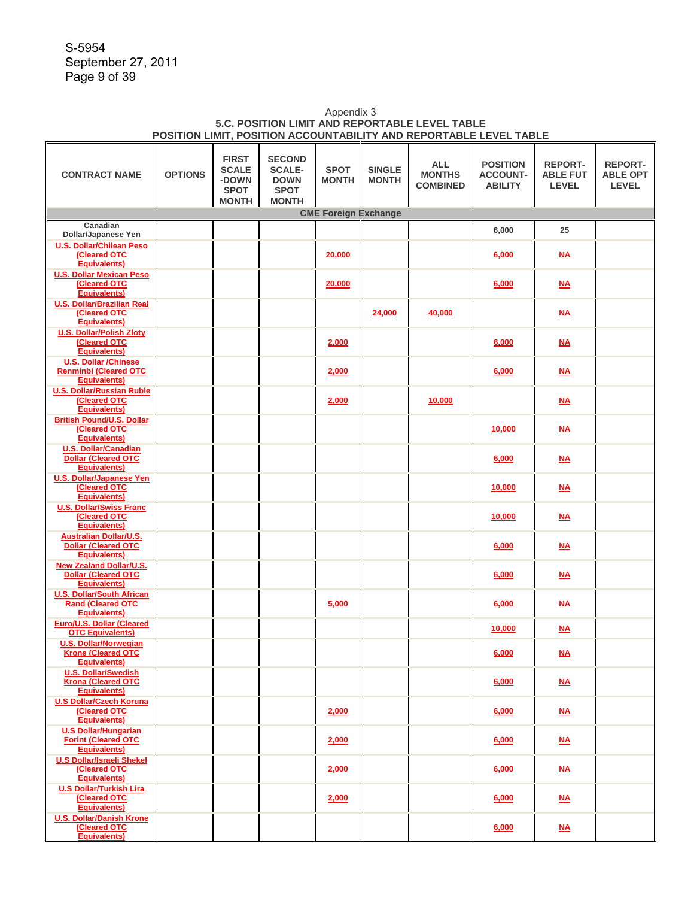S-5954
September 27, 2011

Appendix 3

**5.C. POSITION LIMIT AND REPORTABLE LEVEL TABLE**

**POSITION LIMIT, POSITION ACCOUNTABILITY AND REPORTABLE LEVEL TABLE**

| CONTRACT NAME | OPTIONS | FIRST SCALE-DOWN SPOT MONTH | SECOND SCALE-DOWN SPOT MONTH | SPOT MONTH | SINGLE MONTH | ALL MONTHS COMBINED | POSITION ACCOUNT-ABILITY | REPORT-ABLE FUT LEVEL | REPORT-ABLE OPT LEVEL |
|---|---|---|---|---|---|---|---|---|---|
| **CME Foreign Exchange** | | | | | | | | | |
| Canadian Dollar/Japanese Yen | | | | | | | 6,000 | 25 | |
| U.S. Dollar/Chilean Peso (Cleared OTC Equivalents) | | | | 20,000 | | | 6,000 | NA | |
| U.S. Dollar Mexican Peso (Cleared OTC Equivalents) | | | | 20,000 | | | 6,000 | NA | |
| U.S. Dollar/Brazilian Real (Cleared OTC Equivalents) | | | | | 24,000 | 40,000 | | NA | |
| U.S. Dollar/Polish Zloty (Cleared OTC Equivalents) | | | | 2,000 | | | 6,000 | NA | |
| U.S. Dollar /Chinese Renminbi (Cleared OTC Equivalents) | | | | 2,000 | | | 6,000 | NA | |
| U.S. Dollar/Russian Ruble (Cleared OTC Equivalents) | | | | 2,000 | | 10,000 | | NA | |
| British Pound/U.S. Dollar (Cleared OTC Equivalents) | | | | | | | 10,000 | NA | |
| U.S. Dollar/Canadian Dollar (Cleared OTC Equivalents) | | | | | | | 6,000 | NA | |
| U.S. Dollar/Japanese Yen (Cleared OTC Equivalents) | | | | | | | 10,000 | NA | |
| U.S. Dollar/Swiss Franc (Cleared OTC Equivalents) | | | | | | | 10,000 | NA | |
| Australian Dollar/U.S. Dollar (Cleared OTC Equivalents) | | | | | | | 6,000 | NA | |
| New Zealand Dollar/U.S. Dollar (Cleared OTC Equivalents) | | | | | | | 6,000 | NA | |
| U.S. Dollar/South African Rand (Cleared OTC Equivalents) | | | | 5,000 | | | 6,000 | NA | |
| Euro/U.S. Dollar (Cleared OTC Equivalents) | | | | | | | 10,000 | NA | |
| U.S. Dollar/Norwegian Krone (Cleared OTC Equivalents) | | | | | | | 6,000 | NA | |
| U.S. Dollar/Swedish Krona (Cleared OTC Equivalents) | | | | | | | 6,000 | NA | |
| U.S Dollar/Czech Koruna (Cleared OTC Equivalents) | | | | 2,000 | | | 6,000 | NA | |
| U.S Dollar/Hungarian Forint (Cleared OTC Equivalents) | | | | 2,000 | | | 6,000 | NA | |
| U.S Dollar/Israeli Shekel (Cleared OTC Equivalents) | | | | 2,000 | | | 6,000 | NA | |
| U.S Dollar/Turkish Lira (Cleared OTC Equivalents) | | | | 2,000 | | | 6,000 | NA | |
| U.S. Dollar/Danish Krone (Cleared OTC Equivalents) | | | | | | | 6,000 | NA | |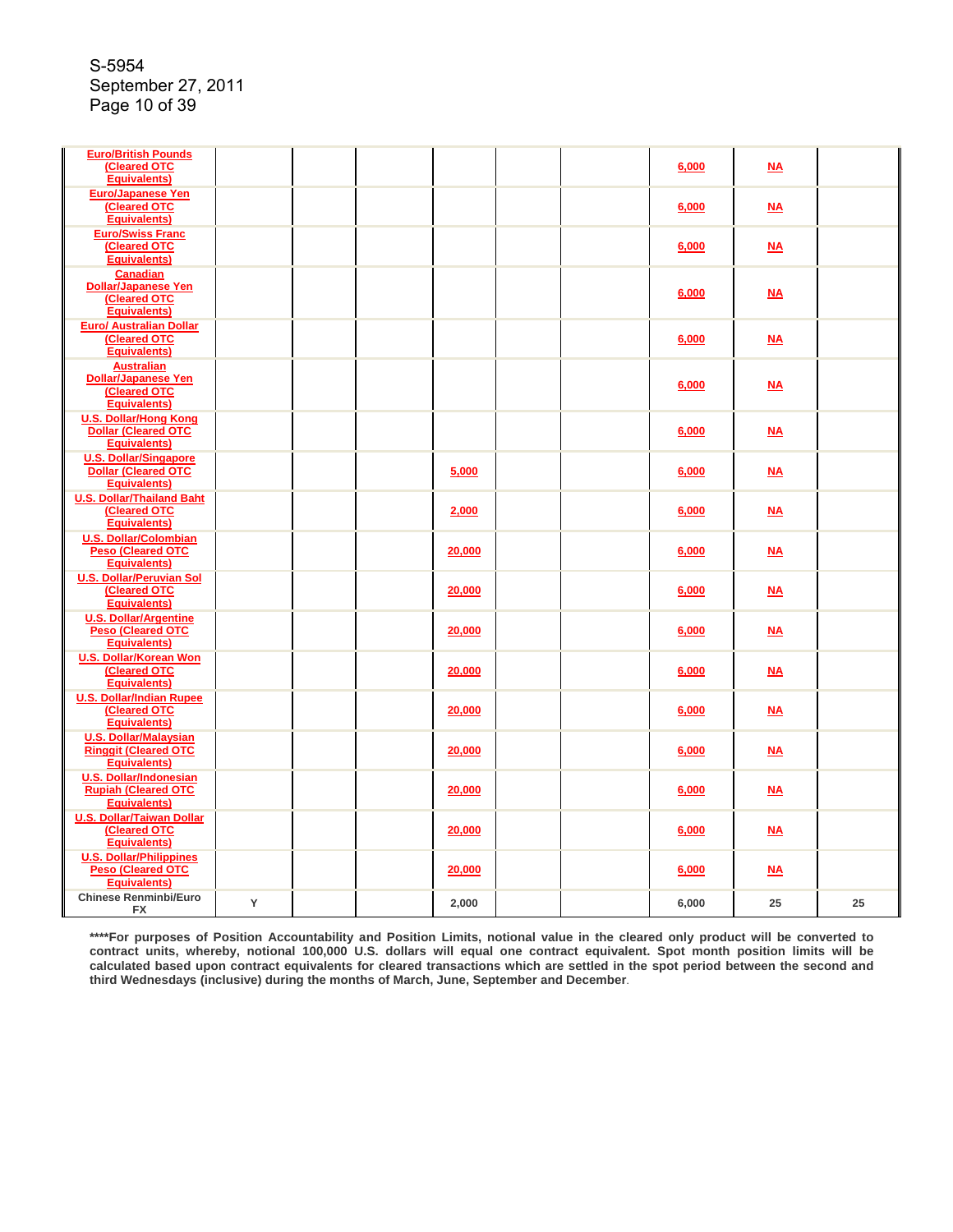| | | | | | | | | | |
|---|---|---|---|---|---|---|---|---|---|
| Euro/British Pounds (Cleared OTC Equivalents) | | | | | | | 6,000 | NA | |
| Euro/Japanese Yen (Cleared OTC Equivalents) | | | | | | | 6,000 | NA | |
| Euro/Swiss Franc (Cleared OTC Equivalents) | | | | | | | 6,000 | NA | |
| Canadian Dollar/Japanese Yen (Cleared OTC Equivalents) | | | | | | | 6,000 | NA | |
| Euro/ Australian Dollar (Cleared OTC Equivalents) | | | | | | | 6,000 | NA | |
| Australian Dollar/Japanese Yen (Cleared OTC Equivalents) | | | | | | | 6,000 | NA | |
| U.S. Dollar/Hong Kong Dollar (Cleared OTC Equivalents) | | | | | | | 6,000 | NA | |
| U.S. Dollar/Singapore Dollar (Cleared OTC Equivalents) | | | | 5,000 | | | 6,000 | NA | |
| U.S. Dollar/Thailand Baht (Cleared OTC Equivalents) | | | | 2,000 | | | 6,000 | NA | |
| U.S. Dollar/Colombian Peso (Cleared OTC Equivalents) | | | | 20,000 | | | 6,000 | NA | |
| U.S. Dollar/Peruvian Sol (Cleared OTC Equivalents) | | | | 20,000 | | | 6,000 | NA | |
| U.S. Dollar/Argentine Peso (Cleared OTC Equivalents) | | | | 20,000 | | | 6,000 | NA | |
| U.S. Dollar/Korean Won (Cleared OTC Equivalents) | | | | 20,000 | | | 6,000 | NA | |
| U.S. Dollar/Indian Rupee (Cleared OTC Equivalents) | | | | 20,000 | | | 6,000 | NA | |
| U.S. Dollar/Malaysian Ringgit (Cleared OTC Equivalents) | | | | 20,000 | | | 6,000 | NA | |
| U.S. Dollar/Indonesian Rupiah (Cleared OTC Equivalents) | | | | 20,000 | | | 6,000 | NA | |
| U.S. Dollar/Taiwan Dollar (Cleared OTC Equivalents) | | | | 20,000 | | | 6,000 | NA | |
| U.S. Dollar/Philippines Peso (Cleared OTC Equivalents) | | | | 20,000 | | | 6,000 | NA | |
| Chinese Renminbi/Euro FX | Y | | | 2,000 | | | 6,000 | 25 | 25 |

**\*\*\*\*For purposes of Position Accountability and Position Limits, notional value in the cleared only product will be converted to contract units, whereby, notional 100,000 U.S. dollars will equal one contract equivalent. Spot month position limits will be calculated based upon contract equivalents for cleared transactions which are settled in the spot period between the second and third Wednesdays (inclusive) during the months of March, June, September and December**.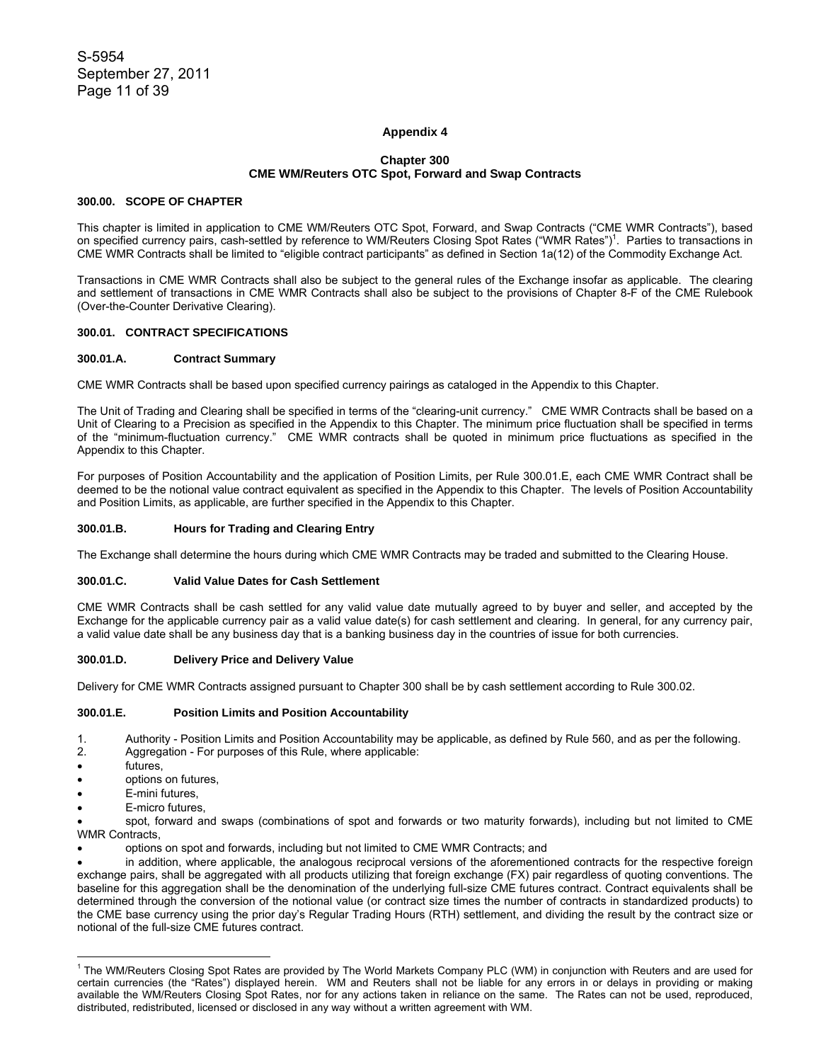**Appendix 4**

**Chapter 300**
**CME WM/Reuters OTC Spot, Forward and Swap Contracts**

### 300.00. SCOPE OF CHAPTER

This chapter is limited in application to CME WM/Reuters OTC Spot, Forward, and Swap Contracts ("CME WMR Contracts"), based on specified currency pairs, cash-settled by reference to WM/Reuters Closing Spot Rates ("WMR Rates")[1]. Parties to transactions in CME WMR Contracts shall be limited to "eligible contract participants" as defined in Section 1a(12) of the Commodity Exchange Act.

Transactions in CME WMR Contracts shall also be subject to the general rules of the Exchange insofar as applicable. The clearing and settlement of transactions in CME WMR Contracts shall also be subject to the provisions of Chapter 8-F of the CME Rulebook (Over-the-Counter Derivative Clearing).

### 300.01. CONTRACT SPECIFICATIONS

#### 300.01.A. Contract Summary

CME WMR Contracts shall be based upon specified currency pairings as cataloged in the Appendix to this Chapter.

The Unit of Trading and Clearing shall be specified in terms of the "clearing-unit currency." CME WMR Contracts shall be based on a Unit of Clearing to a Precision as specified in the Appendix to this Chapter. The minimum price fluctuation shall be specified in terms of the "minimum-fluctuation currency." CME WMR contracts shall be quoted in minimum price fluctuations as specified in the Appendix to this Chapter.

For purposes of Position Accountability and the application of Position Limits, per Rule 300.01.E, each CME WMR Contract shall be deemed to be the notional value contract equivalent as specified in the Appendix to this Chapter. The levels of Position Accountability and Position Limits, as applicable, are further specified in the Appendix to this Chapter.

#### 300.01.B. Hours for Trading and Clearing Entry

The Exchange shall determine the hours during which CME WMR Contracts may be traded and submitted to the Clearing House.

#### 300.01.C. Valid Value Dates for Cash Settlement

CME WMR Contracts shall be cash settled for any valid value date mutually agreed to by buyer and seller, and accepted by the Exchange for the applicable currency pair as a valid value date(s) for cash settlement and clearing. In general, for any currency pair, a valid value date shall be any business day that is a banking business day in the countries of issue for both currencies.

#### 300.01.D. Delivery Price and Delivery Value

Delivery for CME WMR Contracts assigned pursuant to Chapter 300 shall be by cash settlement according to Rule 300.02.

#### 300.01.E. Position Limits and Position Accountability

1. Authority - Position Limits and Position Accountability may be applicable, as defined by Rule 560, and as per the following.
2. Aggregation - For purposes of this Rule, where applicable:

- futures,
- options on futures,
- E-mini futures,
- E-micro futures,
- spot, forward and swaps (combinations of spot and forwards or two maturity forwards), including but not limited to CME WMR Contracts,
- options on spot and forwards, including but not limited to CME WMR Contracts; and
- in addition, where applicable, the analogous reciprocal versions of the aforementioned contracts for the respective foreign exchange pairs, shall be aggregated with all products utilizing that foreign exchange (FX) pair regardless of quoting conventions. The baseline for this aggregation shall be the denomination of the underlying full-size CME futures contract. Contract equivalents shall be determined through the conversion of the notional value (or contract size times the number of contracts in standardized products) to the CME base currency using the prior day's Regular Trading Hours (RTH) settlement, and dividing the result by the contract size or notional of the full-size CME futures contract.

---

[1] The WM/Reuters Closing Spot Rates are provided by The World Markets Company PLC (WM) in conjunction with Reuters and are used for certain currencies (the "Rates") displayed herein. WM and Reuters shall not be liable for any errors in or delays in providing or making available the WM/Reuters Closing Spot Rates, nor for any actions taken in reliance on the same. The Rates can not be used, reproduced, distributed, redistributed, licensed or disclosed in any way without a written agreement with WM.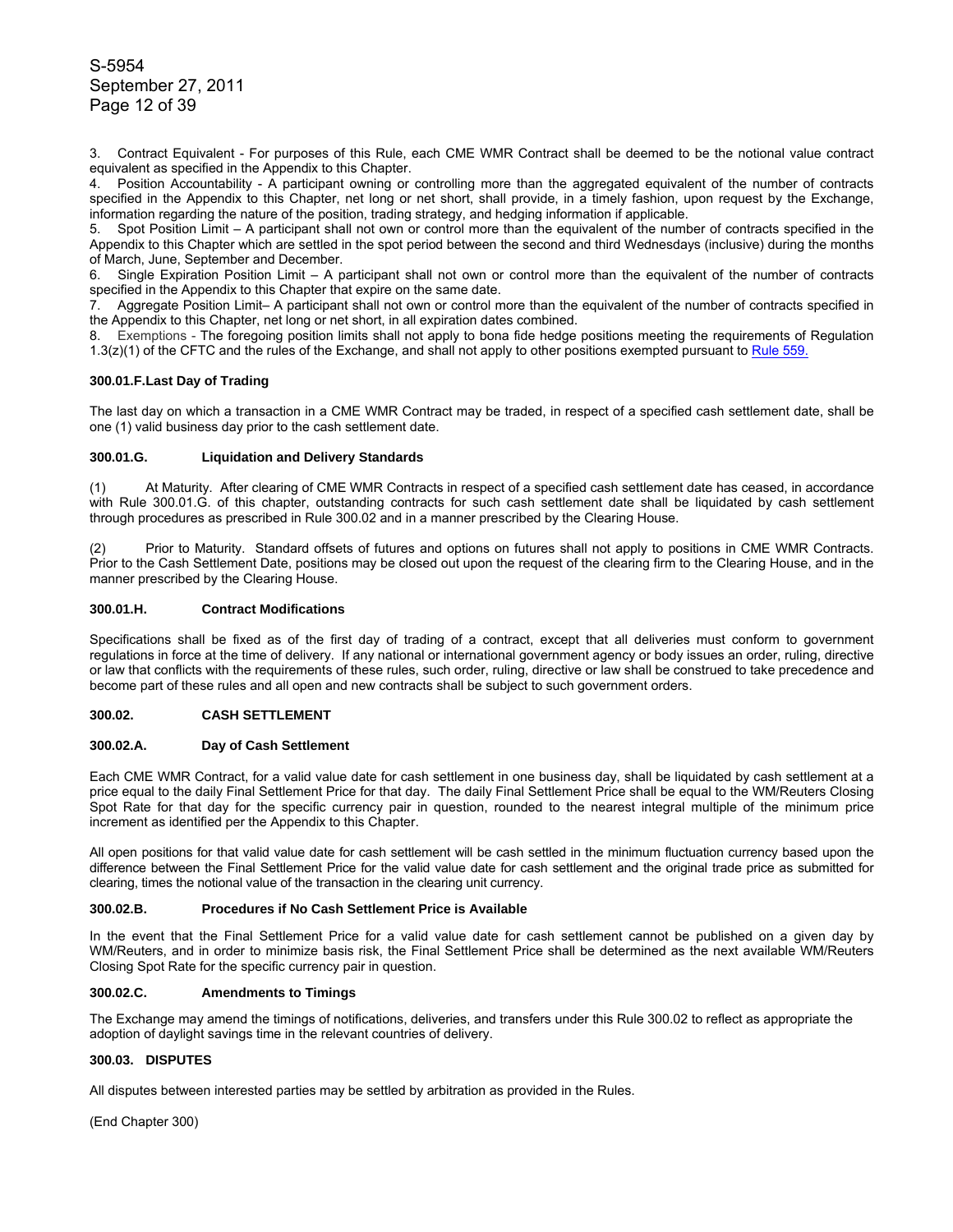3. Contract Equivalent - For purposes of this Rule, each CME WMR Contract shall be deemed to be the notional value contract equivalent as specified in the Appendix to this Chapter.

4. Position Accountability - A participant owning or controlling more than the aggregated equivalent of the number of contracts specified in the Appendix to this Chapter, net long or net short, shall provide, in a timely fashion, upon request by the Exchange, information regarding the nature of the position, trading strategy, and hedging information if applicable.

5. Spot Position Limit – A participant shall not own or control more than the equivalent of the number of contracts specified in the Appendix to this Chapter which are settled in the spot period between the second and third Wednesdays (inclusive) during the months of March, June, September and December.

6. Single Expiration Position Limit – A participant shall not own or control more than the equivalent of the number of contracts specified in the Appendix to this Chapter that expire on the same date.

7. Aggregate Position Limit– A participant shall not own or control more than the equivalent of the number of contracts specified in the Appendix to this Chapter, net long or net short, in all expiration dates combined.

8. Exemptions - The foregoing position limits shall not apply to bona fide hedge positions meeting the requirements of Regulation 1.3(z)(1) of the CFTC and the rules of the Exchange, and shall not apply to other positions exempted pursuant to Rule 559.

**300.01.F.Last Day of Trading**

The last day on which a transaction in a CME WMR Contract may be traded, in respect of a specified cash settlement date, shall be one (1) valid business day prior to the cash settlement date.

**300.01.G. Liquidation and Delivery Standards**

(1) At Maturity. After clearing of CME WMR Contracts in respect of a specified cash settlement date has ceased, in accordance with Rule 300.01.G. of this chapter, outstanding contracts for such cash settlement date shall be liquidated by cash settlement through procedures as prescribed in Rule 300.02 and in a manner prescribed by the Clearing House.

(2) Prior to Maturity. Standard offsets of futures and options on futures shall not apply to positions in CME WMR Contracts. Prior to the Cash Settlement Date, positions may be closed out upon the request of the clearing firm to the Clearing House, and in the manner prescribed by the Clearing House.

**300.01.H. Contract Modifications**

Specifications shall be fixed as of the first day of trading of a contract, except that all deliveries must conform to government regulations in force at the time of delivery. If any national or international government agency or body issues an order, ruling, directive or law that conflicts with the requirements of these rules, such order, ruling, directive or law shall be construed to take precedence and become part of these rules and all open and new contracts shall be subject to such government orders.

**300.02. CASH SETTLEMENT**

**300.02.A. Day of Cash Settlement**

Each CME WMR Contract, for a valid value date for cash settlement in one business day, shall be liquidated by cash settlement at a price equal to the daily Final Settlement Price for that day. The daily Final Settlement Price shall be equal to the WM/Reuters Closing Spot Rate for that day for the specific currency pair in question, rounded to the nearest integral multiple of the minimum price increment as identified per the Appendix to this Chapter.

All open positions for that valid value date for cash settlement will be cash settled in the minimum fluctuation currency based upon the difference between the Final Settlement Price for the valid value date for cash settlement and the original trade price as submitted for clearing, times the notional value of the transaction in the clearing unit currency.

**300.02.B. Procedures if No Cash Settlement Price is Available**

In the event that the Final Settlement Price for a valid value date for cash settlement cannot be published on a given day by WM/Reuters, and in order to minimize basis risk, the Final Settlement Price shall be determined as the next available WM/Reuters Closing Spot Rate for the specific currency pair in question.

**300.02.C. Amendments to Timings**

The Exchange may amend the timings of notifications, deliveries, and transfers under this Rule 300.02 to reflect as appropriate the adoption of daylight savings time in the relevant countries of delivery.

**300.03. DISPUTES**

All disputes between interested parties may be settled by arbitration as provided in the Rules.

(End Chapter 300)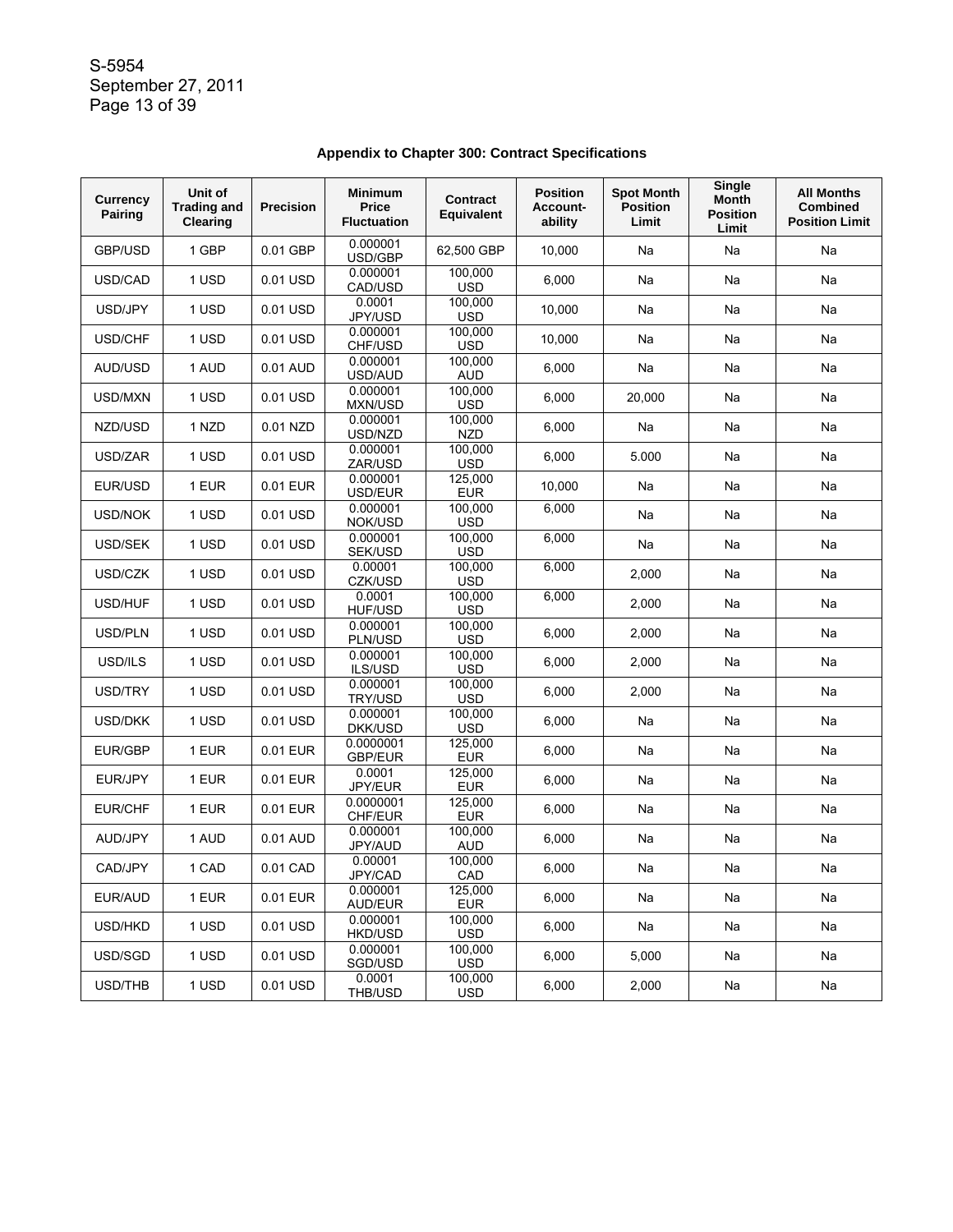**Appendix to Chapter 300: Contract Specifications**

| Currency Pairing | Unit of Trading and Clearing | Precision | Minimum Price Fluctuation | Contract Equivalent | Position Account-ability | Spot Month Position Limit | Single Month Position Limit | All Months Combined Position Limit |
|---|---|---|---|---|---|---|---|---|
| GBP/USD | 1 GBP | 0.01 GBP | 0.000001 USD/GBP | 62,500 GBP | 10,000 | Na | Na | Na |
| USD/CAD | 1 USD | 0.01 USD | 0.000001 CAD/USD | 100,000 USD | 6,000 | Na | Na | Na |
| USD/JPY | 1 USD | 0.01 USD | 0.0001 JPY/USD | 100,000 USD | 10,000 | Na | Na | Na |
| USD/CHF | 1 USD | 0.01 USD | 0.000001 CHF/USD | 100,000 USD | 10,000 | Na | Na | Na |
| AUD/USD | 1 AUD | 0.01 AUD | 0.000001 USD/AUD | 100,000 AUD | 6,000 | Na | Na | Na |
| USD/MXN | 1 USD | 0.01 USD | 0.000001 MXN/USD | 100,000 USD | 6,000 | 20,000 | Na | Na |
| NZD/USD | 1 NZD | 0.01 NZD | 0.000001 USD/NZD | 100,000 NZD | 6,000 | Na | Na | Na |
| USD/ZAR | 1 USD | 0.01 USD | 0.000001 ZAR/USD | 100,000 USD | 6,000 | 5.000 | Na | Na |
| EUR/USD | 1 EUR | 0.01 EUR | 0.000001 USD/EUR | 125,000 EUR | 10,000 | Na | Na | Na |
| USD/NOK | 1 USD | 0.01 USD | 0.000001 NOK/USD | 100,000 USD | 6,000 | Na | Na | Na |
| USD/SEK | 1 USD | 0.01 USD | 0.000001 SEK/USD | 100,000 USD | 6,000 | Na | Na | Na |
| USD/CZK | 1 USD | 0.01 USD | 0.00001 CZK/USD | 100,000 USD | 6,000 | 2,000 | Na | Na |
| USD/HUF | 1 USD | 0.01 USD | 0.0001 HUF/USD | 100,000 USD | 6,000 | 2,000 | Na | Na |
| USD/PLN | 1 USD | 0.01 USD | 0.000001 PLN/USD | 100,000 USD | 6,000 | 2,000 | Na | Na |
| USD/ILS | 1 USD | 0.01 USD | 0.000001 ILS/USD | 100,000 USD | 6,000 | 2,000 | Na | Na |
| USD/TRY | 1 USD | 0.01 USD | 0.000001 TRY/USD | 100,000 USD | 6,000 | 2,000 | Na | Na |
| USD/DKK | 1 USD | 0.01 USD | 0.000001 DKK/USD | 100,000 USD | 6,000 | Na | Na | Na |
| EUR/GBP | 1 EUR | 0.01 EUR | 0.0000001 GBP/EUR | 125,000 EUR | 6,000 | Na | Na | Na |
| EUR/JPY | 1 EUR | 0.01 EUR | 0.0001 JPY/EUR | 125,000 EUR | 6,000 | Na | Na | Na |
| EUR/CHF | 1 EUR | 0.01 EUR | 0.0000001 CHF/EUR | 125,000 EUR | 6,000 | Na | Na | Na |
| AUD/JPY | 1 AUD | 0.01 AUD | 0.000001 JPY/AUD | 100,000 AUD | 6,000 | Na | Na | Na |
| CAD/JPY | 1 CAD | 0.01 CAD | 0.00001 JPY/CAD | 100,000 CAD | 6,000 | Na | Na | Na |
| EUR/AUD | 1 EUR | 0.01 EUR | 0.000001 AUD/EUR | 125,000 EUR | 6,000 | Na | Na | Na |
| USD/HKD | 1 USD | 0.01 USD | 0.000001 HKD/USD | 100,000 USD | 6,000 | Na | Na | Na |
| USD/SGD | 1 USD | 0.01 USD | 0.000001 SGD/USD | 100,000 USD | 6,000 | 5,000 | Na | Na |
| USD/THB | 1 USD | 0.01 USD | 0.0001 THB/USD | 100,000 USD | 6,000 | 2,000 | Na | Na |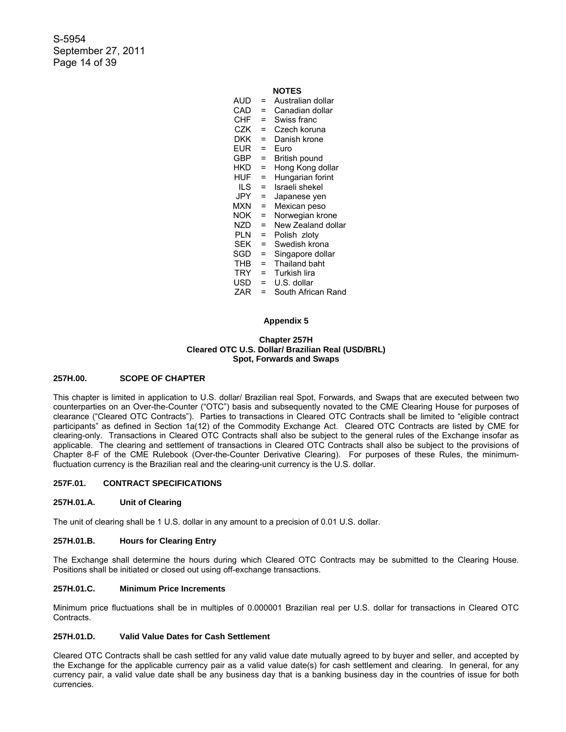**NOTES**

| | | |
|---|---|---|
| AUD | = | Australian dollar |
| CAD | = | Canadian dollar |
| CHF | = | Swiss franc |
| CZK | = | Czech koruna |
| DKK | = | Danish krone |
| EUR | = | Euro |
| GBP | = | British pound |
| HKD | = | Hong Kong dollar |
| HUF | = | Hungarian forint |
| ILS | = | Israeli shekel |
| JPY | = | Japanese yen |
| MXN | = | Mexican peso |
| NOK | = | Norwegian krone |
| NZD | = | New Zealand dollar |
| PLN | = | Polish zloty |
| SEK | = | Swedish krona |
| SGD | = | Singapore dollar |
| THB | = | Thailand baht |
| TRY | = | Turkish lira |
| USD | = | U.S. dollar |
| ZAR | = | South African Rand |

## Appendix 5

### Chapter 257H
### Cleared OTC U.S. Dollar/ Brazilian Real (USD/BRL)
### Spot, Forwards and Swaps

#### 257H.00. SCOPE OF CHAPTER

This chapter is limited in application to U.S. dollar/ Brazilian real Spot, Forwards, and Swaps that are executed between two counterparties on an Over-the-Counter ("OTC") basis and subsequently novated to the CME Clearing House for purposes of clearance ("Cleared OTC Contracts"). Parties to transactions in Cleared OTC Contracts shall be limited to "eligible contract participants" as defined in Section 1a(12) of the Commodity Exchange Act. Cleared OTC Contracts are listed by CME for clearing-only. Transactions in Cleared OTC Contracts shall also be subject to the general rules of the Exchange insofar as applicable. The clearing and settlement of transactions in Cleared OTC Contracts shall also be subject to the provisions of Chapter 8-F of the CME Rulebook (Over-the-Counter Derivative Clearing). For purposes of these Rules, the minimum-fluctuation currency is the Brazilian real and the clearing-unit currency is the U.S. dollar.

#### 257F.01. CONTRACT SPECIFICATIONS

#### 257H.01.A. Unit of Clearing

The unit of clearing shall be 1 U.S. dollar in any amount to a precision of 0.01 U.S. dollar.

#### 257H.01.B. Hours for Clearing Entry

The Exchange shall determine the hours during which Cleared OTC Contracts may be submitted to the Clearing House. Positions shall be initiated or closed out using off-exchange transactions.

#### 257H.01.C. Minimum Price Increments

Minimum price fluctuations shall be in multiples of 0.000001 Brazilian real per U.S. dollar for transactions in Cleared OTC Contracts.

#### 257H.01.D. Valid Value Dates for Cash Settlement

Cleared OTC Contracts shall be cash settled for any valid value date mutually agreed to by buyer and seller, and accepted by the Exchange for the applicable currency pair as a valid value date(s) for cash settlement and clearing. In general, for any currency pair, a valid value date shall be any business day that is a banking business day in the countries of issue for both currencies.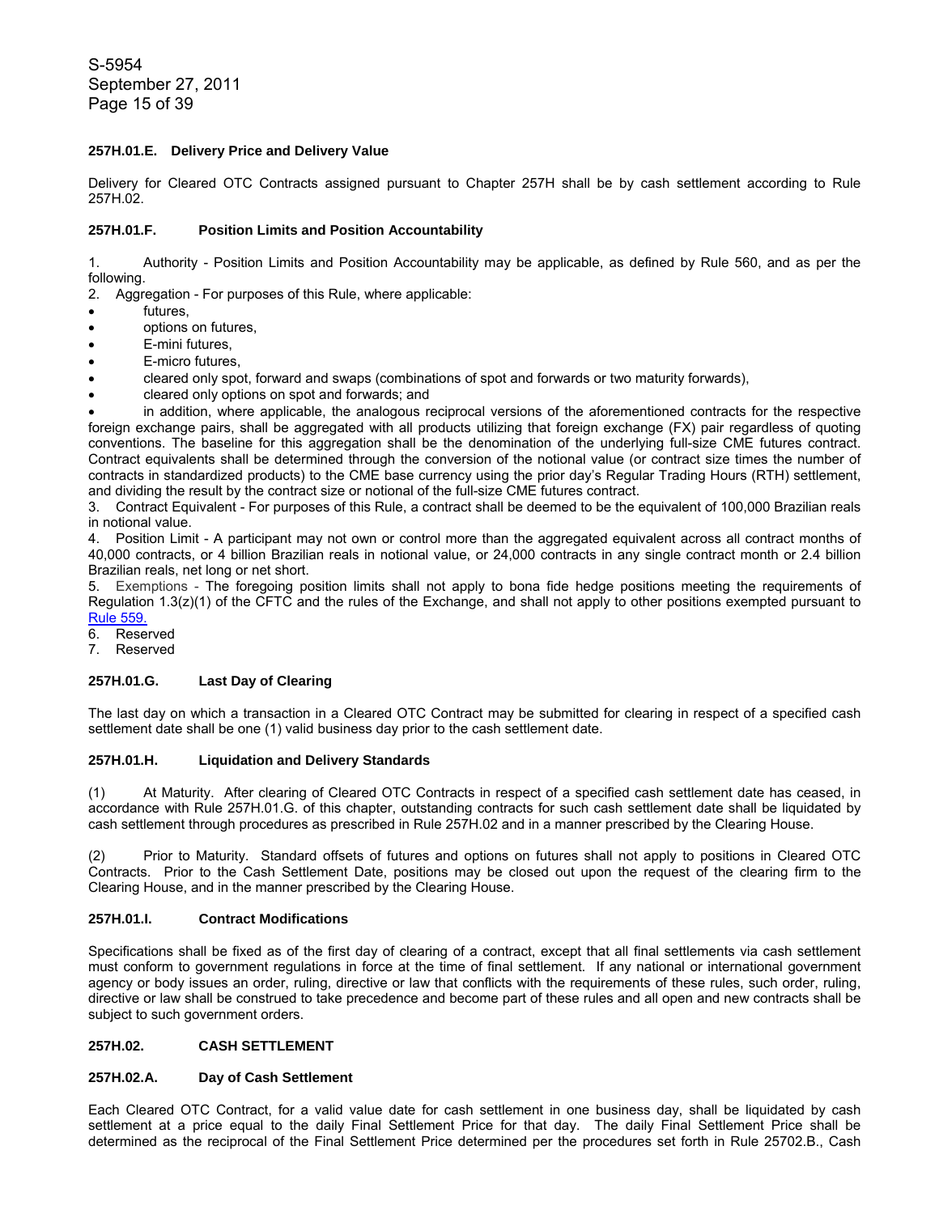#### 257H.01.E. Delivery Price and Delivery Value

Delivery for Cleared OTC Contracts assigned pursuant to Chapter 257H shall be by cash settlement according to Rule 257H.02.

#### 257H.01.F. Position Limits and Position Accountability

1. Authority - Position Limits and Position Accountability may be applicable, as defined by Rule 560, and as per the following.
2. Aggregation - For purposes of this Rule, where applicable:

- futures,
- options on futures,
- E-mini futures,
- E-micro futures,
- cleared only spot, forward and swaps (combinations of spot and forwards or two maturity forwards),
- cleared only options on spot and forwards; and
- in addition, where applicable, the analogous reciprocal versions of the aforementioned contracts for the respective foreign exchange pairs, shall be aggregated with all products utilizing that foreign exchange (FX) pair regardless of quoting conventions. The baseline for this aggregation shall be the denomination of the underlying full-size CME futures contract. Contract equivalents shall be determined through the conversion of the notional value (or contract size times the number of contracts in standardized products) to the CME base currency using the prior day's Regular Trading Hours (RTH) settlement, and dividing the result by the contract size or notional of the full-size CME futures contract.

3. Contract Equivalent - For purposes of this Rule, a contract shall be deemed to be the equivalent of 100,000 Brazilian reals in notional value.
4. Position Limit - A participant may not own or control more than the aggregated equivalent across all contract months of 40,000 contracts, or 4 billion Brazilian reals in notional value, or 24,000 contracts in any single contract month or 2.4 billion Brazilian reals, net long or net short.
5. Exemptions - The foregoing position limits shall not apply to bona fide hedge positions meeting the requirements of Regulation 1.3(z)(1) of the CFTC and the rules of the Exchange, and shall not apply to other positions exempted pursuant to Rule 559.
6. Reserved
7. Reserved

#### 257H.01.G. Last Day of Clearing

The last day on which a transaction in a Cleared OTC Contract may be submitted for clearing in respect of a specified cash settlement date shall be one (1) valid business day prior to the cash settlement date.

#### 257H.01.H. Liquidation and Delivery Standards

(1) At Maturity. After clearing of Cleared OTC Contracts in respect of a specified cash settlement date has ceased, in accordance with Rule 257H.01.G. of this chapter, outstanding contracts for such cash settlement date shall be liquidated by cash settlement through procedures as prescribed in Rule 257H.02 and in a manner prescribed by the Clearing House.

(2) Prior to Maturity. Standard offsets of futures and options on futures shall not apply to positions in Cleared OTC Contracts. Prior to the Cash Settlement Date, positions may be closed out upon the request of the clearing firm to the Clearing House, and in the manner prescribed by the Clearing House.

#### 257H.01.I. Contract Modifications

Specifications shall be fixed as of the first day of clearing of a contract, except that all final settlements via cash settlement must conform to government regulations in force at the time of final settlement. If any national or international government agency or body issues an order, ruling, directive or law that conflicts with the requirements of these rules, such order, ruling, directive or law shall be construed to take precedence and become part of these rules and all open and new contracts shall be subject to such government orders.

### 257H.02. CASH SETTLEMENT

#### 257H.02.A. Day of Cash Settlement

Each Cleared OTC Contract, for a valid value date for cash settlement in one business day, shall be liquidated by cash settlement at a price equal to the daily Final Settlement Price for that day. The daily Final Settlement Price shall be determined as the reciprocal of the Final Settlement Price determined per the procedures set forth in Rule 25702.B., Cash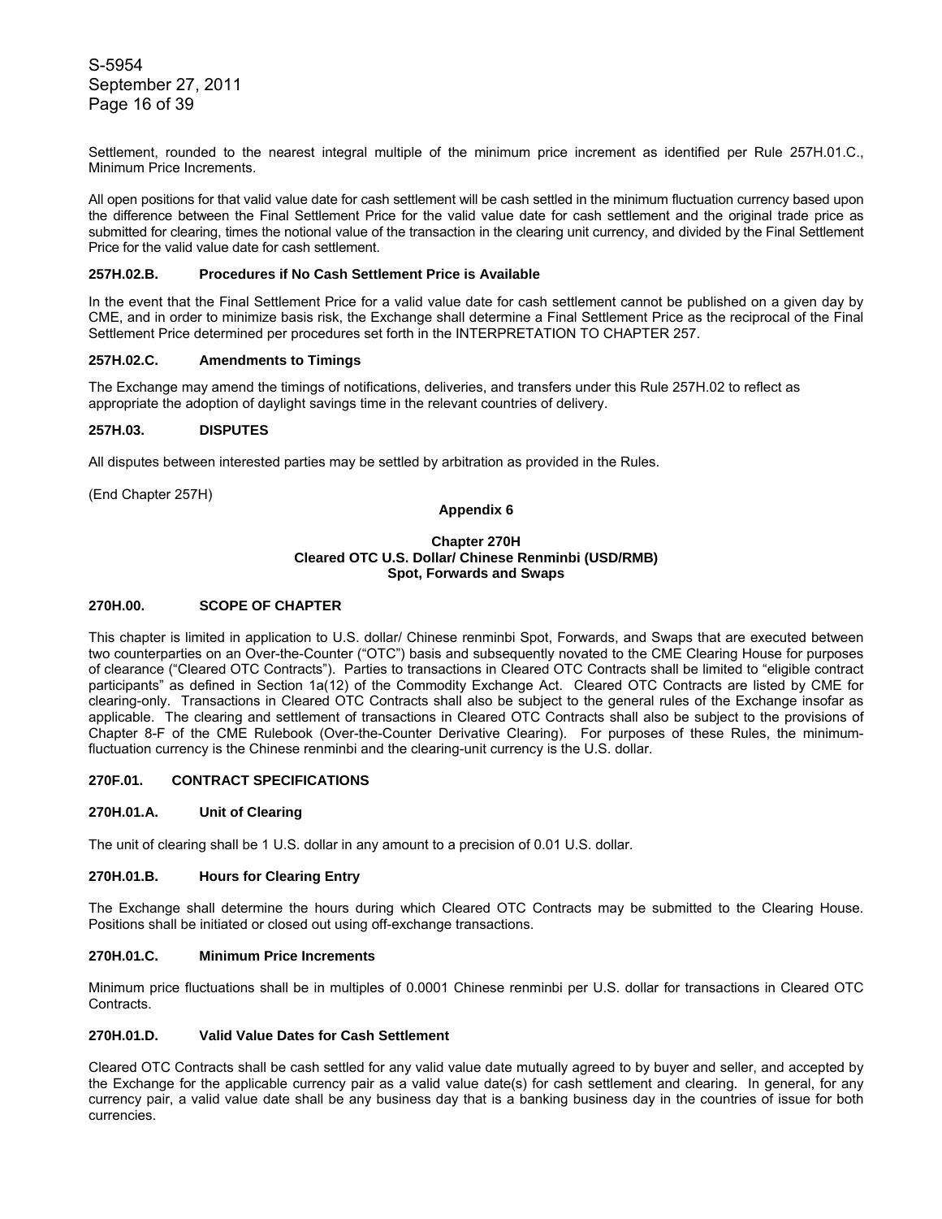Settlement, rounded to the nearest integral multiple of the minimum price increment as identified per Rule 257H.01.C., Minimum Price Increments.

All open positions for that valid value date for cash settlement will be cash settled in the minimum fluctuation currency based upon the difference between the Final Settlement Price for the valid value date for cash settlement and the original trade price as submitted for clearing, times the notional value of the transaction in the clearing unit currency, and divided by the Final Settlement Price for the valid value date for cash settlement.

**257H.02.B. Procedures if No Cash Settlement Price is Available**

In the event that the Final Settlement Price for a valid value date for cash settlement cannot be published on a given day by CME, and in order to minimize basis risk, the Exchange shall determine a Final Settlement Price as the reciprocal of the Final Settlement Price determined per procedures set forth in the INTERPRETATION TO CHAPTER 257.

**257H.02.C. Amendments to Timings**

The Exchange may amend the timings of notifications, deliveries, and transfers under this Rule 257H.02 to reflect as appropriate the adoption of daylight savings time in the relevant countries of delivery.

**257H.03. DISPUTES**

All disputes between interested parties may be settled by arbitration as provided in the Rules.

(End Chapter 257H)

## Appendix 6

## Chapter 270H
## Cleared OTC U.S. Dollar/ Chinese Renminbi (USD/RMB)
## Spot, Forwards and Swaps

**270H.00. SCOPE OF CHAPTER**

This chapter is limited in application to U.S. dollar/ Chinese renminbi Spot, Forwards, and Swaps that are executed between two counterparties on an Over-the-Counter ("OTC") basis and subsequently novated to the CME Clearing House for purposes of clearance ("Cleared OTC Contracts"). Parties to transactions in Cleared OTC Contracts shall be limited to "eligible contract participants" as defined in Section 1a(12) of the Commodity Exchange Act. Cleared OTC Contracts are listed by CME for clearing-only. Transactions in Cleared OTC Contracts shall also be subject to the general rules of the Exchange insofar as applicable. The clearing and settlement of transactions in Cleared OTC Contracts shall also be subject to the provisions of Chapter 8-F of the CME Rulebook (Over-the-Counter Derivative Clearing). For purposes of these Rules, the minimum-fluctuation currency is the Chinese renminbi and the clearing-unit currency is the U.S. dollar.

**270F.01. CONTRACT SPECIFICATIONS**

**270H.01.A. Unit of Clearing**

The unit of clearing shall be 1 U.S. dollar in any amount to a precision of 0.01 U.S. dollar.

**270H.01.B. Hours for Clearing Entry**

The Exchange shall determine the hours during which Cleared OTC Contracts may be submitted to the Clearing House. Positions shall be initiated or closed out using off-exchange transactions.

**270H.01.C. Minimum Price Increments**

Minimum price fluctuations shall be in multiples of 0.0001 Chinese renminbi per U.S. dollar for transactions in Cleared OTC Contracts.

**270H.01.D. Valid Value Dates for Cash Settlement**

Cleared OTC Contracts shall be cash settled for any valid value date mutually agreed to by buyer and seller, and accepted by the Exchange for the applicable currency pair as a valid value date(s) for cash settlement and clearing. In general, for any currency pair, a valid value date shall be any business day that is a banking business day in the countries of issue for both currencies.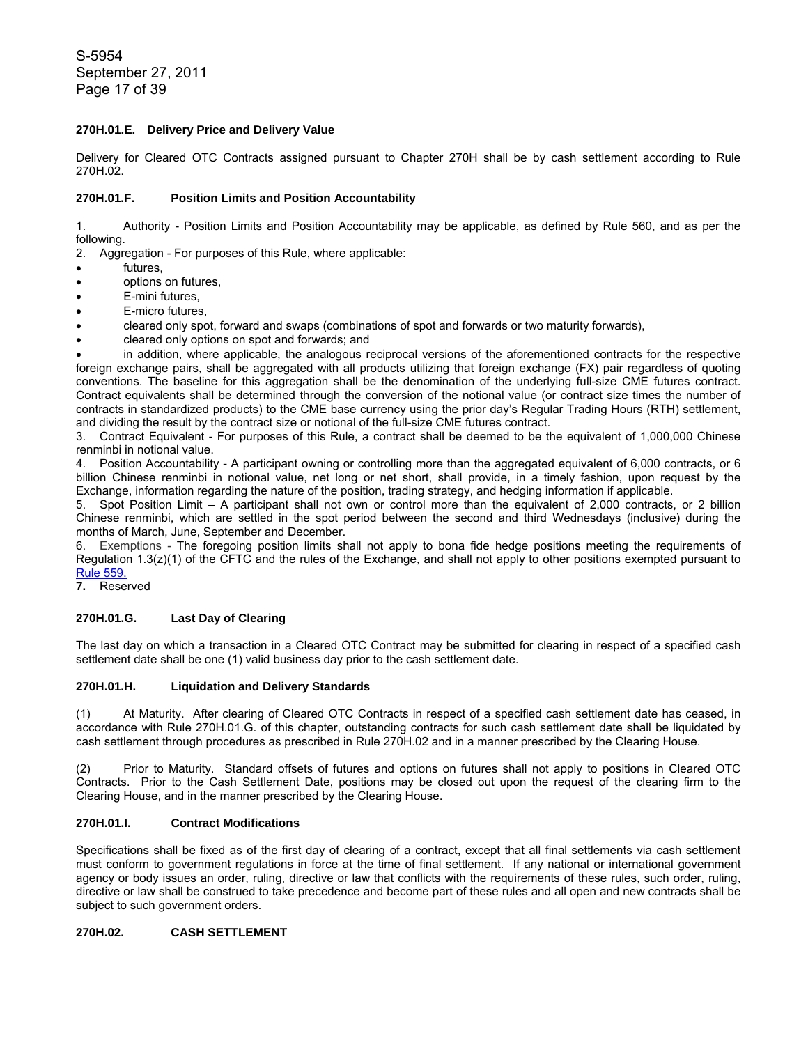#### 270H.01.E. Delivery Price and Delivery Value

Delivery for Cleared OTC Contracts assigned pursuant to Chapter 270H shall be by cash settlement according to Rule 270H.02.

#### 270H.01.F. Position Limits and Position Accountability

1. Authority - Position Limits and Position Accountability may be applicable, as defined by Rule 560, and as per the following.
2. Aggregation - For purposes of this Rule, where applicable:

- futures,
- options on futures,
- E-mini futures,
- E-micro futures,
- cleared only spot, forward and swaps (combinations of spot and forwards or two maturity forwards),
- cleared only options on spot and forwards; and
- in addition, where applicable, the analogous reciprocal versions of the aforementioned contracts for the respective foreign exchange pairs, shall be aggregated with all products utilizing that foreign exchange (FX) pair regardless of quoting conventions. The baseline for this aggregation shall be the denomination of the underlying full-size CME futures contract. Contract equivalents shall be determined through the conversion of the notional value (or contract size times the number of contracts in standardized products) to the CME base currency using the prior day's Regular Trading Hours (RTH) settlement, and dividing the result by the contract size or notional of the full-size CME futures contract.

3. Contract Equivalent - For purposes of this Rule, a contract shall be deemed to be the equivalent of 1,000,000 Chinese renminbi in notional value.
4. Position Accountability - A participant owning or controlling more than the aggregated equivalent of 6,000 contracts, or 6 billion Chinese renminbi in notional value, net long or net short, shall provide, in a timely fashion, upon request by the Exchange, information regarding the nature of the position, trading strategy, and hedging information if applicable.
5. Spot Position Limit – A participant shall not own or control more than the equivalent of 2,000 contracts, or 2 billion Chinese renminbi, which are settled in the spot period between the second and third Wednesdays (inclusive) during the months of March, June, September and December.
6. Exemptions - The foregoing position limits shall not apply to bona fide hedge positions meeting the requirements of Regulation 1.3(z)(1) of the CFTC and the rules of the Exchange, and shall not apply to other positions exempted pursuant to Rule 559.
7. Reserved

#### 270H.01.G. Last Day of Clearing

The last day on which a transaction in a Cleared OTC Contract may be submitted for clearing in respect of a specified cash settlement date shall be one (1) valid business day prior to the cash settlement date.

#### 270H.01.H. Liquidation and Delivery Standards

(1) At Maturity. After clearing of Cleared OTC Contracts in respect of a specified cash settlement date has ceased, in accordance with Rule 270H.01.G. of this chapter, outstanding contracts for such cash settlement date shall be liquidated by cash settlement through procedures as prescribed in Rule 270H.02 and in a manner prescribed by the Clearing House.

(2) Prior to Maturity. Standard offsets of futures and options on futures shall not apply to positions in Cleared OTC Contracts. Prior to the Cash Settlement Date, positions may be closed out upon the request of the clearing firm to the Clearing House, and in the manner prescribed by the Clearing House.

#### 270H.01.I. Contract Modifications

Specifications shall be fixed as of the first day of clearing of a contract, except that all final settlements via cash settlement must conform to government regulations in force at the time of final settlement. If any national or international government agency or body issues an order, ruling, directive or law that conflicts with the requirements of these rules, such order, ruling, directive or law shall be construed to take precedence and become part of these rules and all open and new contracts shall be subject to such government orders.

### 270H.02. CASH SETTLEMENT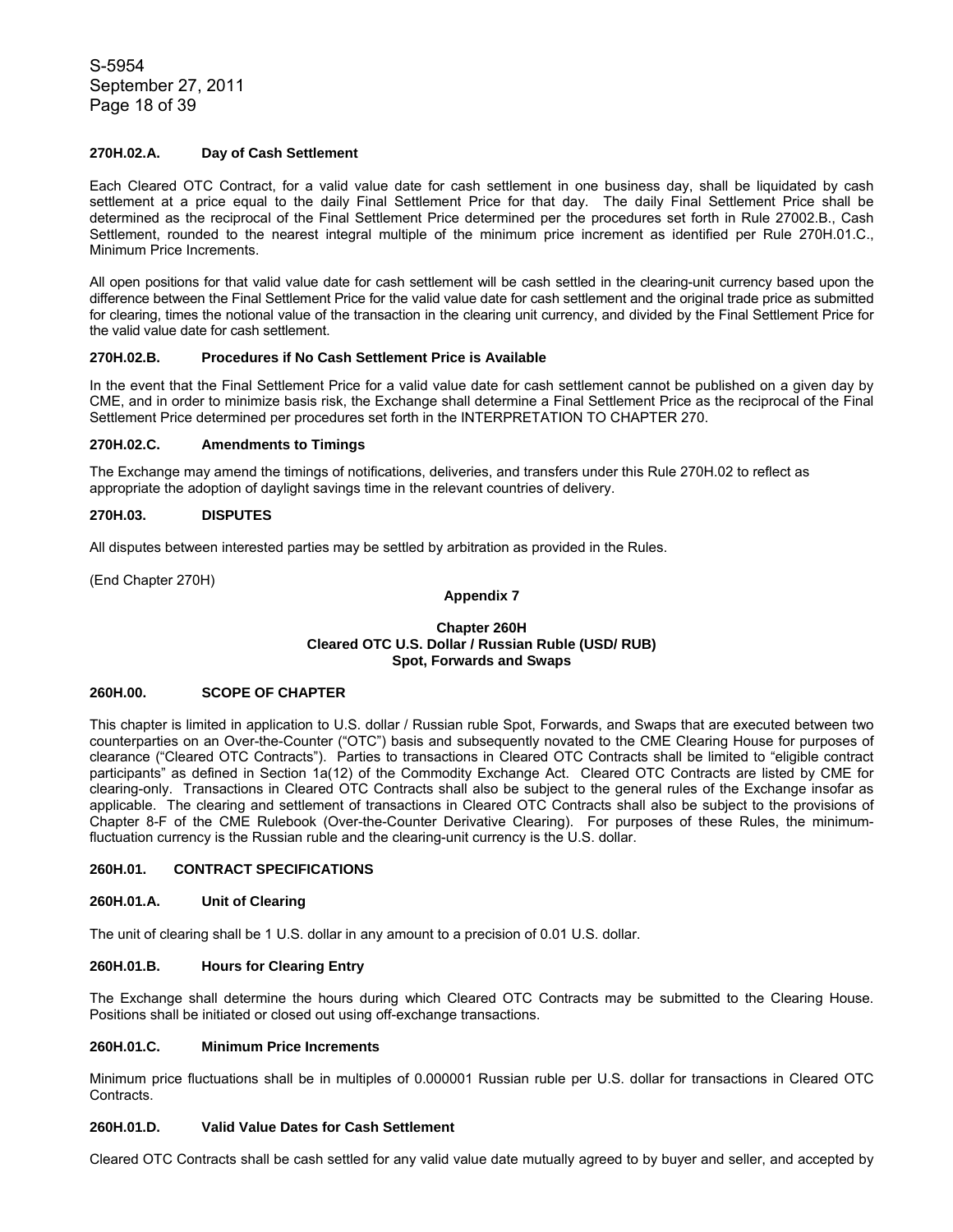**270H.02.A. Day of Cash Settlement**

Each Cleared OTC Contract, for a valid value date for cash settlement in one business day, shall be liquidated by cash settlement at a price equal to the daily Final Settlement Price for that day. The daily Final Settlement Price shall be determined as the reciprocal of the Final Settlement Price determined per the procedures set forth in Rule 27002.B., Cash Settlement, rounded to the nearest integral multiple of the minimum price increment as identified per Rule 270H.01.C., Minimum Price Increments.

All open positions for that valid value date for cash settlement will be cash settled in the clearing-unit currency based upon the difference between the Final Settlement Price for the valid value date for cash settlement and the original trade price as submitted for clearing, times the notional value of the transaction in the clearing unit currency, and divided by the Final Settlement Price for the valid value date for cash settlement.

**270H.02.B. Procedures if No Cash Settlement Price is Available**

In the event that the Final Settlement Price for a valid value date for cash settlement cannot be published on a given day by CME, and in order to minimize basis risk, the Exchange shall determine a Final Settlement Price as the reciprocal of the Final Settlement Price determined per procedures set forth in the INTERPRETATION TO CHAPTER 270.

**270H.02.C. Amendments to Timings**

The Exchange may amend the timings of notifications, deliveries, and transfers under this Rule 270H.02 to reflect as appropriate the adoption of daylight savings time in the relevant countries of delivery.

**270H.03. DISPUTES**

All disputes between interested parties may be settled by arbitration as provided in the Rules.

(End Chapter 270H)

## Appendix 7

## Chapter 260H
## Cleared OTC U.S. Dollar / Russian Ruble (USD/ RUB)
## Spot, Forwards and Swaps

**260H.00. SCOPE OF CHAPTER**

This chapter is limited in application to U.S. dollar / Russian ruble Spot, Forwards, and Swaps that are executed between two counterparties on an Over-the-Counter ("OTC") basis and subsequently novated to the CME Clearing House for purposes of clearance ("Cleared OTC Contracts"). Parties to transactions in Cleared OTC Contracts shall be limited to "eligible contract participants" as defined in Section 1a(12) of the Commodity Exchange Act. Cleared OTC Contracts are listed by CME for clearing-only. Transactions in Cleared OTC Contracts shall also be subject to the general rules of the Exchange insofar as applicable. The clearing and settlement of transactions in Cleared OTC Contracts shall also be subject to the provisions of Chapter 8-F of the CME Rulebook (Over-the-Counter Derivative Clearing). For purposes of these Rules, the minimum-fluctuation currency is the Russian ruble and the clearing-unit currency is the U.S. dollar.

**260H.01. CONTRACT SPECIFICATIONS**

**260H.01.A. Unit of Clearing**

The unit of clearing shall be 1 U.S. dollar in any amount to a precision of 0.01 U.S. dollar.

**260H.01.B. Hours for Clearing Entry**

The Exchange shall determine the hours during which Cleared OTC Contracts may be submitted to the Clearing House. Positions shall be initiated or closed out using off-exchange transactions.

**260H.01.C. Minimum Price Increments**

Minimum price fluctuations shall be in multiples of 0.000001 Russian ruble per U.S. dollar for transactions in Cleared OTC Contracts.

**260H.01.D. Valid Value Dates for Cash Settlement**

Cleared OTC Contracts shall be cash settled for any valid value date mutually agreed to by buyer and seller, and accepted by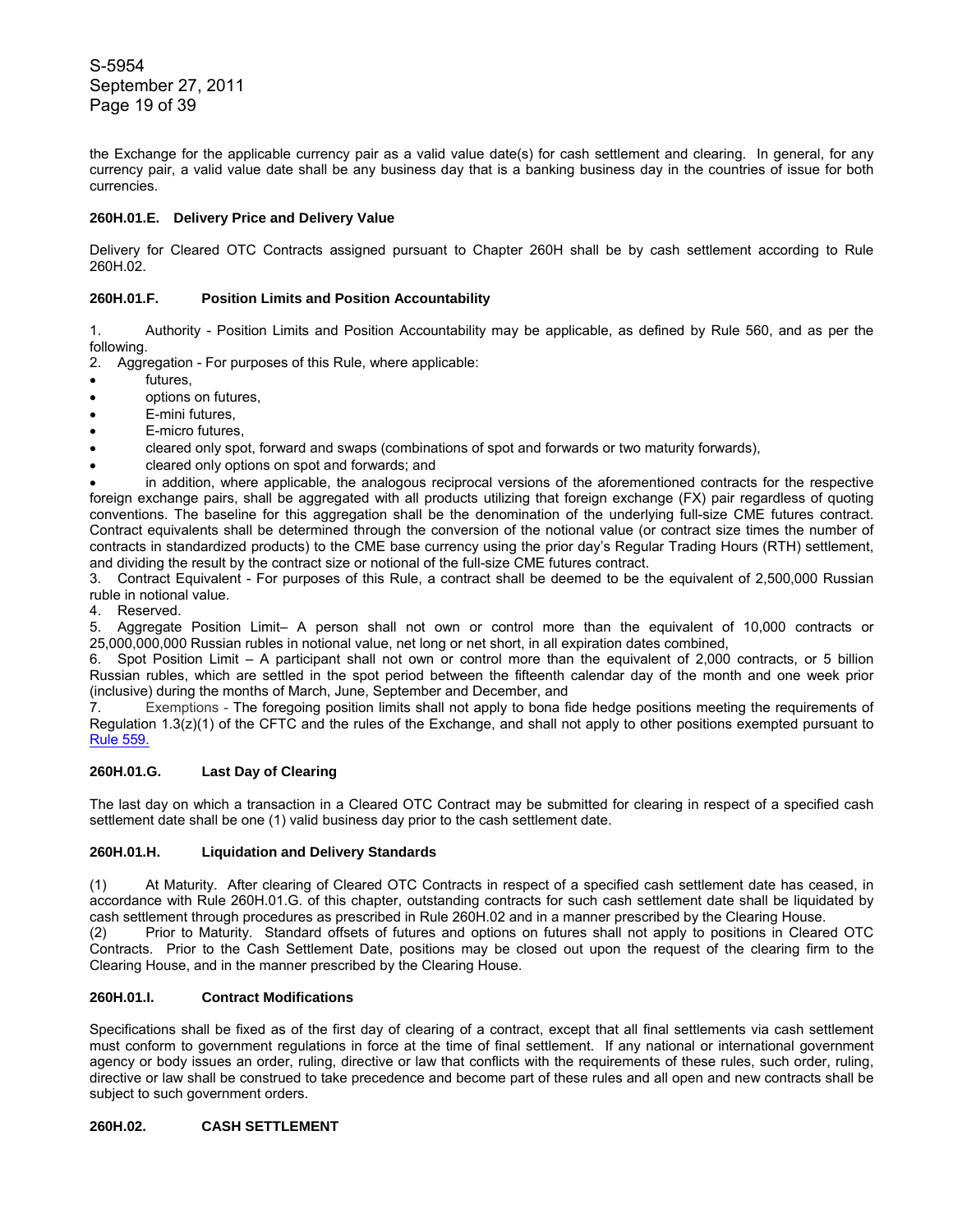the Exchange for the applicable currency pair as a valid value date(s) for cash settlement and clearing. In general, for any currency pair, a valid value date shall be any business day that is a banking business day in the countries of issue for both currencies.

**260H.01.E. Delivery Price and Delivery Value**

Delivery for Cleared OTC Contracts assigned pursuant to Chapter 260H shall be by cash settlement according to Rule 260H.02.

**260H.01.F. Position Limits and Position Accountability**

1. Authority - Position Limits and Position Accountability may be applicable, as defined by Rule 560, and as per the following.
2. Aggregation - For purposes of this Rule, where applicable:

- futures,
- options on futures,
- E-mini futures,
- E-micro futures,
- cleared only spot, forward and swaps (combinations of spot and forwards or two maturity forwards),
- cleared only options on spot and forwards; and
- in addition, where applicable, the analogous reciprocal versions of the aforementioned contracts for the respective foreign exchange pairs, shall be aggregated with all products utilizing that foreign exchange (FX) pair regardless of quoting conventions. The baseline for this aggregation shall be the denomination of the underlying full-size CME futures contract. Contract equivalents shall be determined through the conversion of the notional value (or contract size times the number of contracts in standardized products) to the CME base currency using the prior day's Regular Trading Hours (RTH) settlement, and dividing the result by the contract size or notional of the full-size CME futures contract.

3. Contract Equivalent - For purposes of this Rule, a contract shall be deemed to be the equivalent of 2,500,000 Russian ruble in notional value.
4. Reserved.
5. Aggregate Position Limit– A person shall not own or control more than the equivalent of 10,000 contracts or 25,000,000,000 Russian rubles in notional value, net long or net short, in all expiration dates combined,
6. Spot Position Limit – A participant shall not own or control more than the equivalent of 2,000 contracts, or 5 billion Russian rubles, which are settled in the spot period between the fifteenth calendar day of the month and one week prior (inclusive) during the months of March, June, September and December, and
7. Exemptions - The foregoing position limits shall not apply to bona fide hedge positions meeting the requirements of Regulation 1.3(z)(1) of the CFTC and the rules of the Exchange, and shall not apply to other positions exempted pursuant to Rule 559.

**260H.01.G. Last Day of Clearing**

The last day on which a transaction in a Cleared OTC Contract may be submitted for clearing in respect of a specified cash settlement date shall be one (1) valid business day prior to the cash settlement date.

**260H.01.H. Liquidation and Delivery Standards**

(1) At Maturity. After clearing of Cleared OTC Contracts in respect of a specified cash settlement date has ceased, in accordance with Rule 260H.01.G. of this chapter, outstanding contracts for such cash settlement date shall be liquidated by cash settlement through procedures as prescribed in Rule 260H.02 and in a manner prescribed by the Clearing House.
(2) Prior to Maturity. Standard offsets of futures and options on futures shall not apply to positions in Cleared OTC Contracts. Prior to the Cash Settlement Date, positions may be closed out upon the request of the clearing firm to the Clearing House, and in the manner prescribed by the Clearing House.

**260H.01.I. Contract Modifications**

Specifications shall be fixed as of the first day of clearing of a contract, except that all final settlements via cash settlement must conform to government regulations in force at the time of final settlement. If any national or international government agency or body issues an order, ruling, directive or law that conflicts with the requirements of these rules, such order, ruling, directive or law shall be construed to take precedence and become part of these rules and all open and new contracts shall be subject to such government orders.

**260H.02. CASH SETTLEMENT**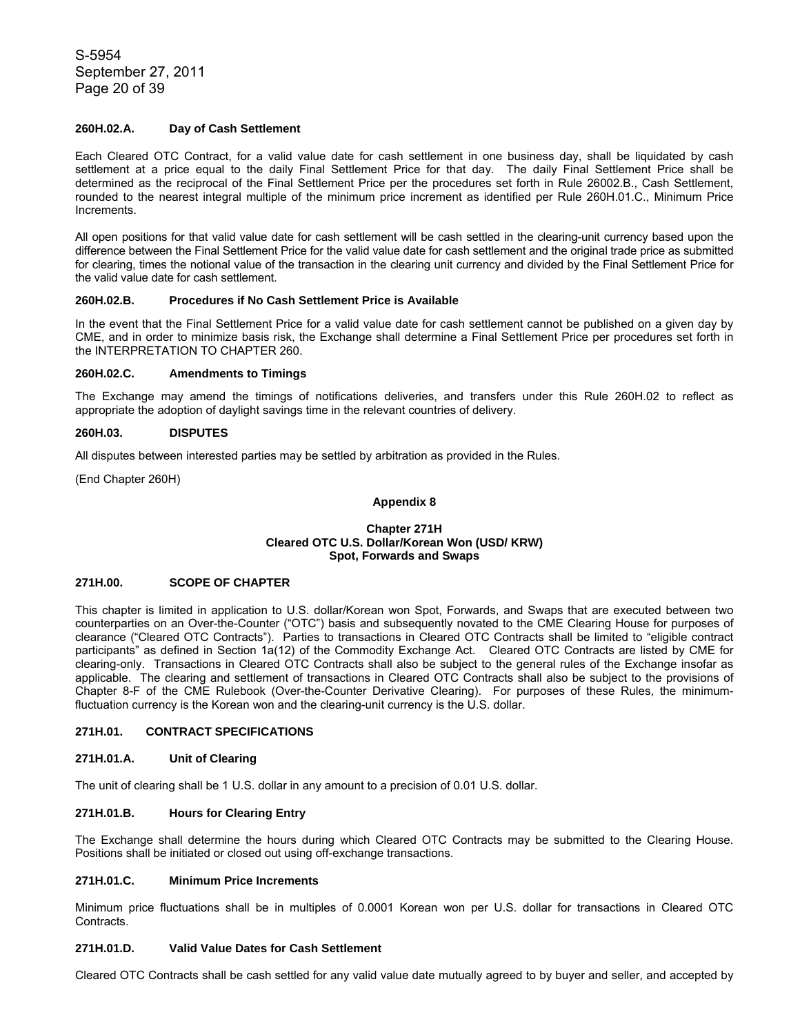**260H.02.A. Day of Cash Settlement**

Each Cleared OTC Contract, for a valid value date for cash settlement in one business day, shall be liquidated by cash settlement at a price equal to the daily Final Settlement Price for that day. The daily Final Settlement Price shall be determined as the reciprocal of the Final Settlement Price per the procedures set forth in Rule 26002.B., Cash Settlement, rounded to the nearest integral multiple of the minimum price increment as identified per Rule 260H.01.C., Minimum Price Increments.

All open positions for that valid value date for cash settlement will be cash settled in the clearing-unit currency based upon the difference between the Final Settlement Price for the valid value date for cash settlement and the original trade price as submitted for clearing, times the notional value of the transaction in the clearing unit currency and divided by the Final Settlement Price for the valid value date for cash settlement.

**260H.02.B. Procedures if No Cash Settlement Price is Available**

In the event that the Final Settlement Price for a valid value date for cash settlement cannot be published on a given day by CME, and in order to minimize basis risk, the Exchange shall determine a Final Settlement Price per procedures set forth in the INTERPRETATION TO CHAPTER 260.

**260H.02.C. Amendments to Timings**

The Exchange may amend the timings of notifications deliveries, and transfers under this Rule 260H.02 to reflect as appropriate the adoption of daylight savings time in the relevant countries of delivery.

**260H.03. DISPUTES**

All disputes between interested parties may be settled by arbitration as provided in the Rules.

(End Chapter 260H)

## Appendix 8

## Chapter 271H
## Cleared OTC U.S. Dollar/Korean Won (USD/ KRW)
## Spot, Forwards and Swaps

**271H.00. SCOPE OF CHAPTER**

This chapter is limited in application to U.S. dollar/Korean won Spot, Forwards, and Swaps that are executed between two counterparties on an Over-the-Counter ("OTC") basis and subsequently novated to the CME Clearing House for purposes of clearance ("Cleared OTC Contracts"). Parties to transactions in Cleared OTC Contracts shall be limited to "eligible contract participants" as defined in Section 1a(12) of the Commodity Exchange Act. Cleared OTC Contracts are listed by CME for clearing-only. Transactions in Cleared OTC Contracts shall also be subject to the general rules of the Exchange insofar as applicable. The clearing and settlement of transactions in Cleared OTC Contracts shall also be subject to the provisions of Chapter 8-F of the CME Rulebook (Over-the-Counter Derivative Clearing). For purposes of these Rules, the minimum-fluctuation currency is the Korean won and the clearing-unit currency is the U.S. dollar.

**271H.01. CONTRACT SPECIFICATIONS**

**271H.01.A. Unit of Clearing**

The unit of clearing shall be 1 U.S. dollar in any amount to a precision of 0.01 U.S. dollar.

**271H.01.B. Hours for Clearing Entry**

The Exchange shall determine the hours during which Cleared OTC Contracts may be submitted to the Clearing House. Positions shall be initiated or closed out using off-exchange transactions.

**271H.01.C. Minimum Price Increments**

Minimum price fluctuations shall be in multiples of 0.0001 Korean won per U.S. dollar for transactions in Cleared OTC Contracts.

**271H.01.D. Valid Value Dates for Cash Settlement**

Cleared OTC Contracts shall be cash settled for any valid value date mutually agreed to by buyer and seller, and accepted by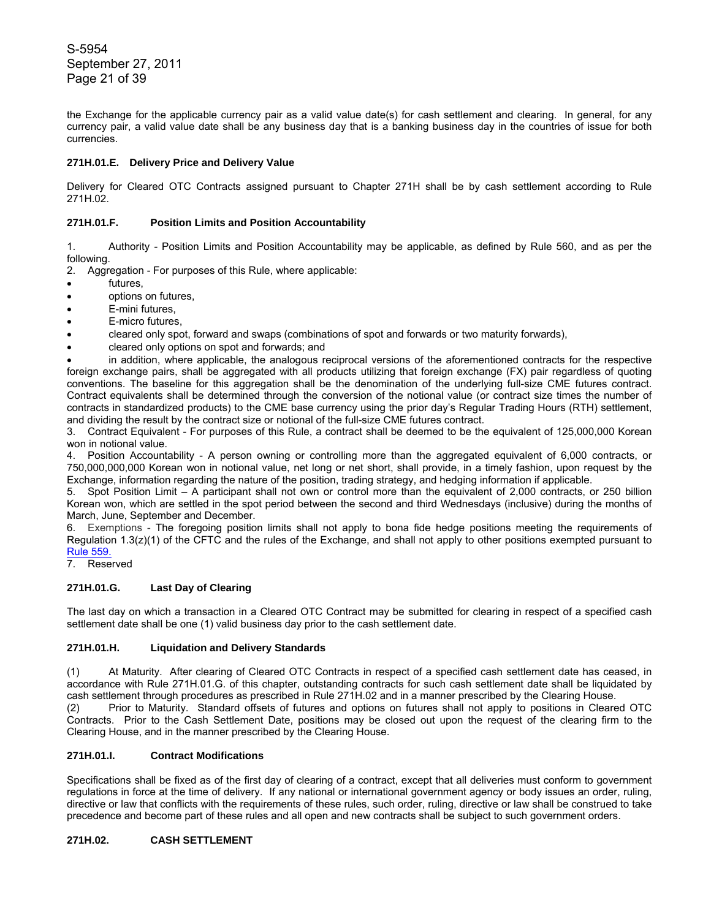the Exchange for the applicable currency pair as a valid value date(s) for cash settlement and clearing. In general, for any currency pair, a valid value date shall be any business day that is a banking business day in the countries of issue for both currencies.

**271H.01.E. Delivery Price and Delivery Value**

Delivery for Cleared OTC Contracts assigned pursuant to Chapter 271H shall be by cash settlement according to Rule 271H.02.

**271H.01.F. Position Limits and Position Accountability**

1. Authority - Position Limits and Position Accountability may be applicable, as defined by Rule 560, and as per the following.
2. Aggregation - For purposes of this Rule, where applicable:

- futures,
- options on futures,
- E-mini futures,
- E-micro futures,
- cleared only spot, forward and swaps (combinations of spot and forwards or two maturity forwards),
- cleared only options on spot and forwards; and
- in addition, where applicable, the analogous reciprocal versions of the aforementioned contracts for the respective foreign exchange pairs, shall be aggregated with all products utilizing that foreign exchange (FX) pair regardless of quoting conventions. The baseline for this aggregation shall be the denomination of the underlying full-size CME futures contract. Contract equivalents shall be determined through the conversion of the notional value (or contract size times the number of contracts in standardized products) to the CME base currency using the prior day's Regular Trading Hours (RTH) settlement, and dividing the result by the contract size or notional of the full-size CME futures contract.

3. Contract Equivalent - For purposes of this Rule, a contract shall be deemed to be the equivalent of 125,000,000 Korean won in notional value.
4. Position Accountability - A person owning or controlling more than the aggregated equivalent of 6,000 contracts, or 750,000,000,000 Korean won in notional value, net long or net short, shall provide, in a timely fashion, upon request by the Exchange, information regarding the nature of the position, trading strategy, and hedging information if applicable.
5. Spot Position Limit – A participant shall not own or control more than the equivalent of 2,000 contracts, or 250 billion Korean won, which are settled in the spot period between the second and third Wednesdays (inclusive) during the months of March, June, September and December.
6. Exemptions - The foregoing position limits shall not apply to bona fide hedge positions meeting the requirements of Regulation 1.3(z)(1) of the CFTC and the rules of the Exchange, and shall not apply to other positions exempted pursuant to Rule 559.
7. Reserved

**271H.01.G. Last Day of Clearing**

The last day on which a transaction in a Cleared OTC Contract may be submitted for clearing in respect of a specified cash settlement date shall be one (1) valid business day prior to the cash settlement date.

**271H.01.H. Liquidation and Delivery Standards**

(1) At Maturity. After clearing of Cleared OTC Contracts in respect of a specified cash settlement date has ceased, in accordance with Rule 271H.01.G. of this chapter, outstanding contracts for such cash settlement date shall be liquidated by cash settlement through procedures as prescribed in Rule 271H.02 and in a manner prescribed by the Clearing House.

(2) Prior to Maturity. Standard offsets of futures and options on futures shall not apply to positions in Cleared OTC Contracts. Prior to the Cash Settlement Date, positions may be closed out upon the request of the clearing firm to the Clearing House, and in the manner prescribed by the Clearing House.

**271H.01.I. Contract Modifications**

Specifications shall be fixed as of the first day of clearing of a contract, except that all deliveries must conform to government regulations in force at the time of delivery. If any national or international government agency or body issues an order, ruling, directive or law that conflicts with the requirements of these rules, such order, ruling, directive or law shall be construed to take precedence and become part of these rules and all open and new contracts shall be subject to such government orders.

**271H.02. CASH SETTLEMENT**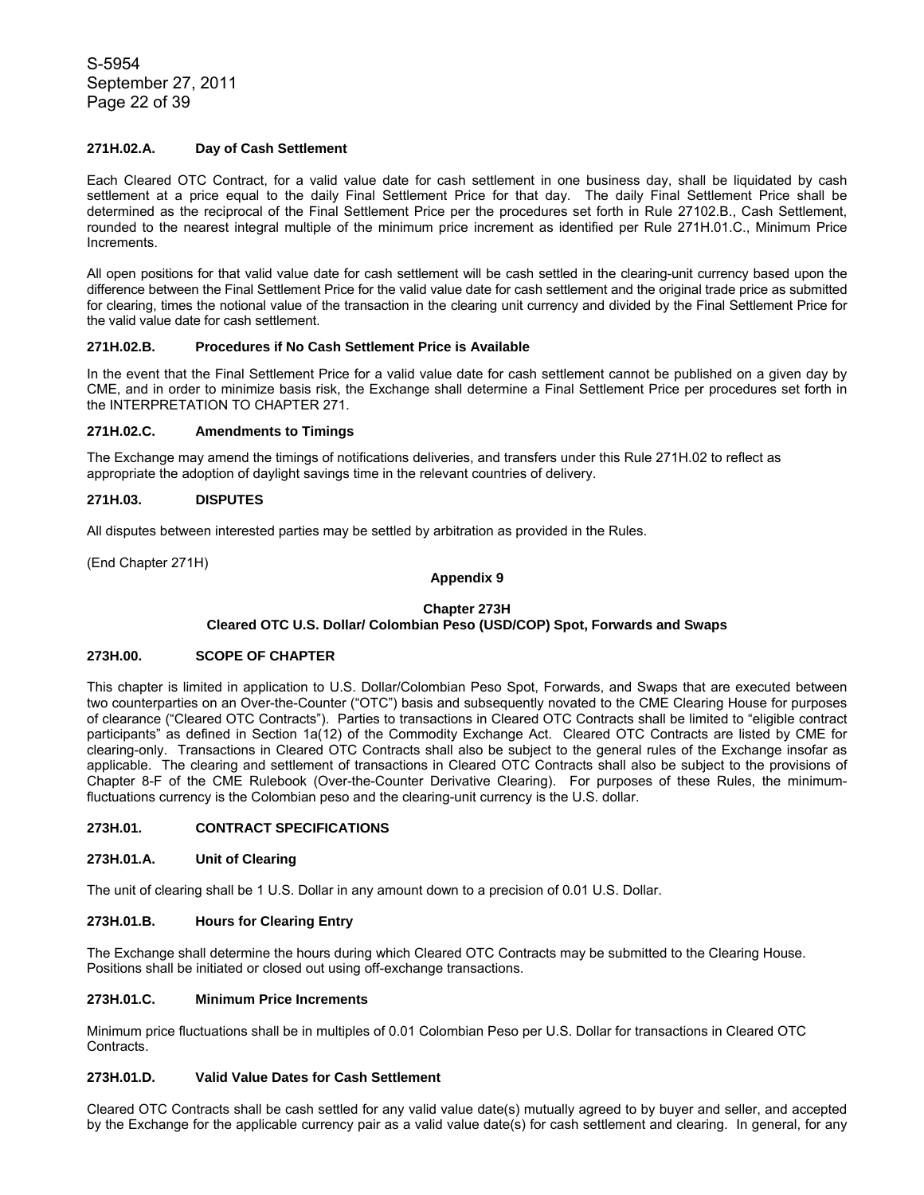#### 271H.02.A. Day of Cash Settlement

Each Cleared OTC Contract, for a valid value date for cash settlement in one business day, shall be liquidated by cash settlement at a price equal to the daily Final Settlement Price for that day. The daily Final Settlement Price shall be determined as the reciprocal of the Final Settlement Price per the procedures set forth in Rule 27102.B., Cash Settlement, rounded to the nearest integral multiple of the minimum price increment as identified per Rule 271H.01.C., Minimum Price Increments.

All open positions for that valid value date for cash settlement will be cash settled in the clearing-unit currency based upon the difference between the Final Settlement Price for the valid value date for cash settlement and the original trade price as submitted for clearing, times the notional value of the transaction in the clearing unit currency and divided by the Final Settlement Price for the valid value date for cash settlement.

#### 271H.02.B. Procedures if No Cash Settlement Price is Available

In the event that the Final Settlement Price for a valid value date for cash settlement cannot be published on a given day by CME, and in order to minimize basis risk, the Exchange shall determine a Final Settlement Price per procedures set forth in the INTERPRETATION TO CHAPTER 271.

#### 271H.02.C. Amendments to Timings

The Exchange may amend the timings of notifications deliveries, and transfers under this Rule 271H.02 to reflect as appropriate the adoption of daylight savings time in the relevant countries of delivery.

### 271H.03. DISPUTES

All disputes between interested parties may be settled by arbitration as provided in the Rules.

(End Chapter 271H)

## Appendix 9

## Chapter 273H
## Cleared OTC U.S. Dollar/ Colombian Peso (USD/COP) Spot, Forwards and Swaps

### 273H.00. SCOPE OF CHAPTER

This chapter is limited in application to U.S. Dollar/Colombian Peso Spot, Forwards, and Swaps that are executed between two counterparties on an Over-the-Counter ("OTC") basis and subsequently novated to the CME Clearing House for purposes of clearance ("Cleared OTC Contracts"). Parties to transactions in Cleared OTC Contracts shall be limited to "eligible contract participants" as defined in Section 1a(12) of the Commodity Exchange Act. Cleared OTC Contracts are listed by CME for clearing-only. Transactions in Cleared OTC Contracts shall also be subject to the general rules of the Exchange insofar as applicable. The clearing and settlement of transactions in Cleared OTC Contracts shall also be subject to the provisions of Chapter 8-F of the CME Rulebook (Over-the-Counter Derivative Clearing). For purposes of these Rules, the minimum-fluctuations currency is the Colombian peso and the clearing-unit currency is the U.S. dollar.

### 273H.01. CONTRACT SPECIFICATIONS

#### 273H.01.A. Unit of Clearing

The unit of clearing shall be 1 U.S. Dollar in any amount down to a precision of 0.01 U.S. Dollar.

#### 273H.01.B. Hours for Clearing Entry

The Exchange shall determine the hours during which Cleared OTC Contracts may be submitted to the Clearing House. Positions shall be initiated or closed out using off-exchange transactions.

#### 273H.01.C. Minimum Price Increments

Minimum price fluctuations shall be in multiples of 0.01 Colombian Peso per U.S. Dollar for transactions in Cleared OTC Contracts.

#### 273H.01.D. Valid Value Dates for Cash Settlement

Cleared OTC Contracts shall be cash settled for any valid value date(s) mutually agreed to by buyer and seller, and accepted by the Exchange for the applicable currency pair as a valid value date(s) for cash settlement and clearing. In general, for any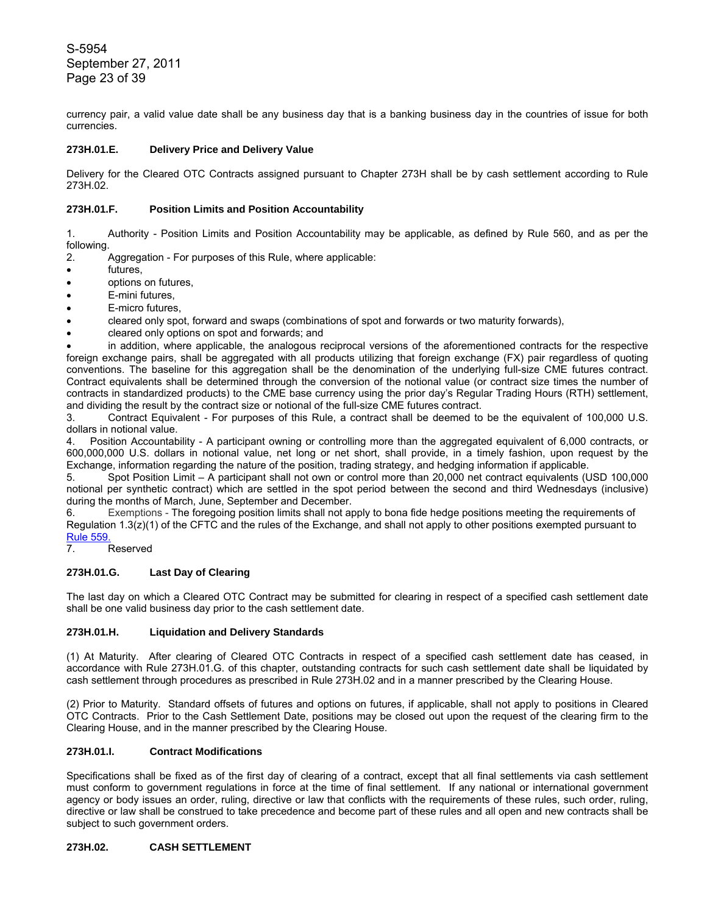currency pair, a valid value date shall be any business day that is a banking business day in the countries of issue for both currencies.

### 273H.01.E. Delivery Price and Delivery Value

Delivery for the Cleared OTC Contracts assigned pursuant to Chapter 273H shall be by cash settlement according to Rule 273H.02.

### 273H.01.F. Position Limits and Position Accountability

1. Authority - Position Limits and Position Accountability may be applicable, as defined by Rule 560, and as per the following.
2. Aggregation - For purposes of this Rule, where applicable:

- futures,
- options on futures,
- E-mini futures,
- E-micro futures,
- cleared only spot, forward and swaps (combinations of spot and forwards or two maturity forwards),
- cleared only options on spot and forwards; and
- in addition, where applicable, the analogous reciprocal versions of the aforementioned contracts for the respective foreign exchange pairs, shall be aggregated with all products utilizing that foreign exchange (FX) pair regardless of quoting conventions. The baseline for this aggregation shall be the denomination of the underlying full-size CME futures contract. Contract equivalents shall be determined through the conversion of the notional value (or contract size times the number of contracts in standardized products) to the CME base currency using the prior day's Regular Trading Hours (RTH) settlement, and dividing the result by the contract size or notional of the full-size CME futures contract.

3. Contract Equivalent - For purposes of this Rule, a contract shall be deemed to be the equivalent of 100,000 U.S. dollars in notional value.
4. Position Accountability - A participant owning or controlling more than the aggregated equivalent of 6,000 contracts, or 600,000,000 U.S. dollars in notional value, net long or net short, shall provide, in a timely fashion, upon request by the Exchange, information regarding the nature of the position, trading strategy, and hedging information if applicable.
5. Spot Position Limit – A participant shall not own or control more than 20,000 net contract equivalents (USD 100,000 notional per synthetic contract) which are settled in the spot period between the second and third Wednesdays (inclusive) during the months of March, June, September and December.
6. Exemptions - The foregoing position limits shall not apply to bona fide hedge positions meeting the requirements of Regulation 1.3(z)(1) of the CFTC and the rules of the Exchange, and shall not apply to other positions exempted pursuant to Rule 559.
7. Reserved

### 273H.01.G. Last Day of Clearing

The last day on which a Cleared OTC Contract may be submitted for clearing in respect of a specified cash settlement date shall be one valid business day prior to the cash settlement date.

### 273H.01.H. Liquidation and Delivery Standards

(1) At Maturity. After clearing of Cleared OTC Contracts in respect of a specified cash settlement date has ceased, in accordance with Rule 273H.01.G. of this chapter, outstanding contracts for such cash settlement date shall be liquidated by cash settlement through procedures as prescribed in Rule 273H.02 and in a manner prescribed by the Clearing House.

(2) Prior to Maturity. Standard offsets of futures and options on futures, if applicable, shall not apply to positions in Cleared OTC Contracts. Prior to the Cash Settlement Date, positions may be closed out upon the request of the clearing firm to the Clearing House, and in the manner prescribed by the Clearing House.

### 273H.01.I. Contract Modifications

Specifications shall be fixed as of the first day of clearing of a contract, except that all final settlements via cash settlement must conform to government regulations in force at the time of final settlement. If any national or international government agency or body issues an order, ruling, directive or law that conflicts with the requirements of these rules, such order, ruling, directive or law shall be construed to take precedence and become part of these rules and all open and new contracts shall be subject to such government orders.

## 273H.02. CASH SETTLEMENT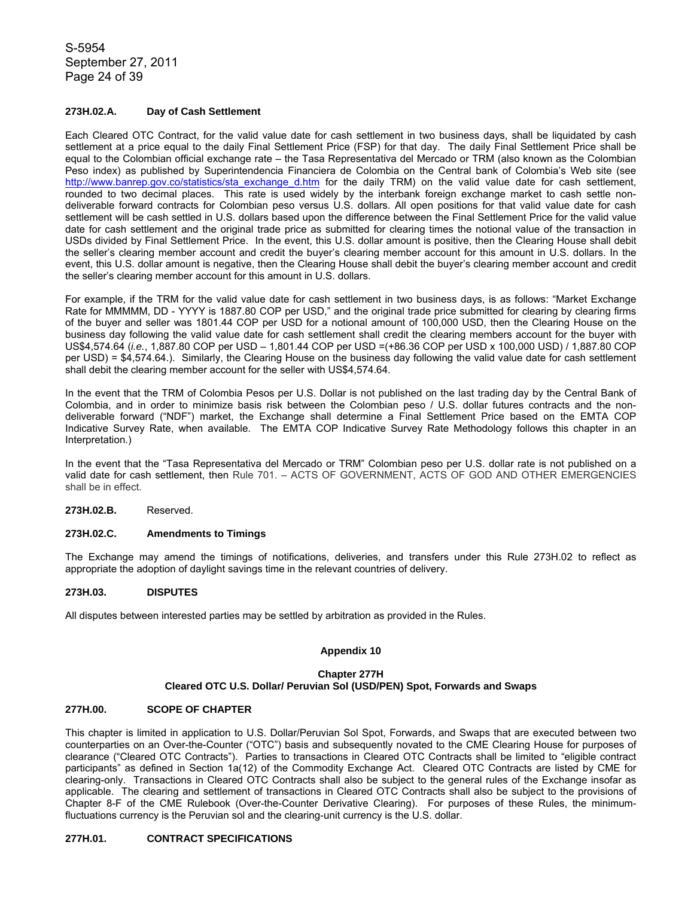**273H.02.A. Day of Cash Settlement**

Each Cleared OTC Contract, for the valid value date for cash settlement in two business days, shall be liquidated by cash settlement at a price equal to the daily Final Settlement Price (FSP) for that day. The daily Final Settlement Price shall be equal to the Colombian official exchange rate – the Tasa Representativa del Mercado or TRM (also known as the Colombian Peso index) as published by Superintendencia Financiera de Colombia on the Central bank of Colombia's Web site (see http://www.banrep.gov.co/statistics/sta_exchange_d.htm for the daily TRM) on the valid value date for cash settlement, rounded to two decimal places. This rate is used widely by the interbank foreign exchange market to cash settle non-deliverable forward contracts for Colombian peso versus U.S. dollars. All open positions for that valid value date for cash settlement will be cash settled in U.S. dollars based upon the difference between the Final Settlement Price for the valid value date for cash settlement and the original trade price as submitted for clearing times the notional value of the transaction in USDs divided by Final Settlement Price. In the event, this U.S. dollar amount is positive, then the Clearing House shall debit the seller's clearing member account and credit the buyer's clearing member account for this amount in U.S. dollars. In the event, this U.S. dollar amount is negative, then the Clearing House shall debit the buyer's clearing member account and credit the seller's clearing member account for this amount in U.S. dollars.

For example, if the TRM for the valid value date for cash settlement in two business days, is as follows: "Market Exchange Rate for MMMMM, DD - YYYY is 1887.80 COP per USD," and the original trade price submitted for clearing by clearing firms of the buyer and seller was 1801.44 COP per USD for a notional amount of 100,000 USD, then the Clearing House on the business day following the valid value date for cash settlement shall credit the clearing members account for the buyer with US$4,574.64 (*i.e.*, 1,887.80 COP per USD – 1,801.44 COP per USD =(+86.36 COP per USD x 100,000 USD) / 1,887.80 COP per USD) = $4,574.64.). Similarly, the Clearing House on the business day following the valid value date for cash settlement shall debit the clearing member account for the seller with US$4,574.64.

In the event that the TRM of Colombia Pesos per U.S. Dollar is not published on the last trading day by the Central Bank of Colombia, and in order to minimize basis risk between the Colombian peso / U.S. dollar futures contracts and the non-deliverable forward ("NDF") market, the Exchange shall determine a Final Settlement Price based on the EMTA COP Indicative Survey Rate, when available. The EMTA COP Indicative Survey Rate Methodology follows this chapter in an Interpretation.)

In the event that the "Tasa Representativa del Mercado or TRM" Colombian peso per U.S. dollar rate is not published on a valid date for cash settlement, then Rule 701. – ACTS OF GOVERNMENT, ACTS OF GOD AND OTHER EMERGENCIES shall be in effect.

**273H.02.B.** Reserved.

**273H.02.C. Amendments to Timings**

The Exchange may amend the timings of notifications, deliveries, and transfers under this Rule 273H.02 to reflect as appropriate the adoption of daylight savings time in the relevant countries of delivery.

**273H.03. DISPUTES**

All disputes between interested parties may be settled by arbitration as provided in the Rules.

## Appendix 10

## Chapter 277H
## Cleared OTC U.S. Dollar/ Peruvian Sol (USD/PEN) Spot, Forwards and Swaps

**277H.00. SCOPE OF CHAPTER**

This chapter is limited in application to U.S. Dollar/Peruvian Sol Spot, Forwards, and Swaps that are executed between two counterparties on an Over-the-Counter ("OTC") basis and subsequently novated to the CME Clearing House for purposes of clearance ("Cleared OTC Contracts"). Parties to transactions in Cleared OTC Contracts shall be limited to "eligible contract participants" as defined in Section 1a(12) of the Commodity Exchange Act. Cleared OTC Contracts are listed by CME for clearing-only. Transactions in Cleared OTC Contracts shall also be subject to the general rules of the Exchange insofar as applicable. The clearing and settlement of transactions in Cleared OTC Contracts shall also be subject to the provisions of Chapter 8-F of the CME Rulebook (Over-the-Counter Derivative Clearing). For purposes of these Rules, the minimum-fluctuations currency is the Peruvian sol and the clearing-unit currency is the U.S. dollar.

**277H.01. CONTRACT SPECIFICATIONS**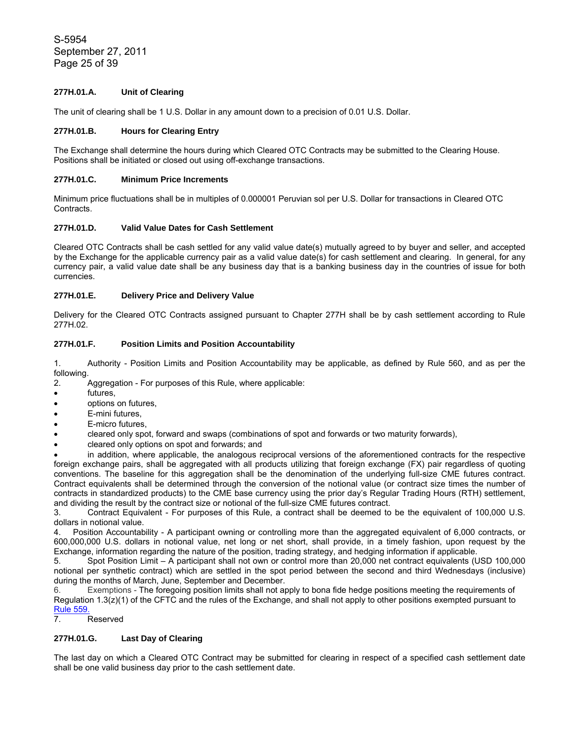### 277H.01.A. Unit of Clearing

The unit of clearing shall be 1 U.S. Dollar in any amount down to a precision of 0.01 U.S. Dollar.

### 277H.01.B. Hours for Clearing Entry

The Exchange shall determine the hours during which Cleared OTC Contracts may be submitted to the Clearing House. Positions shall be initiated or closed out using off-exchange transactions.

### 277H.01.C. Minimum Price Increments

Minimum price fluctuations shall be in multiples of 0.000001 Peruvian sol per U.S. Dollar for transactions in Cleared OTC Contracts.

### 277H.01.D. Valid Value Dates for Cash Settlement

Cleared OTC Contracts shall be cash settled for any valid value date(s) mutually agreed to by buyer and seller, and accepted by the Exchange for the applicable currency pair as a valid value date(s) for cash settlement and clearing. In general, for any currency pair, a valid value date shall be any business day that is a banking business day in the countries of issue for both currencies.

### 277H.01.E. Delivery Price and Delivery Value

Delivery for the Cleared OTC Contracts assigned pursuant to Chapter 277H shall be by cash settlement according to Rule 277H.02.

### 277H.01.F. Position Limits and Position Accountability

1. Authority - Position Limits and Position Accountability may be applicable, as defined by Rule 560, and as per the following.
2. Aggregation - For purposes of this Rule, where applicable:

- futures,
- options on futures,
- E-mini futures,
- E-micro futures,
- cleared only spot, forward and swaps (combinations of spot and forwards or two maturity forwards),
- cleared only options on spot and forwards; and
- in addition, where applicable, the analogous reciprocal versions of the aforementioned contracts for the respective foreign exchange pairs, shall be aggregated with all products utilizing that foreign exchange (FX) pair regardless of quoting conventions. The baseline for this aggregation shall be the denomination of the underlying full-size CME futures contract. Contract equivalents shall be determined through the conversion of the notional value (or contract size times the number of contracts in standardized products) to the CME base currency using the prior day's Regular Trading Hours (RTH) settlement, and dividing the result by the contract size or notional of the full-size CME futures contract.

3. Contract Equivalent - For purposes of this Rule, a contract shall be deemed to be the equivalent of 100,000 U.S. dollars in notional value.
4. Position Accountability - A participant owning or controlling more than the aggregated equivalent of 6,000 contracts, or 600,000,000 U.S. dollars in notional value, net long or net short, shall provide, in a timely fashion, upon request by the Exchange, information regarding the nature of the position, trading strategy, and hedging information if applicable.
5. Spot Position Limit – A participant shall not own or control more than 20,000 net contract equivalents (USD 100,000 notional per synthetic contract) which are settled in the spot period between the second and third Wednesdays (inclusive) during the months of March, June, September and December.
6. Exemptions - The foregoing position limits shall not apply to bona fide hedge positions meeting the requirements of Regulation 1.3(z)(1) of the CFTC and the rules of the Exchange, and shall not apply to other positions exempted pursuant to Rule 559.
7. Reserved

### 277H.01.G. Last Day of Clearing

The last day on which a Cleared OTC Contract may be submitted for clearing in respect of a specified cash settlement date shall be one valid business day prior to the cash settlement date.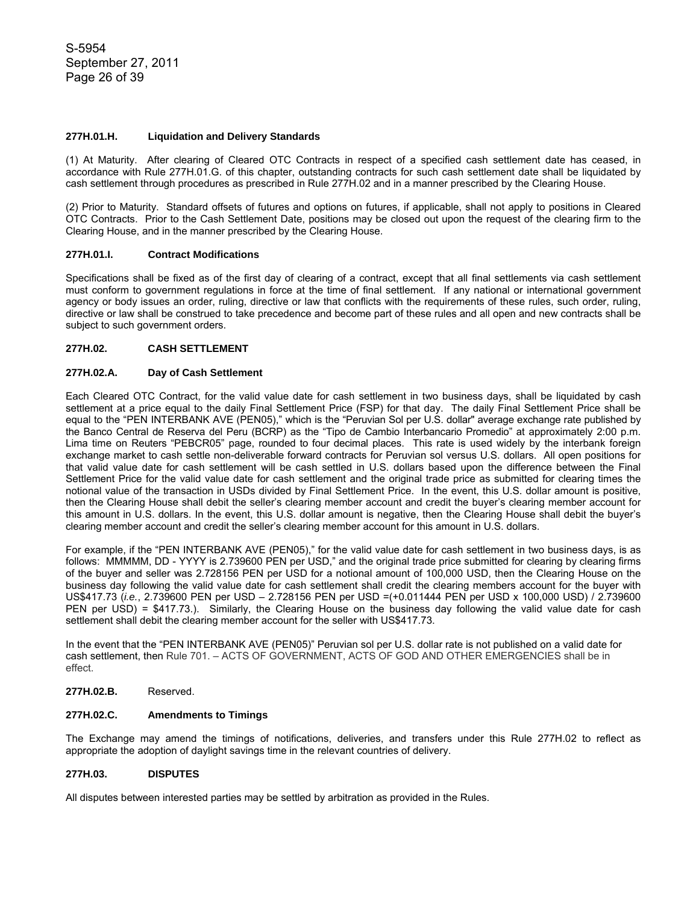**277H.01.H. Liquidation and Delivery Standards**

(1) At Maturity. After clearing of Cleared OTC Contracts in respect of a specified cash settlement date has ceased, in accordance with Rule 277H.01.G. of this chapter, outstanding contracts for such cash settlement date shall be liquidated by cash settlement through procedures as prescribed in Rule 277H.02 and in a manner prescribed by the Clearing House.

(2) Prior to Maturity. Standard offsets of futures and options on futures, if applicable, shall not apply to positions in Cleared OTC Contracts. Prior to the Cash Settlement Date, positions may be closed out upon the request of the clearing firm to the Clearing House, and in the manner prescribed by the Clearing House.

**277H.01.I. Contract Modifications**

Specifications shall be fixed as of the first day of clearing of a contract, except that all final settlements via cash settlement must conform to government regulations in force at the time of final settlement. If any national or international government agency or body issues an order, ruling, directive or law that conflicts with the requirements of these rules, such order, ruling, directive or law shall be construed to take precedence and become part of these rules and all open and new contracts shall be subject to such government orders.

**277H.02. CASH SETTLEMENT**

**277H.02.A. Day of Cash Settlement**

Each Cleared OTC Contract, for the valid value date for cash settlement in two business days, shall be liquidated by cash settlement at a price equal to the daily Final Settlement Price (FSP) for that day. The daily Final Settlement Price shall be equal to the "PEN INTERBANK AVE (PEN05)," which is the "Peruvian Sol per U.S. dollar" average exchange rate published by the Banco Central de Reserva del Peru (BCRP) as the "Tipo de Cambio Interbancario Promedio" at approximately 2:00 p.m. Lima time on Reuters "PEBCR05" page, rounded to four decimal places. This rate is used widely by the interbank foreign exchange market to cash settle non-deliverable forward contracts for Peruvian sol versus U.S. dollars. All open positions for that valid value date for cash settlement will be cash settled in U.S. dollars based upon the difference between the Final Settlement Price for the valid value date for cash settlement and the original trade price as submitted for clearing times the notional value of the transaction in USDs divided by Final Settlement Price. In the event, this U.S. dollar amount is positive, then the Clearing House shall debit the seller's clearing member account and credit the buyer's clearing member account for this amount in U.S. dollars. In the event, this U.S. dollar amount is negative, then the Clearing House shall debit the buyer's clearing member account and credit the seller's clearing member account for this amount in U.S. dollars.

For example, if the "PEN INTERBANK AVE (PEN05)," for the valid value date for cash settlement in two business days, is as follows: MMMMM, DD - YYYY is 2.739600 PEN per USD," and the original trade price submitted for clearing by clearing firms of the buyer and seller was 2.728156 PEN per USD for a notional amount of 100,000 USD, then the Clearing House on the business day following the valid value date for cash settlement shall credit the clearing members account for the buyer with US$417.73 (*i.e.*, 2.739600 PEN per USD – 2.728156 PEN per USD =(+0.011444 PEN per USD x 100,000 USD) / 2.739600 PEN per USD) = $417.73.). Similarly, the Clearing House on the business day following the valid value date for cash settlement shall debit the clearing member account for the seller with US$417.73.

In the event that the "PEN INTERBANK AVE (PEN05)" Peruvian sol per U.S. dollar rate is not published on a valid date for cash settlement, then Rule 701. – ACTS OF GOVERNMENT, ACTS OF GOD AND OTHER EMERGENCIES shall be in effect.

**277H.02.B.** Reserved.

**277H.02.C. Amendments to Timings**

The Exchange may amend the timings of notifications, deliveries, and transfers under this Rule 277H.02 to reflect as appropriate the adoption of daylight savings time in the relevant countries of delivery.

**277H.03. DISPUTES**

All disputes between interested parties may be settled by arbitration as provided in the Rules.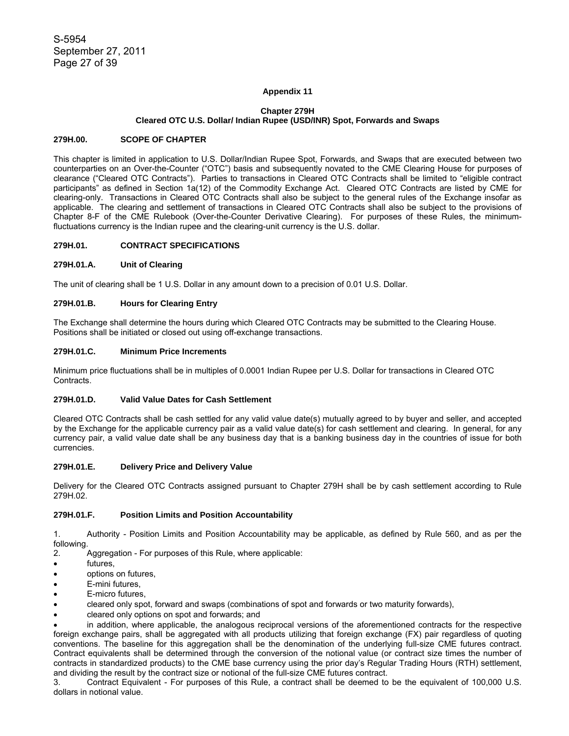**Appendix 11**

**Chapter 279H**
**Cleared OTC U.S. Dollar/ Indian Rupee (USD/INR) Spot, Forwards and Swaps**

## 279H.00. SCOPE OF CHAPTER

This chapter is limited in application to U.S. Dollar/Indian Rupee Spot, Forwards, and Swaps that are executed between two counterparties on an Over-the-Counter ("OTC") basis and subsequently novated to the CME Clearing House for purposes of clearance ("Cleared OTC Contracts"). Parties to transactions in Cleared OTC Contracts shall be limited to "eligible contract participants" as defined in Section 1a(12) of the Commodity Exchange Act. Cleared OTC Contracts are listed by CME for clearing-only. Transactions in Cleared OTC Contracts shall also be subject to the general rules of the Exchange insofar as applicable. The clearing and settlement of transactions in Cleared OTC Contracts shall also be subject to the provisions of Chapter 8-F of the CME Rulebook (Over-the-Counter Derivative Clearing). For purposes of these Rules, the minimum-fluctuations currency is the Indian rupee and the clearing-unit currency is the U.S. dollar.

## 279H.01. CONTRACT SPECIFICATIONS

### 279H.01.A. Unit of Clearing

The unit of clearing shall be 1 U.S. Dollar in any amount down to a precision of 0.01 U.S. Dollar.

### 279H.01.B. Hours for Clearing Entry

The Exchange shall determine the hours during which Cleared OTC Contracts may be submitted to the Clearing House. Positions shall be initiated or closed out using off-exchange transactions.

### 279H.01.C. Minimum Price Increments

Minimum price fluctuations shall be in multiples of 0.0001 Indian Rupee per U.S. Dollar for transactions in Cleared OTC Contracts.

### 279H.01.D. Valid Value Dates for Cash Settlement

Cleared OTC Contracts shall be cash settled for any valid value date(s) mutually agreed to by buyer and seller, and accepted by the Exchange for the applicable currency pair as a valid value date(s) for cash settlement and clearing. In general, for any currency pair, a valid value date shall be any business day that is a banking business day in the countries of issue for both currencies.

### 279H.01.E. Delivery Price and Delivery Value

Delivery for the Cleared OTC Contracts assigned pursuant to Chapter 279H shall be by cash settlement according to Rule 279H.02.

### 279H.01.F. Position Limits and Position Accountability

1. Authority - Position Limits and Position Accountability may be applicable, as defined by Rule 560, and as per the following.
2. Aggregation - For purposes of this Rule, where applicable:

- futures,
- options on futures,
- E-mini futures,
- E-micro futures,
- cleared only spot, forward and swaps (combinations of spot and forwards or two maturity forwards),
- cleared only options on spot and forwards; and
- in addition, where applicable, the analogous reciprocal versions of the aforementioned contracts for the respective foreign exchange pairs, shall be aggregated with all products utilizing that foreign exchange (FX) pair regardless of quoting conventions. The baseline for this aggregation shall be the denomination of the underlying full-size CME futures contract. Contract equivalents shall be determined through the conversion of the notional value (or contract size times the number of contracts in standardized products) to the CME base currency using the prior day's Regular Trading Hours (RTH) settlement, and dividing the result by the contract size or notional of the full-size CME futures contract.

3. Contract Equivalent - For purposes of this Rule, a contract shall be deemed to be the equivalent of 100,000 U.S. dollars in notional value.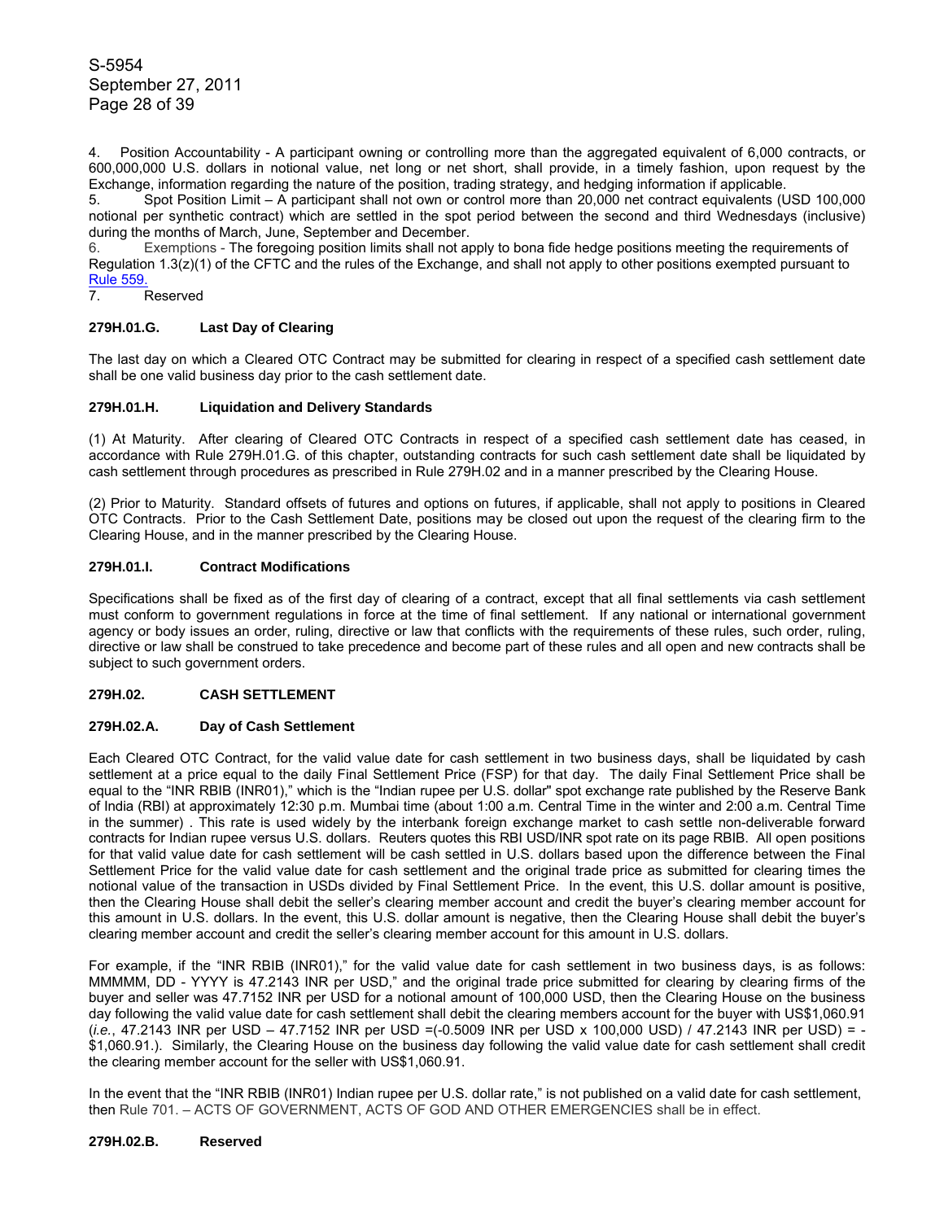4. Position Accountability - A participant owning or controlling more than the aggregated equivalent of 6,000 contracts, or 600,000,000 U.S. dollars in notional value, net long or net short, shall provide, in a timely fashion, upon request by the Exchange, information regarding the nature of the position, trading strategy, and hedging information if applicable.

5. Spot Position Limit – A participant shall not own or control more than 20,000 net contract equivalents (USD 100,000 notional per synthetic contract) which are settled in the spot period between the second and third Wednesdays (inclusive) during the months of March, June, September and December.

6. Exemptions - The foregoing position limits shall not apply to bona fide hedge positions meeting the requirements of Regulation 1.3(z)(1) of the CFTC and the rules of the Exchange, and shall not apply to other positions exempted pursuant to Rule 559.

7. Reserved

**279H.01.G. Last Day of Clearing**

The last day on which a Cleared OTC Contract may be submitted for clearing in respect of a specified cash settlement date shall be one valid business day prior to the cash settlement date.

**279H.01.H. Liquidation and Delivery Standards**

(1) At Maturity. After clearing of Cleared OTC Contracts in respect of a specified cash settlement date has ceased, in accordance with Rule 279H.01.G. of this chapter, outstanding contracts for such cash settlement date shall be liquidated by cash settlement through procedures as prescribed in Rule 279H.02 and in a manner prescribed by the Clearing House.

(2) Prior to Maturity. Standard offsets of futures and options on futures, if applicable, shall not apply to positions in Cleared OTC Contracts. Prior to the Cash Settlement Date, positions may be closed out upon the request of the clearing firm to the Clearing House, and in the manner prescribed by the Clearing House.

**279H.01.I. Contract Modifications**

Specifications shall be fixed as of the first day of clearing of a contract, except that all final settlements via cash settlement must conform to government regulations in force at the time of final settlement. If any national or international government agency or body issues an order, ruling, directive or law that conflicts with the requirements of these rules, such order, ruling, directive or law shall be construed to take precedence and become part of these rules and all open and new contracts shall be subject to such government orders.

**279H.02. CASH SETTLEMENT**

**279H.02.A. Day of Cash Settlement**

Each Cleared OTC Contract, for the valid value date for cash settlement in two business days, shall be liquidated by cash settlement at a price equal to the daily Final Settlement Price (FSP) for that day. The daily Final Settlement Price shall be equal to the "INR RBIB (INR01)," which is the "Indian rupee per U.S. dollar" spot exchange rate published by the Reserve Bank of India (RBI) at approximately 12:30 p.m. Mumbai time (about 1:00 a.m. Central Time in the winter and 2:00 a.m. Central Time in the summer) . This rate is used widely by the interbank foreign exchange market to cash settle non-deliverable forward contracts for Indian rupee versus U.S. dollars. Reuters quotes this RBI USD/INR spot rate on its page RBIB. All open positions for that valid value date for cash settlement will be cash settled in U.S. dollars based upon the difference between the Final Settlement Price for the valid value date for cash settlement and the original trade price as submitted for clearing times the notional value of the transaction in USDs divided by Final Settlement Price. In the event, this U.S. dollar amount is positive, then the Clearing House shall debit the seller's clearing member account and credit the buyer's clearing member account for this amount in U.S. dollars. In the event, this U.S. dollar amount is negative, then the Clearing House shall debit the buyer's clearing member account and credit the seller's clearing member account for this amount in U.S. dollars.

For example, if the "INR RBIB (INR01)," for the valid value date for cash settlement in two business days, is as follows: MMMMM, DD - YYYY is 47.2143 INR per USD," and the original trade price submitted for clearing by clearing firms of the buyer and seller was 47.7152 INR per USD for a notional amount of 100,000 USD, then the Clearing House on the business day following the valid value date for cash settlement shall debit the clearing members account for the buyer with US$1,060.91 (*i.e.*, 47.2143 INR per USD – 47.7152 INR per USD =(-0.5009 INR per USD x 100,000 USD) / 47.2143 INR per USD) = -$1,060.91.). Similarly, the Clearing House on the business day following the valid value date for cash settlement shall credit the clearing member account for the seller with US$1,060.91.

In the event that the "INR RBIB (INR01) Indian rupee per U.S. dollar rate," is not published on a valid date for cash settlement, then Rule 701. – ACTS OF GOVERNMENT, ACTS OF GOD AND OTHER EMERGENCIES shall be in effect.

**279H.02.B. Reserved**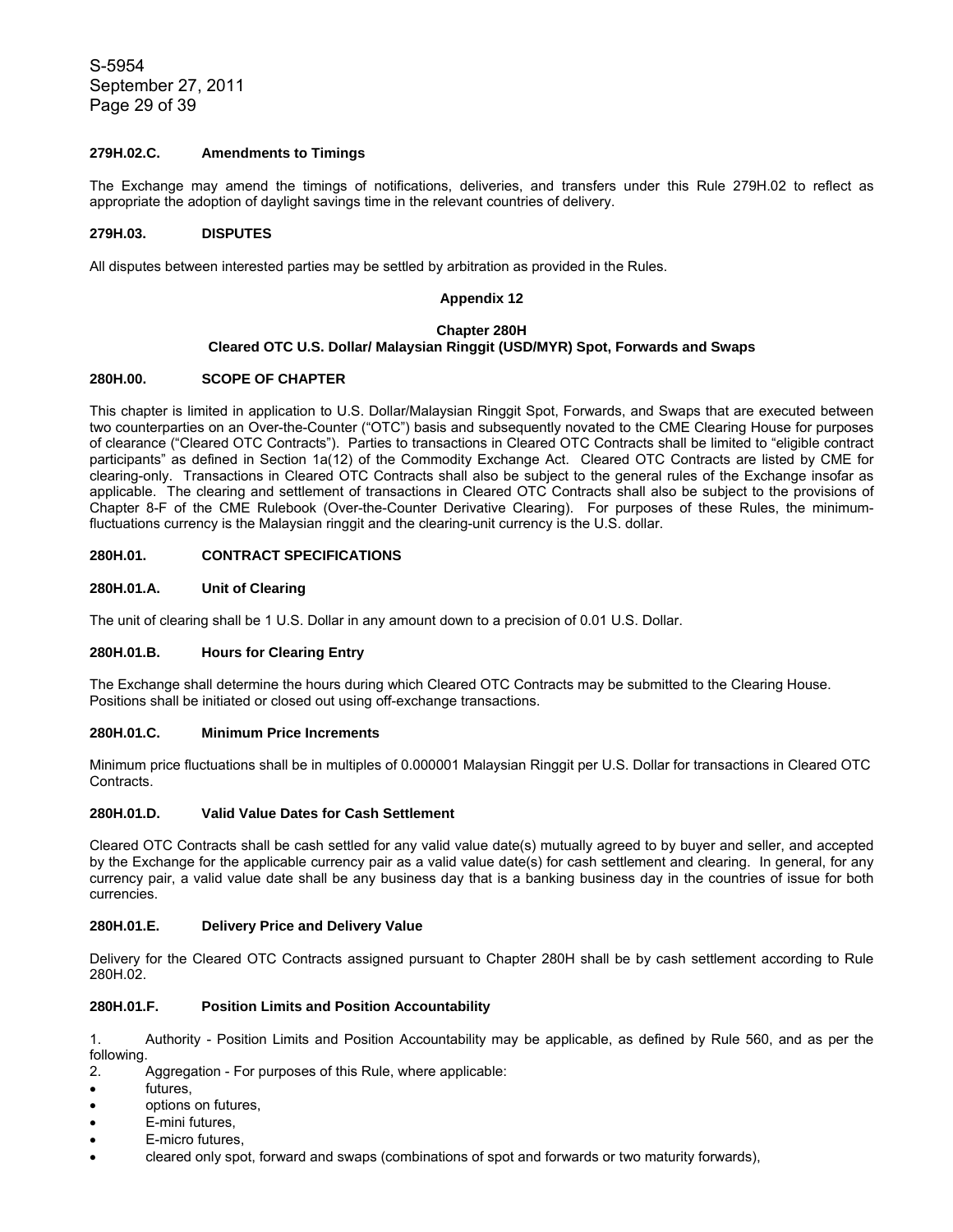#### 279H.02.C. Amendments to Timings

The Exchange may amend the timings of notifications, deliveries, and transfers under this Rule 279H.02 to reflect as appropriate the adoption of daylight savings time in the relevant countries of delivery.

#### 279H.03. DISPUTES

All disputes between interested parties may be settled by arbitration as provided in the Rules.

## Appendix 12

## Chapter 280H
## Cleared OTC U.S. Dollar/ Malaysian Ringgit (USD/MYR) Spot, Forwards and Swaps

#### 280H.00. SCOPE OF CHAPTER

This chapter is limited in application to U.S. Dollar/Malaysian Ringgit Spot, Forwards, and Swaps that are executed between two counterparties on an Over-the-Counter ("OTC") basis and subsequently novated to the CME Clearing House for purposes of clearance ("Cleared OTC Contracts"). Parties to transactions in Cleared OTC Contracts shall be limited to "eligible contract participants" as defined in Section 1a(12) of the Commodity Exchange Act. Cleared OTC Contracts are listed by CME for clearing-only. Transactions in Cleared OTC Contracts shall also be subject to the general rules of the Exchange insofar as applicable. The clearing and settlement of transactions in Cleared OTC Contracts shall also be subject to the provisions of Chapter 8-F of the CME Rulebook (Over-the-Counter Derivative Clearing). For purposes of these Rules, the minimum-fluctuations currency is the Malaysian ringgit and the clearing-unit currency is the U.S. dollar.

#### 280H.01. CONTRACT SPECIFICATIONS

#### 280H.01.A. Unit of Clearing

The unit of clearing shall be 1 U.S. Dollar in any amount down to a precision of 0.01 U.S. Dollar.

#### 280H.01.B. Hours for Clearing Entry

The Exchange shall determine the hours during which Cleared OTC Contracts may be submitted to the Clearing House. Positions shall be initiated or closed out using off-exchange transactions.

#### 280H.01.C. Minimum Price Increments

Minimum price fluctuations shall be in multiples of 0.000001 Malaysian Ringgit per U.S. Dollar for transactions in Cleared OTC Contracts.

#### 280H.01.D. Valid Value Dates for Cash Settlement

Cleared OTC Contracts shall be cash settled for any valid value date(s) mutually agreed to by buyer and seller, and accepted by the Exchange for the applicable currency pair as a valid value date(s) for cash settlement and clearing. In general, for any currency pair, a valid value date shall be any business day that is a banking business day in the countries of issue for both currencies.

#### 280H.01.E. Delivery Price and Delivery Value

Delivery for the Cleared OTC Contracts assigned pursuant to Chapter 280H shall be by cash settlement according to Rule 280H.02.

#### 280H.01.F. Position Limits and Position Accountability

1. Authority - Position Limits and Position Accountability may be applicable, as defined by Rule 560, and as per the following.
2. Aggregation - For purposes of this Rule, where applicable:

- futures,
- options on futures,
- E-mini futures,
- E-micro futures,
- cleared only spot, forward and swaps (combinations of spot and forwards or two maturity forwards),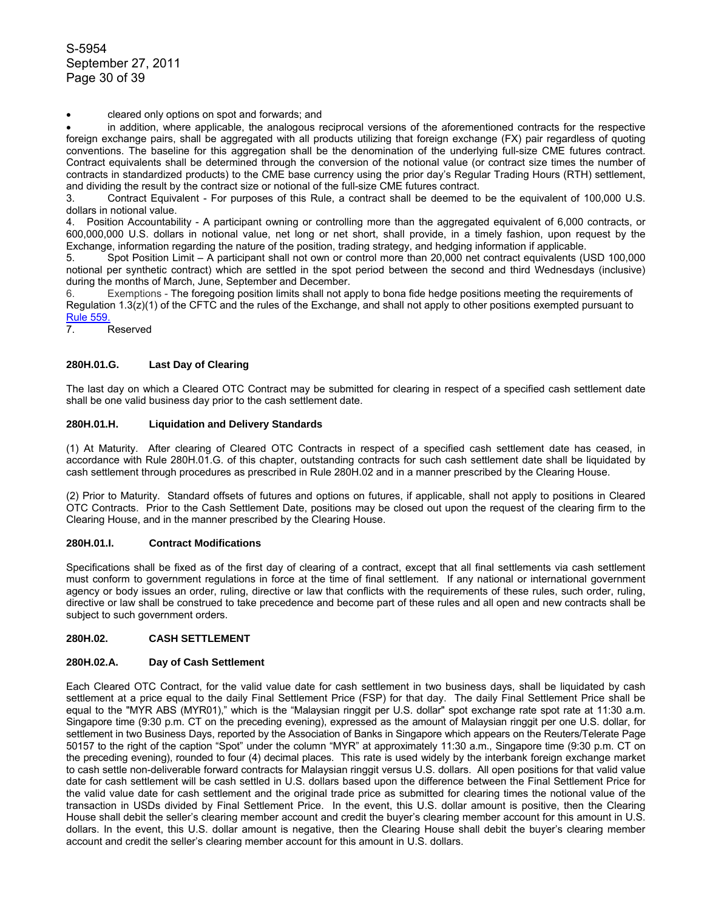- cleared only options on spot and forwards; and
- in addition, where applicable, the analogous reciprocal versions of the aforementioned contracts for the respective foreign exchange pairs, shall be aggregated with all products utilizing that foreign exchange (FX) pair regardless of quoting conventions. The baseline for this aggregation shall be the denomination of the underlying full-size CME futures contract. Contract equivalents shall be determined through the conversion of the notional value (or contract size times the number of contracts in standardized products) to the CME base currency using the prior day's Regular Trading Hours (RTH) settlement, and dividing the result by the contract size or notional of the full-size CME futures contract.

3. Contract Equivalent - For purposes of this Rule, a contract shall be deemed to be the equivalent of 100,000 U.S. dollars in notional value.
4. Position Accountability - A participant owning or controlling more than the aggregated equivalent of 6,000 contracts, or 600,000,000 U.S. dollars in notional value, net long or net short, shall provide, in a timely fashion, upon request by the Exchange, information regarding the nature of the position, trading strategy, and hedging information if applicable.
5. Spot Position Limit – A participant shall not own or control more than 20,000 net contract equivalents (USD 100,000 notional per synthetic contract) which are settled in the spot period between the second and third Wednesdays (inclusive) during the months of March, June, September and December.
6. Exemptions - The foregoing position limits shall not apply to bona fide hedge positions meeting the requirements of Regulation 1.3(z)(1) of the CFTC and the rules of the Exchange, and shall not apply to other positions exempted pursuant to Rule 559.
7. Reserved

#### 280H.01.G. Last Day of Clearing

The last day on which a Cleared OTC Contract may be submitted for clearing in respect of a specified cash settlement date shall be one valid business day prior to the cash settlement date.

#### 280H.01.H. Liquidation and Delivery Standards

(1) At Maturity. After clearing of Cleared OTC Contracts in respect of a specified cash settlement date has ceased, in accordance with Rule 280H.01.G. of this chapter, outstanding contracts for such cash settlement date shall be liquidated by cash settlement through procedures as prescribed in Rule 280H.02 and in a manner prescribed by the Clearing House.

(2) Prior to Maturity. Standard offsets of futures and options on futures, if applicable, shall not apply to positions in Cleared OTC Contracts. Prior to the Cash Settlement Date, positions may be closed out upon the request of the clearing firm to the Clearing House, and in the manner prescribed by the Clearing House.

#### 280H.01.I. Contract Modifications

Specifications shall be fixed as of the first day of clearing of a contract, except that all final settlements via cash settlement must conform to government regulations in force at the time of final settlement. If any national or international government agency or body issues an order, ruling, directive or law that conflicts with the requirements of these rules, such order, ruling, directive or law shall be construed to take precedence and become part of these rules and all open and new contracts shall be subject to such government orders.

### 280H.02. CASH SETTLEMENT

#### 280H.02.A. Day of Cash Settlement

Each Cleared OTC Contract, for the valid value date for cash settlement in two business days, shall be liquidated by cash settlement at a price equal to the daily Final Settlement Price (FSP) for that day. The daily Final Settlement Price shall be equal to the "MYR ABS (MYR01)," which is the "Malaysian ringgit per U.S. dollar" spot exchange rate spot rate at 11:30 a.m. Singapore time (9:30 p.m. CT on the preceding evening), expressed as the amount of Malaysian ringgit per one U.S. dollar, for settlement in two Business Days, reported by the Association of Banks in Singapore which appears on the Reuters/Telerate Page 50157 to the right of the caption "Spot" under the column "MYR" at approximately 11:30 a.m., Singapore time (9:30 p.m. CT on the preceding evening), rounded to four (4) decimal places. This rate is used widely by the interbank foreign exchange market to cash settle non-deliverable forward contracts for Malaysian ringgit versus U.S. dollars. All open positions for that valid value date for cash settlement will be cash settled in U.S. dollars based upon the difference between the Final Settlement Price for the valid value date for cash settlement and the original trade price as submitted for clearing times the notional value of the transaction in USDs divided by Final Settlement Price. In the event, this U.S. dollar amount is positive, then the Clearing House shall debit the seller's clearing member account and credit the buyer's clearing member account for this amount in U.S. dollars. In the event, this U.S. dollar amount is negative, then the Clearing House shall debit the buyer's clearing member account and credit the seller's clearing member account for this amount in U.S. dollars.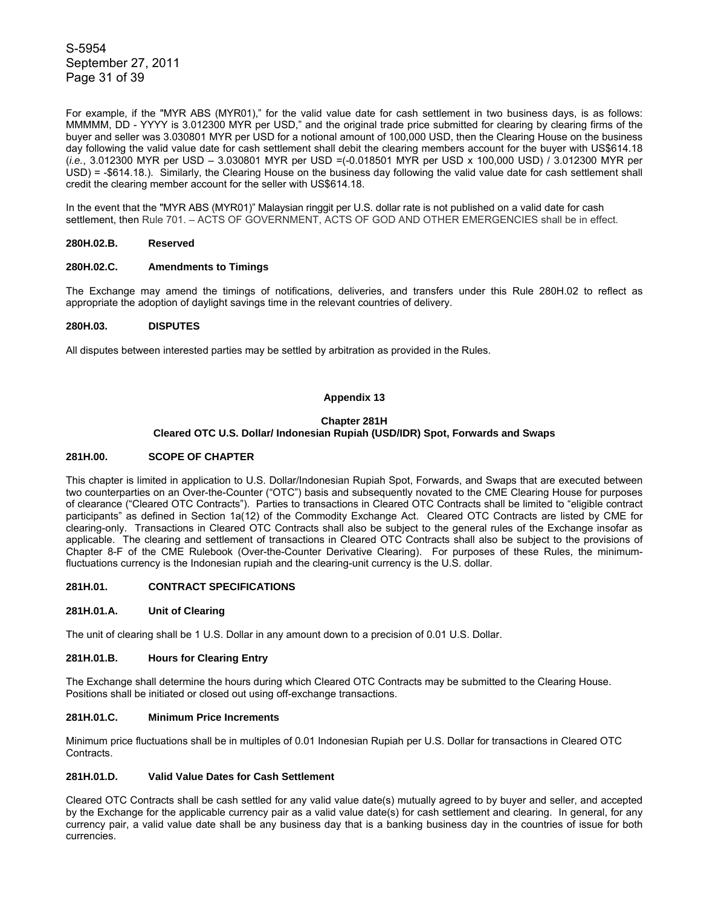For example, if the "MYR ABS (MYR01)," for the valid value date for cash settlement in two business days, is as follows: MMMMM, DD - YYYY is 3.012300 MYR per USD," and the original trade price submitted for clearing by clearing firms of the buyer and seller was 3.030801 MYR per USD for a notional amount of 100,000 USD, then the Clearing House on the business day following the valid value date for cash settlement shall debit the clearing members account for the buyer with US$614.18 (*i.e.*, 3.012300 MYR per USD – 3.030801 MYR per USD =(-0.018501 MYR per USD x 100,000 USD) / 3.012300 MYR per USD) = -$614.18.). Similarly, the Clearing House on the business day following the valid value date for cash settlement shall credit the clearing member account for the seller with US$614.18.

In the event that the "MYR ABS (MYR01)" Malaysian ringgit per U.S. dollar rate is not published on a valid date for cash settlement, then Rule 701. – ACTS OF GOVERNMENT, ACTS OF GOD AND OTHER EMERGENCIES shall be in effect.

**280H.02.B. Reserved**

**280H.02.C. Amendments to Timings**

The Exchange may amend the timings of notifications, deliveries, and transfers under this Rule 280H.02 to reflect as appropriate the adoption of daylight savings time in the relevant countries of delivery.

**280H.03. DISPUTES**

All disputes between interested parties may be settled by arbitration as provided in the Rules.

## Appendix 13

## Chapter 281H
## Cleared OTC U.S. Dollar/ Indonesian Rupiah (USD/IDR) Spot, Forwards and Swaps

**281H.00. SCOPE OF CHAPTER**

This chapter is limited in application to U.S. Dollar/Indonesian Rupiah Spot, Forwards, and Swaps that are executed between two counterparties on an Over-the-Counter ("OTC") basis and subsequently novated to the CME Clearing House for purposes of clearance ("Cleared OTC Contracts"). Parties to transactions in Cleared OTC Contracts shall be limited to "eligible contract participants" as defined in Section 1a(12) of the Commodity Exchange Act. Cleared OTC Contracts are listed by CME for clearing-only. Transactions in Cleared OTC Contracts shall also be subject to the general rules of the Exchange insofar as applicable. The clearing and settlement of transactions in Cleared OTC Contracts shall also be subject to the provisions of Chapter 8-F of the CME Rulebook (Over-the-Counter Derivative Clearing). For purposes of these Rules, the minimum-fluctuations currency is the Indonesian rupiah and the clearing-unit currency is the U.S. dollar.

**281H.01. CONTRACT SPECIFICATIONS**

**281H.01.A. Unit of Clearing**

The unit of clearing shall be 1 U.S. Dollar in any amount down to a precision of 0.01 U.S. Dollar.

**281H.01.B. Hours for Clearing Entry**

The Exchange shall determine the hours during which Cleared OTC Contracts may be submitted to the Clearing House. Positions shall be initiated or closed out using off-exchange transactions.

**281H.01.C. Minimum Price Increments**

Minimum price fluctuations shall be in multiples of 0.01 Indonesian Rupiah per U.S. Dollar for transactions in Cleared OTC Contracts.

**281H.01.D. Valid Value Dates for Cash Settlement**

Cleared OTC Contracts shall be cash settled for any valid value date(s) mutually agreed to by buyer and seller, and accepted by the Exchange for the applicable currency pair as a valid value date(s) for cash settlement and clearing. In general, for any currency pair, a valid value date shall be any business day that is a banking business day in the countries of issue for both currencies.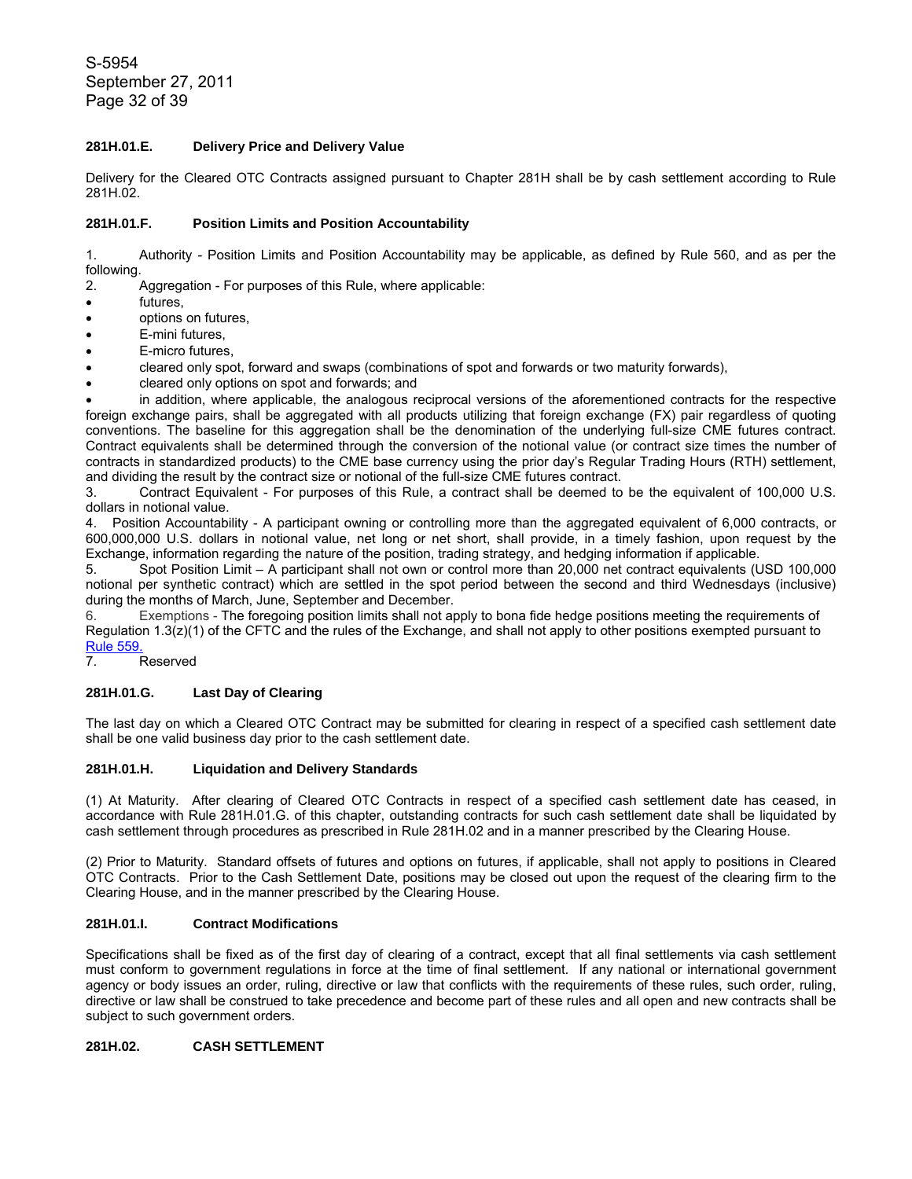#### 281H.01.E. Delivery Price and Delivery Value

Delivery for the Cleared OTC Contracts assigned pursuant to Chapter 281H shall be by cash settlement according to Rule 281H.02.

#### 281H.01.F. Position Limits and Position Accountability

1. Authority - Position Limits and Position Accountability may be applicable, as defined by Rule 560, and as per the following.
2. Aggregation - For purposes of this Rule, where applicable:

- futures,
- options on futures,
- E-mini futures,
- E-micro futures,
- cleared only spot, forward and swaps (combinations of spot and forwards or two maturity forwards),
- cleared only options on spot and forwards; and
- in addition, where applicable, the analogous reciprocal versions of the aforementioned contracts for the respective foreign exchange pairs, shall be aggregated with all products utilizing that foreign exchange (FX) pair regardless of quoting conventions. The baseline for this aggregation shall be the denomination of the underlying full-size CME futures contract. Contract equivalents shall be determined through the conversion of the notional value (or contract size times the number of contracts in standardized products) to the CME base currency using the prior day's Regular Trading Hours (RTH) settlement, and dividing the result by the contract size or notional of the full-size CME futures contract.

3. Contract Equivalent - For purposes of this Rule, a contract shall be deemed to be the equivalent of 100,000 U.S. dollars in notional value.
4. Position Accountability - A participant owning or controlling more than the aggregated equivalent of 6,000 contracts, or 600,000,000 U.S. dollars in notional value, net long or net short, shall provide, in a timely fashion, upon request by the Exchange, information regarding the nature of the position, trading strategy, and hedging information if applicable.
5. Spot Position Limit – A participant shall not own or control more than 20,000 net contract equivalents (USD 100,000 notional per synthetic contract) which are settled in the spot period between the second and third Wednesdays (inclusive) during the months of March, June, September and December.
6. Exemptions - The foregoing position limits shall not apply to bona fide hedge positions meeting the requirements of Regulation 1.3(z)(1) of the CFTC and the rules of the Exchange, and shall not apply to other positions exempted pursuant to Rule 559.
7. Reserved

#### 281H.01.G. Last Day of Clearing

The last day on which a Cleared OTC Contract may be submitted for clearing in respect of a specified cash settlement date shall be one valid business day prior to the cash settlement date.

#### 281H.01.H. Liquidation and Delivery Standards

(1) At Maturity. After clearing of Cleared OTC Contracts in respect of a specified cash settlement date has ceased, in accordance with Rule 281H.01.G. of this chapter, outstanding contracts for such cash settlement date shall be liquidated by cash settlement through procedures as prescribed in Rule 281H.02 and in a manner prescribed by the Clearing House.

(2) Prior to Maturity. Standard offsets of futures and options on futures, if applicable, shall not apply to positions in Cleared OTC Contracts. Prior to the Cash Settlement Date, positions may be closed out upon the request of the clearing firm to the Clearing House, and in the manner prescribed by the Clearing House.

#### 281H.01.I. Contract Modifications

Specifications shall be fixed as of the first day of clearing of a contract, except that all final settlements via cash settlement must conform to government regulations in force at the time of final settlement. If any national or international government agency or body issues an order, ruling, directive or law that conflicts with the requirements of these rules, such order, ruling, directive or law shall be construed to take precedence and become part of these rules and all open and new contracts shall be subject to such government orders.

#### 281H.02. CASH SETTLEMENT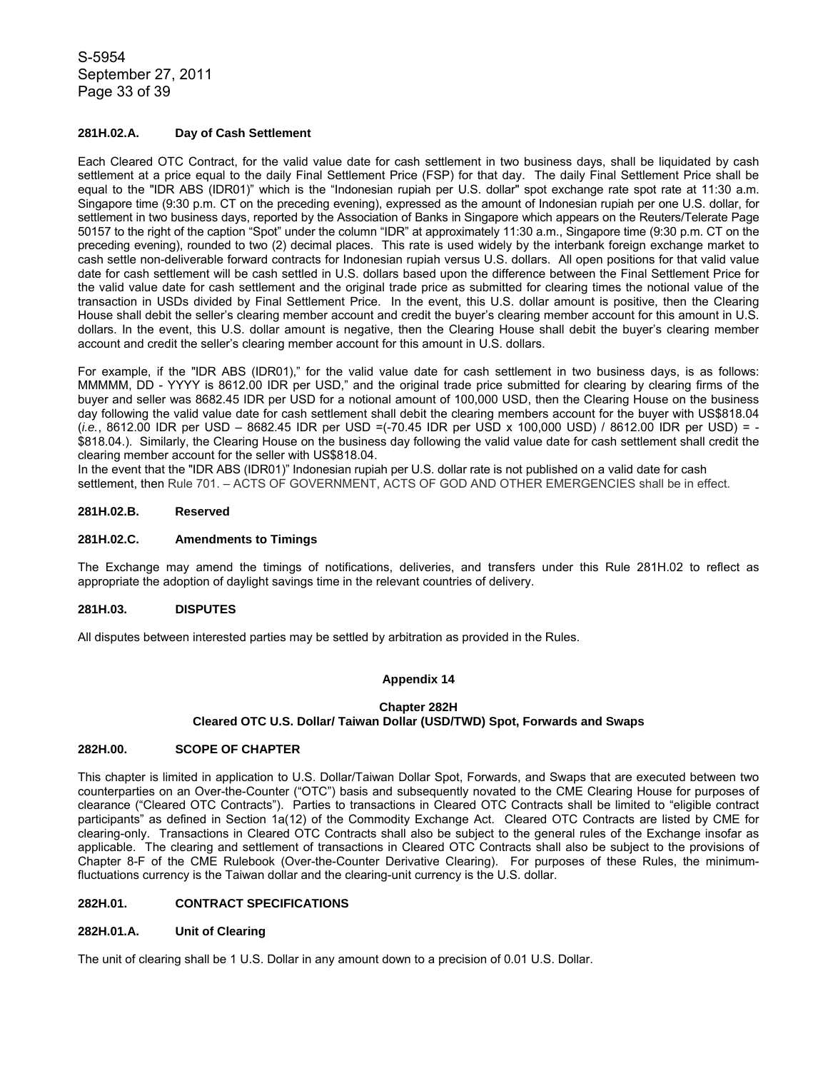#### 281H.02.A. Day of Cash Settlement

Each Cleared OTC Contract, for the valid value date for cash settlement in two business days, shall be liquidated by cash settlement at a price equal to the daily Final Settlement Price (FSP) for that day. The daily Final Settlement Price shall be equal to the "IDR ABS (IDR01)" which is the "Indonesian rupiah per U.S. dollar" spot exchange rate spot rate at 11:30 a.m. Singapore time (9:30 p.m. CT on the preceding evening), expressed as the amount of Indonesian rupiah per one U.S. dollar, for settlement in two business days, reported by the Association of Banks in Singapore which appears on the Reuters/Telerate Page 50157 to the right of the caption "Spot" under the column "IDR" at approximately 11:30 a.m., Singapore time (9:30 p.m. CT on the preceding evening), rounded to two (2) decimal places. This rate is used widely by the interbank foreign exchange market to cash settle non-deliverable forward contracts for Indonesian rupiah versus U.S. dollars. All open positions for that valid value date for cash settlement will be cash settled in U.S. dollars based upon the difference between the Final Settlement Price for the valid value date for cash settlement and the original trade price as submitted for clearing times the notional value of the transaction in USDs divided by Final Settlement Price. In the event, this U.S. dollar amount is positive, then the Clearing House shall debit the seller's clearing member account and credit the buyer's clearing member account for this amount in U.S. dollars. In the event, this U.S. dollar amount is negative, then the Clearing House shall debit the buyer's clearing member account and credit the seller's clearing member account for this amount in U.S. dollars.

For example, if the "IDR ABS (IDR01)," for the valid value date for cash settlement in two business days, is as follows: MMMMM, DD - YYYY is 8612.00 IDR per USD," and the original trade price submitted for clearing by clearing firms of the buyer and seller was 8682.45 IDR per USD for a notional amount of 100,000 USD, then the Clearing House on the business day following the valid value date for cash settlement shall debit the clearing members account for the buyer with US$818.04 (*i.e.*, 8612.00 IDR per USD – 8682.45 IDR per USD =(-70.45 IDR per USD x 100,000 USD) / 8612.00 IDR per USD) = -$818.04.). Similarly, the Clearing House on the business day following the valid value date for cash settlement shall credit the clearing member account for the seller with US$818.04.

In the event that the "IDR ABS (IDR01)" Indonesian rupiah per U.S. dollar rate is not published on a valid date for cash settlement, then Rule 701. – ACTS OF GOVERNMENT, ACTS OF GOD AND OTHER EMERGENCIES shall be in effect.

#### 281H.02.B. Reserved

#### 281H.02.C. Amendments to Timings

The Exchange may amend the timings of notifications, deliveries, and transfers under this Rule 281H.02 to reflect as appropriate the adoption of daylight savings time in the relevant countries of delivery.

#### 281H.03. DISPUTES

All disputes between interested parties may be settled by arbitration as provided in the Rules.

## Appendix 14

## Chapter 282H
## Cleared OTC U.S. Dollar/ Taiwan Dollar (USD/TWD) Spot, Forwards and Swaps

#### 282H.00. SCOPE OF CHAPTER

This chapter is limited in application to U.S. Dollar/Taiwan Dollar Spot, Forwards, and Swaps that are executed between two counterparties on an Over-the-Counter ("OTC") basis and subsequently novated to the CME Clearing House for purposes of clearance ("Cleared OTC Contracts"). Parties to transactions in Cleared OTC Contracts shall be limited to "eligible contract participants" as defined in Section 1a(12) of the Commodity Exchange Act. Cleared OTC Contracts are listed by CME for clearing-only. Transactions in Cleared OTC Contracts shall also be subject to the general rules of the Exchange insofar as applicable. The clearing and settlement of transactions in Cleared OTC Contracts shall also be subject to the provisions of Chapter 8-F of the CME Rulebook (Over-the-Counter Derivative Clearing). For purposes of these Rules, the minimum-fluctuations currency is the Taiwan dollar and the clearing-unit currency is the U.S. dollar.

#### 282H.01. CONTRACT SPECIFICATIONS

#### 282H.01.A. Unit of Clearing

The unit of clearing shall be 1 U.S. Dollar in any amount down to a precision of 0.01 U.S. Dollar.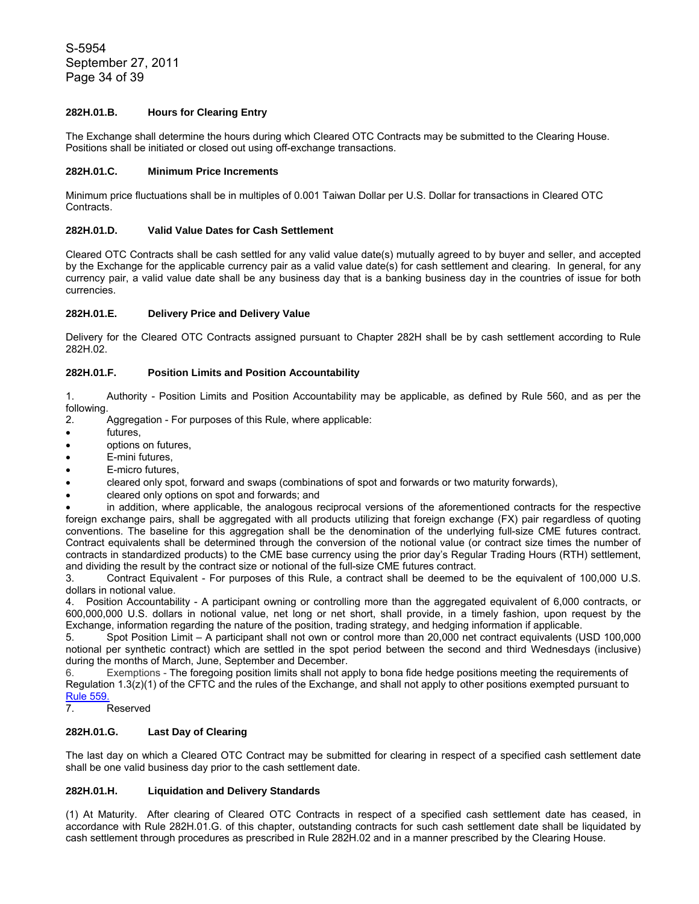### 282H.01.B. Hours for Clearing Entry

The Exchange shall determine the hours during which Cleared OTC Contracts may be submitted to the Clearing House. Positions shall be initiated or closed out using off-exchange transactions.

### 282H.01.C. Minimum Price Increments

Minimum price fluctuations shall be in multiples of 0.001 Taiwan Dollar per U.S. Dollar for transactions in Cleared OTC Contracts.

### 282H.01.D. Valid Value Dates for Cash Settlement

Cleared OTC Contracts shall be cash settled for any valid value date(s) mutually agreed to by buyer and seller, and accepted by the Exchange for the applicable currency pair as a valid value date(s) for cash settlement and clearing. In general, for any currency pair, a valid value date shall be any business day that is a banking business day in the countries of issue for both currencies.

### 282H.01.E. Delivery Price and Delivery Value

Delivery for the Cleared OTC Contracts assigned pursuant to Chapter 282H shall be by cash settlement according to Rule 282H.02.

### 282H.01.F. Position Limits and Position Accountability

1. Authority - Position Limits and Position Accountability may be applicable, as defined by Rule 560, and as per the following.
2. Aggregation - For purposes of this Rule, where applicable:

- futures,
- options on futures,
- E-mini futures,
- E-micro futures,
- cleared only spot, forward and swaps (combinations of spot and forwards or two maturity forwards),
- cleared only options on spot and forwards; and
- in addition, where applicable, the analogous reciprocal versions of the aforementioned contracts for the respective foreign exchange pairs, shall be aggregated with all products utilizing that foreign exchange (FX) pair regardless of quoting conventions. The baseline for this aggregation shall be the denomination of the underlying full-size CME futures contract. Contract equivalents shall be determined through the conversion of the notional value (or contract size times the number of contracts in standardized products) to the CME base currency using the prior day's Regular Trading Hours (RTH) settlement, and dividing the result by the contract size or notional of the full-size CME futures contract.

3. Contract Equivalent - For purposes of this Rule, a contract shall be deemed to be the equivalent of 100,000 U.S. dollars in notional value.
4. Position Accountability - A participant owning or controlling more than the aggregated equivalent of 6,000 contracts, or 600,000,000 U.S. dollars in notional value, net long or net short, shall provide, in a timely fashion, upon request by the Exchange, information regarding the nature of the position, trading strategy, and hedging information if applicable.
5. Spot Position Limit – A participant shall not own or control more than 20,000 net contract equivalents (USD 100,000 notional per synthetic contract) which are settled in the spot period between the second and third Wednesdays (inclusive) during the months of March, June, September and December.
6. Exemptions - The foregoing position limits shall not apply to bona fide hedge positions meeting the requirements of Regulation 1.3(z)(1) of the CFTC and the rules of the Exchange, and shall not apply to other positions exempted pursuant to Rule 559.
7. Reserved

### 282H.01.G. Last Day of Clearing

The last day on which a Cleared OTC Contract may be submitted for clearing in respect of a specified cash settlement date shall be one valid business day prior to the cash settlement date.

### 282H.01.H. Liquidation and Delivery Standards

(1) At Maturity. After clearing of Cleared OTC Contracts in respect of a specified cash settlement date has ceased, in accordance with Rule 282H.01.G. of this chapter, outstanding contracts for such cash settlement date shall be liquidated by cash settlement through procedures as prescribed in Rule 282H.02 and in a manner prescribed by the Clearing House.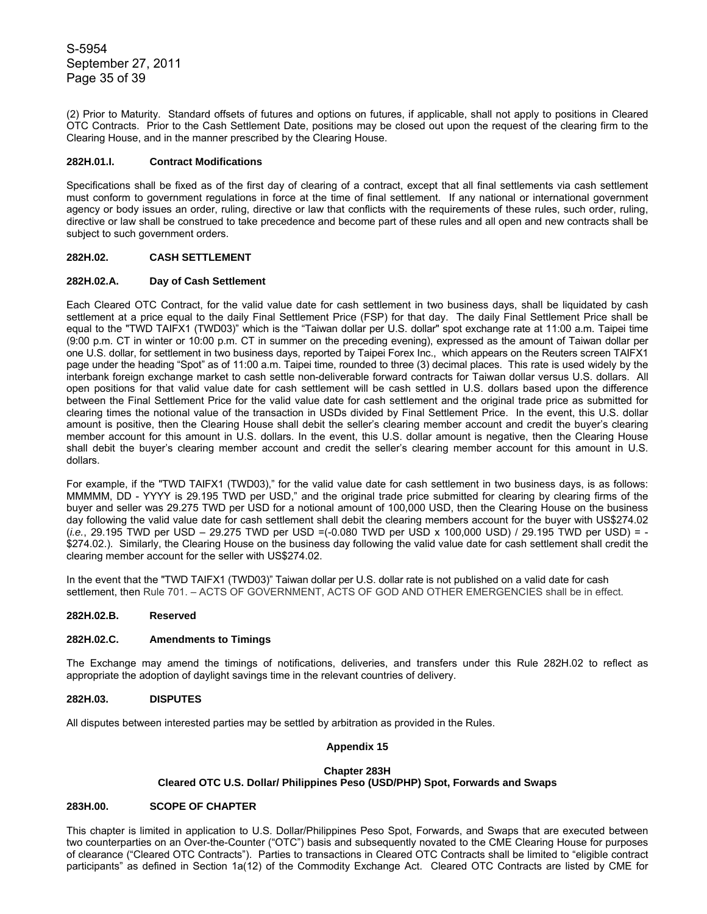(2) Prior to Maturity. Standard offsets of futures and options on futures, if applicable, shall not apply to positions in Cleared OTC Contracts. Prior to the Cash Settlement Date, positions may be closed out upon the request of the clearing firm to the Clearing House, and in the manner prescribed by the Clearing House.

**282H.01.I. Contract Modifications**

Specifications shall be fixed as of the first day of clearing of a contract, except that all final settlements via cash settlement must conform to government regulations in force at the time of final settlement. If any national or international government agency or body issues an order, ruling, directive or law that conflicts with the requirements of these rules, such order, ruling, directive or law shall be construed to take precedence and become part of these rules and all open and new contracts shall be subject to such government orders.

**282H.02. CASH SETTLEMENT**

**282H.02.A. Day of Cash Settlement**

Each Cleared OTC Contract, for the valid value date for cash settlement in two business days, shall be liquidated by cash settlement at a price equal to the daily Final Settlement Price (FSP) for that day. The daily Final Settlement Price shall be equal to the "TWD TAIFX1 (TWD03)" which is the "Taiwan dollar per U.S. dollar" spot exchange rate at 11:00 a.m. Taipei time (9:00 p.m. CT in winter or 10:00 p.m. CT in summer on the preceding evening), expressed as the amount of Taiwan dollar per one U.S. dollar, for settlement in two business days, reported by Taipei Forex Inc., which appears on the Reuters screen TAIFX1 page under the heading "Spot" as of 11:00 a.m. Taipei time, rounded to three (3) decimal places. This rate is used widely by the interbank foreign exchange market to cash settle non-deliverable forward contracts for Taiwan dollar versus U.S. dollars. All open positions for that valid value date for cash settlement will be cash settled in U.S. dollars based upon the difference between the Final Settlement Price for the valid value date for cash settlement and the original trade price as submitted for clearing times the notional value of the transaction in USDs divided by Final Settlement Price. In the event, this U.S. dollar amount is positive, then the Clearing House shall debit the seller's clearing member account and credit the buyer's clearing member account for this amount in U.S. dollars. In the event, this U.S. dollar amount is negative, then the Clearing House shall debit the buyer's clearing member account and credit the seller's clearing member account for this amount in U.S. dollars.

For example, if the "TWD TAIFX1 (TWD03)," for the valid value date for cash settlement in two business days, is as follows: MMMMM, DD - YYYY is 29.195 TWD per USD," and the original trade price submitted for clearing by clearing firms of the buyer and seller was 29.275 TWD per USD for a notional amount of 100,000 USD, then the Clearing House on the business day following the valid value date for cash settlement shall debit the clearing members account for the buyer with US$274.02 (*i.e.*, 29.195 TWD per USD – 29.275 TWD per USD =(-0.080 TWD per USD x 100,000 USD) / 29.195 TWD per USD) = -$274.02.). Similarly, the Clearing House on the business day following the valid value date for cash settlement shall credit the clearing member account for the seller with US$274.02.

In the event that the "TWD TAIFX1 (TWD03)" Taiwan dollar per U.S. dollar rate is not published on a valid date for cash settlement, then Rule 701. – ACTS OF GOVERNMENT, ACTS OF GOD AND OTHER EMERGENCIES shall be in effect.

**282H.02.B. Reserved**

**282H.02.C. Amendments to Timings**

The Exchange may amend the timings of notifications, deliveries, and transfers under this Rule 282H.02 to reflect as appropriate the adoption of daylight savings time in the relevant countries of delivery.

**282H.03. DISPUTES**

All disputes between interested parties may be settled by arbitration as provided in the Rules.

**Appendix 15**

**Chapter 283H**
**Cleared OTC U.S. Dollar/ Philippines Peso (USD/PHP) Spot, Forwards and Swaps**

**283H.00. SCOPE OF CHAPTER**

This chapter is limited in application to U.S. Dollar/Philippines Peso Spot, Forwards, and Swaps that are executed between two counterparties on an Over-the-Counter ("OTC") basis and subsequently novated to the CME Clearing House for purposes of clearance ("Cleared OTC Contracts"). Parties to transactions in Cleared OTC Contracts shall be limited to "eligible contract participants" as defined in Section 1a(12) of the Commodity Exchange Act. Cleared OTC Contracts are listed by CME for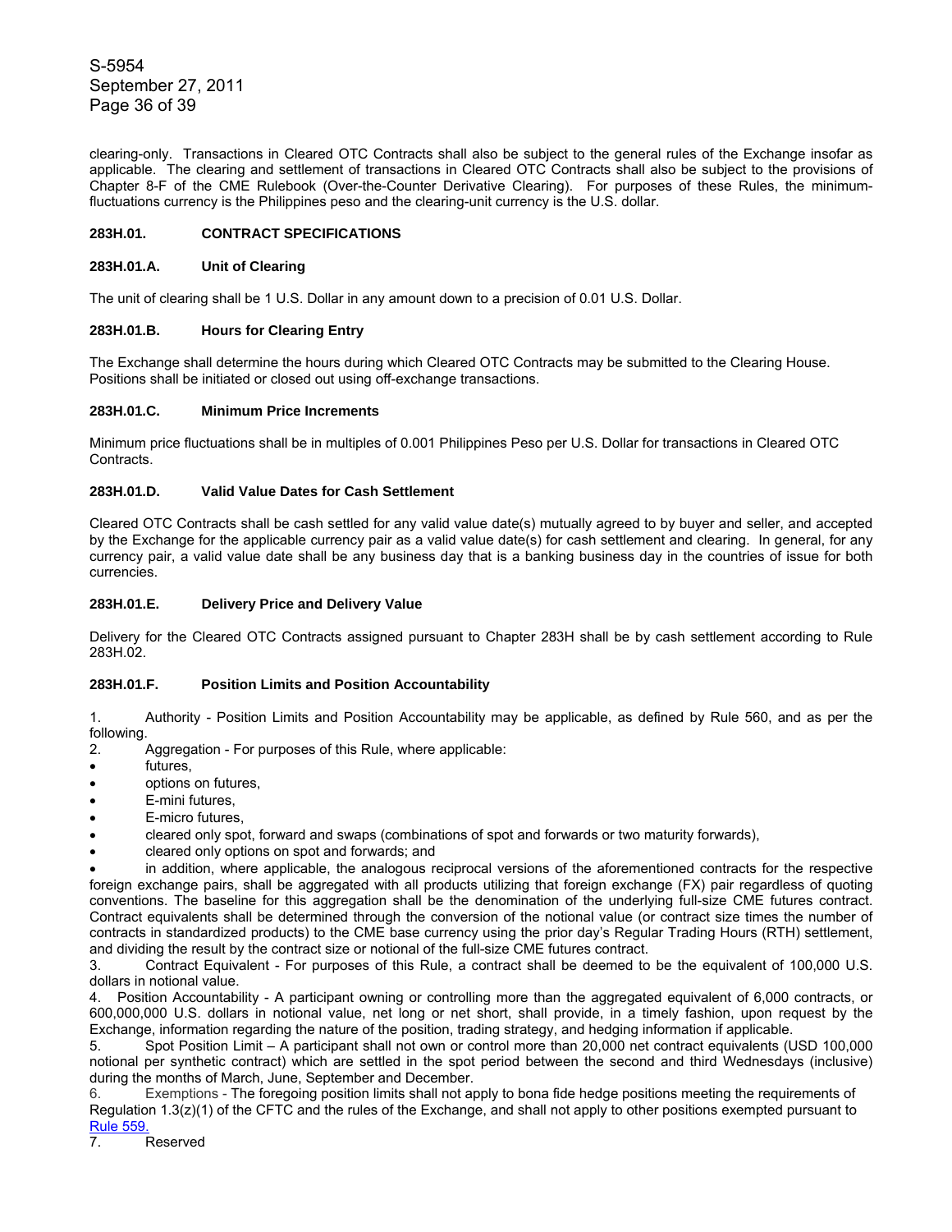clearing-only. Transactions in Cleared OTC Contracts shall also be subject to the general rules of the Exchange insofar as applicable. The clearing and settlement of transactions in Cleared OTC Contracts shall also be subject to the provisions of Chapter 8-F of the CME Rulebook (Over-the-Counter Derivative Clearing). For purposes of these Rules, the minimum-fluctuations currency is the Philippines peso and the clearing-unit currency is the U.S. dollar.

### 283H.01. CONTRACT SPECIFICATIONS

#### 283H.01.A. Unit of Clearing

The unit of clearing shall be 1 U.S. Dollar in any amount down to a precision of 0.01 U.S. Dollar.

#### 283H.01.B. Hours for Clearing Entry

The Exchange shall determine the hours during which Cleared OTC Contracts may be submitted to the Clearing House. Positions shall be initiated or closed out using off-exchange transactions.

#### 283H.01.C. Minimum Price Increments

Minimum price fluctuations shall be in multiples of 0.001 Philippines Peso per U.S. Dollar for transactions in Cleared OTC Contracts.

#### 283H.01.D. Valid Value Dates for Cash Settlement

Cleared OTC Contracts shall be cash settled for any valid value date(s) mutually agreed to by buyer and seller, and accepted by the Exchange for the applicable currency pair as a valid value date(s) for cash settlement and clearing. In general, for any currency pair, a valid value date shall be any business day that is a banking business day in the countries of issue for both currencies.

#### 283H.01.E. Delivery Price and Delivery Value

Delivery for the Cleared OTC Contracts assigned pursuant to Chapter 283H shall be by cash settlement according to Rule 283H.02.

#### 283H.01.F. Position Limits and Position Accountability

1. Authority - Position Limits and Position Accountability may be applicable, as defined by Rule 560, and as per the following.
2. Aggregation - For purposes of this Rule, where applicable:

- futures,
- options on futures,
- E-mini futures,
- E-micro futures,
- cleared only spot, forward and swaps (combinations of spot and forwards or two maturity forwards),
- cleared only options on spot and forwards; and
- in addition, where applicable, the analogous reciprocal versions of the aforementioned contracts for the respective foreign exchange pairs, shall be aggregated with all products utilizing that foreign exchange (FX) pair regardless of quoting conventions. The baseline for this aggregation shall be the denomination of the underlying full-size CME futures contract. Contract equivalents shall be determined through the conversion of the notional value (or contract size times the number of contracts in standardized products) to the CME base currency using the prior day's Regular Trading Hours (RTH) settlement, and dividing the result by the contract size or notional of the full-size CME futures contract.

3. Contract Equivalent - For purposes of this Rule, a contract shall be deemed to be the equivalent of 100,000 U.S. dollars in notional value.
4. Position Accountability - A participant owning or controlling more than the aggregated equivalent of 6,000 contracts, or 600,000,000 U.S. dollars in notional value, net long or net short, shall provide, in a timely fashion, upon request by the Exchange, information regarding the nature of the position, trading strategy, and hedging information if applicable.
5. Spot Position Limit – A participant shall not own or control more than 20,000 net contract equivalents (USD 100,000 notional per synthetic contract) which are settled in the spot period between the second and third Wednesdays (inclusive) during the months of March, June, September and December.
6. Exemptions - The foregoing position limits shall not apply to bona fide hedge positions meeting the requirements of Regulation 1.3(z)(1) of the CFTC and the rules of the Exchange, and shall not apply to other positions exempted pursuant to Rule 559.
7. Reserved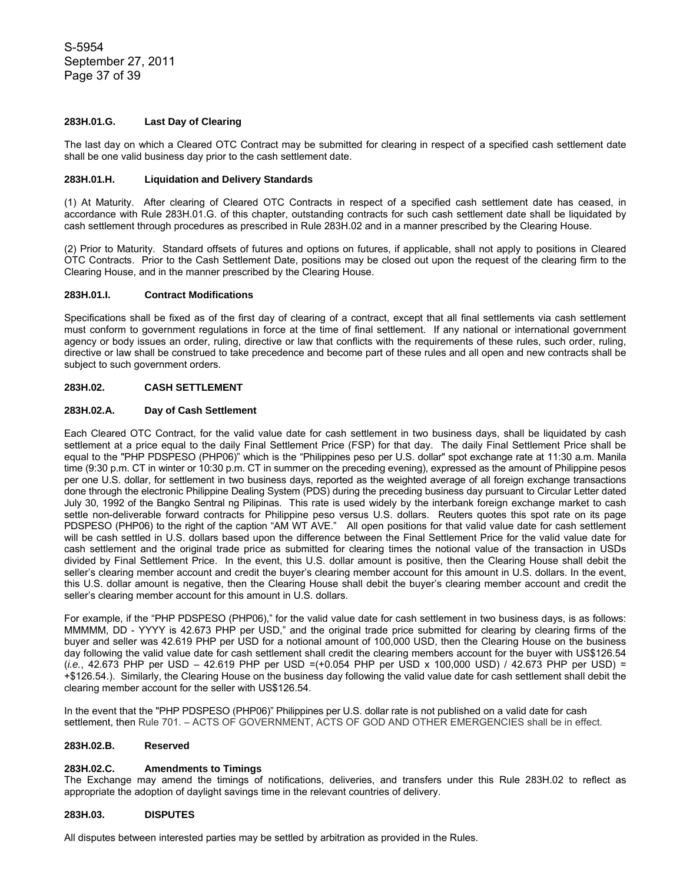#### 283H.01.G. Last Day of Clearing

The last day on which a Cleared OTC Contract may be submitted for clearing in respect of a specified cash settlement date shall be one valid business day prior to the cash settlement date.

#### 283H.01.H. Liquidation and Delivery Standards

(1) At Maturity. After clearing of Cleared OTC Contracts in respect of a specified cash settlement date has ceased, in accordance with Rule 283H.01.G. of this chapter, outstanding contracts for such cash settlement date shall be liquidated by cash settlement through procedures as prescribed in Rule 283H.02 and in a manner prescribed by the Clearing House.

(2) Prior to Maturity. Standard offsets of futures and options on futures, if applicable, shall not apply to positions in Cleared OTC Contracts. Prior to the Cash Settlement Date, positions may be closed out upon the request of the clearing firm to the Clearing House, and in the manner prescribed by the Clearing House.

#### 283H.01.I. Contract Modifications

Specifications shall be fixed as of the first day of clearing of a contract, except that all final settlements via cash settlement must conform to government regulations in force at the time of final settlement. If any national or international government agency or body issues an order, ruling, directive or law that conflicts with the requirements of these rules, such order, ruling, directive or law shall be construed to take precedence and become part of these rules and all open and new contracts shall be subject to such government orders.

#### 283H.02. CASH SETTLEMENT

#### 283H.02.A. Day of Cash Settlement

Each Cleared OTC Contract, for the valid value date for cash settlement in two business days, shall be liquidated by cash settlement at a price equal to the daily Final Settlement Price (FSP) for that day. The daily Final Settlement Price shall be equal to the "PHP PDSPESO (PHP06)" which is the "Philippines peso per U.S. dollar" spot exchange rate at 11:30 a.m. Manila time (9:30 p.m. CT in winter or 10:30 p.m. CT in summer on the preceding evening), expressed as the amount of Philippine pesos per one U.S. dollar, for settlement in two business days, reported as the weighted average of all foreign exchange transactions done through the electronic Philippine Dealing System (PDS) during the preceding business day pursuant to Circular Letter dated July 30, 1992 of the Bangko Sentral ng Pilipinas. This rate is used widely by the interbank foreign exchange market to cash settle non-deliverable forward contracts for Philippine peso versus U.S. dollars. Reuters quotes this spot rate on its page PDSPESO (PHP06) to the right of the caption "AM WT AVE." All open positions for that valid value date for cash settlement will be cash settled in U.S. dollars based upon the difference between the Final Settlement Price for the valid value date for cash settlement and the original trade price as submitted for clearing times the notional value of the transaction in USDs divided by Final Settlement Price. In the event, this U.S. dollar amount is positive, then the Clearing House shall debit the seller's clearing member account and credit the buyer's clearing member account for this amount in U.S. dollars. In the event, this U.S. dollar amount is negative, then the Clearing House shall debit the buyer's clearing member account and credit the seller's clearing member account for this amount in U.S. dollars.

For example, if the "PHP PDSPESO (PHP06)," for the valid value date for cash settlement in two business days, is as follows: MMMMM, DD - YYYY is 42.673 PHP per USD," and the original trade price submitted for clearing by clearing firms of the buyer and seller was 42.619 PHP per USD for a notional amount of 100,000 USD, then the Clearing House on the business day following the valid value date for cash settlement shall credit the clearing members account for the buyer with US$126.54 (*i.e.*, 42.673 PHP per USD – 42.619 PHP per USD =(+0.054 PHP per USD x 100,000 USD) / 42.673 PHP per USD) = +$126.54.). Similarly, the Clearing House on the business day following the valid value date for cash settlement shall debit the clearing member account for the seller with US$126.54.

In the event that the "PHP PDSPESO (PHP06)" Philippines per U.S. dollar rate is not published on a valid date for cash settlement, then Rule 701. – ACTS OF GOVERNMENT, ACTS OF GOD AND OTHER EMERGENCIES shall be in effect.

#### 283H.02.B. Reserved

#### 283H.02.C. Amendments to Timings

The Exchange may amend the timings of notifications, deliveries, and transfers under this Rule 283H.02 to reflect as appropriate the adoption of daylight savings time in the relevant countries of delivery.

#### 283H.03. DISPUTES

All disputes between interested parties may be settled by arbitration as provided in the Rules.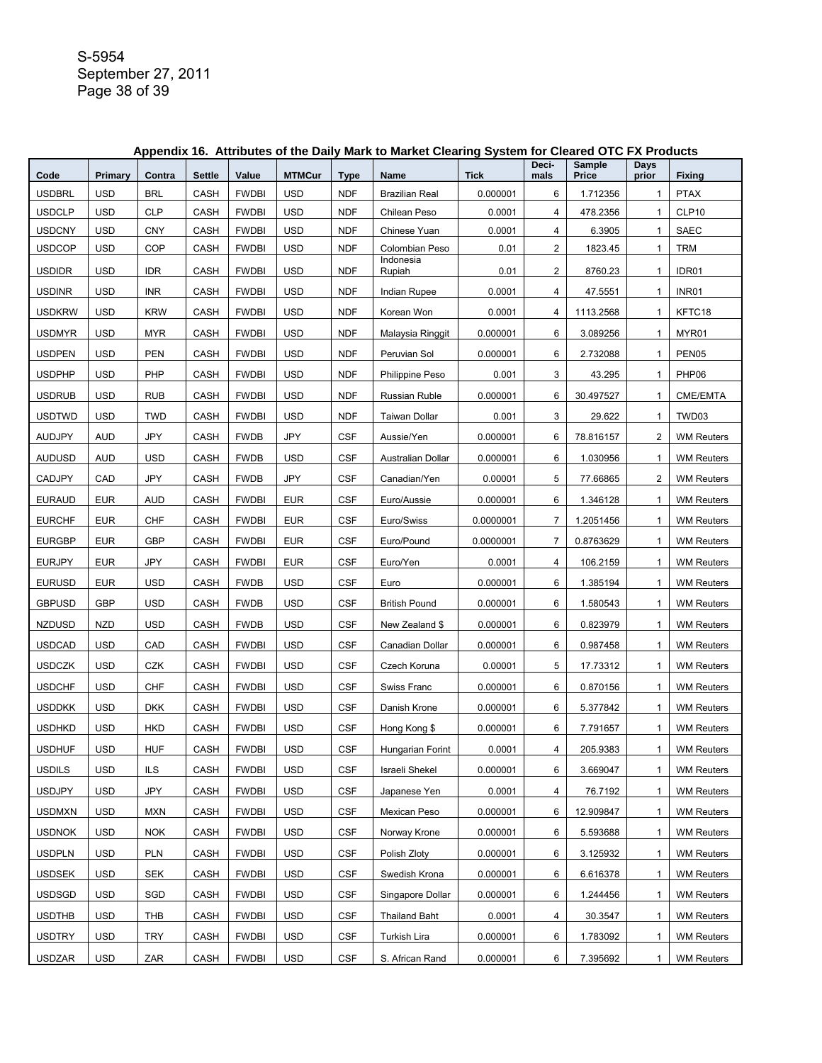**Appendix 16. Attributes of the Daily Mark to Market Clearing System for Cleared OTC FX Products**

| Code | Primary | Contra | Settle | Value | MTMCur | Type | Name | Tick | Deci-mals | Sample Price | Days prior | Fixing |
|---|---|---|---|---|---|---|---|---|---|---|---|---|
| USDBRL | USD | BRL | CASH | FWDBI | USD | NDF | Brazilian Real | 0.000001 | 6 | 1.712356 | 1 | PTAX |
| USDCLP | USD | CLP | CASH | FWDBI | USD | NDF | Chilean Peso | 0.0001 | 4 | 478.2356 | 1 | CLP10 |
| USDCNY | USD | CNY | CASH | FWDBI | USD | NDF | Chinese Yuan | 0.0001 | 4 | 6.3905 | 1 | SAEC |
| USDCOP | USD | COP | CASH | FWDBI | USD | NDF | Colombian Peso | 0.01 | 2 | 1823.45 | 1 | TRM |
| USDIDR | USD | IDR | CASH | FWDBI | USD | NDF | Indonesia Rupiah | 0.01 | 2 | 8760.23 | 1 | IDR01 |
| USDINR | USD | INR | CASH | FWDBI | USD | NDF | Indian Rupee | 0.0001 | 4 | 47.5551 | 1 | INR01 |
| USDKRW | USD | KRW | CASH | FWDBI | USD | NDF | Korean Won | 0.0001 | 4 | 1113.2568 | 1 | KFTC18 |
| USDMYR | USD | MYR | CASH | FWDBI | USD | NDF | Malaysia Ringgit | 0.000001 | 6 | 3.089256 | 1 | MYR01 |
| USDPEN | USD | PEN | CASH | FWDBI | USD | NDF | Peruvian Sol | 0.000001 | 6 | 2.732088 | 1 | PEN05 |
| USDPHP | USD | PHP | CASH | FWDBI | USD | NDF | Philippine Peso | 0.001 | 3 | 43.295 | 1 | PHP06 |
| USDRUB | USD | RUB | CASH | FWDBI | USD | NDF | Russian Ruble | 0.000001 | 6 | 30.497527 | 1 | CME/EMTA |
| USDTWD | USD | TWD | CASH | FWDBI | USD | NDF | Taiwan Dollar | 0.001 | 3 | 29.622 | 1 | TWD03 |
| AUDJPY | AUD | JPY | CASH | FWDB | JPY | CSF | Aussie/Yen | 0.000001 | 6 | 78.816157 | 2 | WM Reuters |
| AUDUSD | AUD | USD | CASH | FWDB | USD | CSF | Australian Dollar | 0.000001 | 6 | 1.030956 | 1 | WM Reuters |
| CADJPY | CAD | JPY | CASH | FWDB | JPY | CSF | Canadian/Yen | 0.00001 | 5 | 77.66865 | 2 | WM Reuters |
| EURAUD | EUR | AUD | CASH | FWDBI | EUR | CSF | Euro/Aussie | 0.000001 | 6 | 1.346128 | 1 | WM Reuters |
| EURCHF | EUR | CHF | CASH | FWDBI | EUR | CSF | Euro/Swiss | 0.0000001 | 7 | 1.2051456 | 1 | WM Reuters |
| EURGBP | EUR | GBP | CASH | FWDBI | EUR | CSF | Euro/Pound | 0.0000001 | 7 | 0.8763629 | 1 | WM Reuters |
| EURJPY | EUR | JPY | CASH | FWDBI | EUR | CSF | Euro/Yen | 0.0001 | 4 | 106.2159 | 1 | WM Reuters |
| EURUSD | EUR | USD | CASH | FWDB | USD | CSF | Euro | 0.000001 | 6 | 1.385194 | 1 | WM Reuters |
| GBPUSD | GBP | USD | CASH | FWDB | USD | CSF | British Pound | 0.000001 | 6 | 1.580543 | 1 | WM Reuters |
| NZDUSD | NZD | USD | CASH | FWDB | USD | CSF | New Zealand $ | 0.000001 | 6 | 0.823979 | 1 | WM Reuters |
| USDCAD | USD | CAD | CASH | FWDBI | USD | CSF | Canadian Dollar | 0.000001 | 6 | 0.987458 | 1 | WM Reuters |
| USDCZK | USD | CZK | CASH | FWDBI | USD | CSF | Czech Koruna | 0.00001 | 5 | 17.73312 | 1 | WM Reuters |
| USDCHF | USD | CHF | CASH | FWDBI | USD | CSF | Swiss Franc | 0.000001 | 6 | 0.870156 | 1 | WM Reuters |
| USDDKK | USD | DKK | CASH | FWDBI | USD | CSF | Danish Krone | 0.000001 | 6 | 5.377842 | 1 | WM Reuters |
| USDHKD | USD | HKD | CASH | FWDBI | USD | CSF | Hong Kong $ | 0.000001 | 6 | 7.791657 | 1 | WM Reuters |
| USDHUF | USD | HUF | CASH | FWDBI | USD | CSF | Hungarian Forint | 0.0001 | 4 | 205.9383 | 1 | WM Reuters |
| USDILS | USD | ILS | CASH | FWDBI | USD | CSF | Israeli Shekel | 0.000001 | 6 | 3.669047 | 1 | WM Reuters |
| USDJPY | USD | JPY | CASH | FWDBI | USD | CSF | Japanese Yen | 0.0001 | 4 | 76.7192 | 1 | WM Reuters |
| USDMXN | USD | MXN | CASH | FWDBI | USD | CSF | Mexican Peso | 0.000001 | 6 | 12.909847 | 1 | WM Reuters |
| USDNOK | USD | NOK | CASH | FWDBI | USD | CSF | Norway Krone | 0.000001 | 6 | 5.593688 | 1 | WM Reuters |
| USDPLN | USD | PLN | CASH | FWDBI | USD | CSF | Polish Zloty | 0.000001 | 6 | 3.125932 | 1 | WM Reuters |
| USDSEK | USD | SEK | CASH | FWDBI | USD | CSF | Swedish Krona | 0.000001 | 6 | 6.616378 | 1 | WM Reuters |
| USDSGD | USD | SGD | CASH | FWDBI | USD | CSF | Singapore Dollar | 0.000001 | 6 | 1.244456 | 1 | WM Reuters |
| USDTHB | USD | THB | CASH | FWDBI | USD | CSF | Thailand Baht | 0.0001 | 4 | 30.3547 | 1 | WM Reuters |
| USDTRY | USD | TRY | CASH | FWDBI | USD | CSF | Turkish Lira | 0.000001 | 6 | 1.783092 | 1 | WM Reuters |
| USDZAR | USD | ZAR | CASH | FWDBI | USD | CSF | S. African Rand | 0.000001 | 6 | 7.395692 | 1 | WM Reuters |